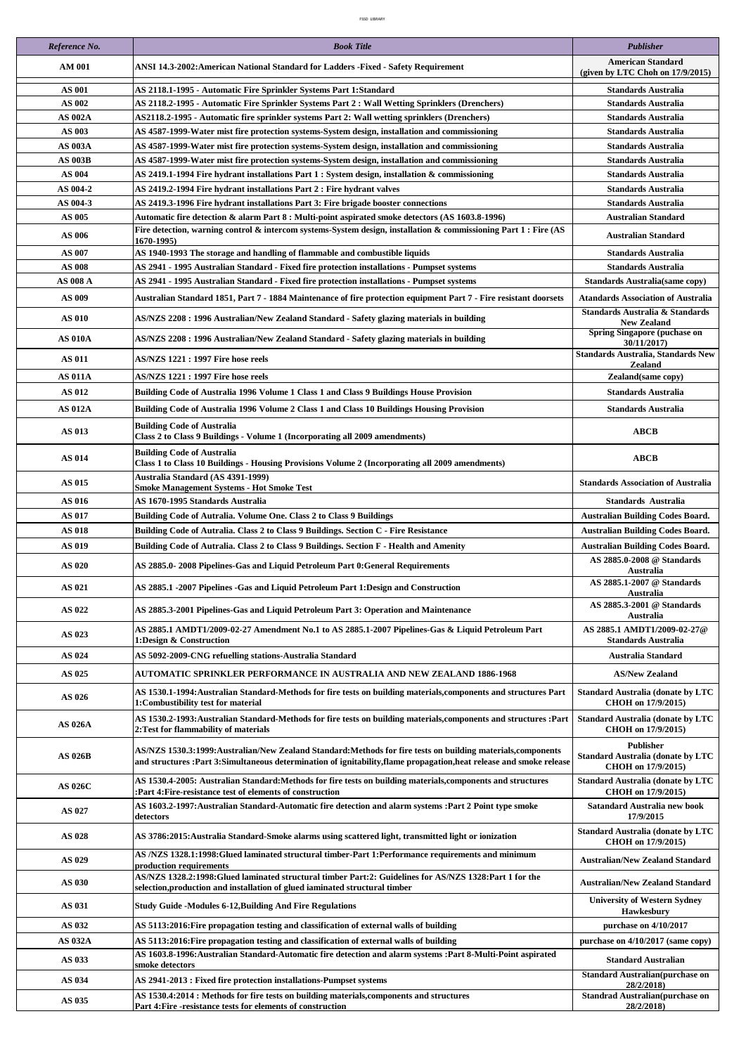| *Reference No.* | *Book Title* | *Publisher* |
|---|---|---|
| **AM 001** | **ANSI 14.3-2002:American National Standard for Ladders -Fixed - Safety Requirement** | **American Standard (given by LTC Choh on 17/9/2015)** |
| **AS 001** | **AS 2118.1-1995 - Automatic Fire Sprinkler Systems Part 1:Standard** | **Standards Australia** |
| **AS 002** | **AS 2118.2-1995 - Automatic Fire Sprinkler Systems Part 2 : Wall Wetting Sprinklers (Drenchers)** | **Standards Australia** |
| **AS 002A** | **AS2118.2-1995 - Automatic Fire sprinkler systems Part 2: Wall wetting sprinklers (Drenchers)** | **Standards Australia** |
| **AS 003** | **AS 4587-1999-Water mist fire protection systems-System design, installation and commissioning** | **Standards Australia** |
| **AS 003A** | **AS 4587-1999-Water mist fire protection systems-System design, installation and commissioning** | **Standards Australia** |
| **AS 003B** | **AS 4587-1999-Water mist fire protection systems-System design, installation and commissioning** | **Standards Australia** |
| **AS 004** | **AS 2419.1-1994 Fire hydrant installations Part 1 : System design, installation & commissioning** | **Standards Australia** |
| **AS 004-2** | **AS 2419.2-1994 Fire hydrant installations Part 2 : Fire hydrant valves** | **Standards Australia** |
| **AS 004-3** | **AS 2419.3-1996 Fire hydrant installations Part 3: Fire brigade booster connections** | **Standards Australia** |
| **AS 005** | **Automatic fire detection & alarm Part 8 : Multi-point aspirated smoke detectors (AS 1603.8-1996)** | **Australian Standard** |
| **AS 006** | **Fire detection, warning control & intercom systems-System design, installation & commissioning Part 1 : Fire (AS 1670-1995)** | **Australian Standard** |
| **AS 007** | **AS 1940-1993 The storage and handling of flammable and combustible liquids** | **Standards Australia** |
| **AS 008** | **AS 2941 - 1995 Australian Standard - Fixed fire protection installations - Pumpset systems** | **Standards Australia** |
| **AS 008 A** | **AS 2941 - 1995 Australian Standard - Fixed fire protection installations - Pumpset systems** | **Standards Australia(same copy)** |
| **AS 009** | **Australian Standard 1851, Part 7 - 1884 Maintenance of fire protection equipment Part 7 - Fire resistant doorsets** | **Atandards Association of Australia** |
| **AS 010** | **AS/NZS 2208 : 1996 Australian/New Zealand Standard - Safety glazing materials in building** | **Standards Australia & Standards New Zealand** |
| **AS 010A** | **AS/NZS 2208 : 1996 Australian/New Zealand Standard - Safety glazing materials in building** | **Spring Singapore (puchase on 30/11/2017)** |
| **AS 011** | **AS/NZS 1221 : 1997 Fire hose reels** | **Standards Australia, Standards New Zealand** |
| **AS 011A** | **AS/NZS 1221 : 1997 Fire hose reels** | **Zealand(same copy)** |
| **AS 012** | **Building Code of Australia 1996 Volume 1 Class 1 and Class 9 Buildings House Provision** | **Standards Australia** |
| **AS 012A** | **Building Code of Australia 1996 Volume 2 Class 1 and Class 10 Buildings Housing Provision** | **Standards Australia** |
| **AS 013** | **Building Code of Australia Class 2 to Class 9 Buildings - Volume 1 (Incorporating all 2009 amendments)** | **ABCB** |
| **AS 014** | **Building Code of Australia Class 1 to Class 10 Buildings - Housing Provisions Volume 2 (Incorporating all 2009 amendments)** | **ABCB** |
| **AS 015** | **Australia Standard (AS 4391-1999) Smoke Management Systems - Hot Smoke Test** | **Standards Association of Australia** |
| **AS 016** | **AS 1670-1995 Standards Australia** | **Standards Australia** |
| **AS 017** | **Building Code of Autralia. Volume One. Class 2 to Class 9 Buildings** | **Australian Building Codes Board.** |
| **AS 018** | **Building Code of Autralia. Class 2 to Class 9 Buildings. Section C - Fire Resistance** | **Australian Building Codes Board.** |
| **AS 019** | **Building Code of Autralia. Class 2 to Class 9 Buildings. Section F - Health and Amenity** | **Australian Building Codes Board.** |
| **AS 020** | **AS 2885.0- 2008 Pipelines-Gas and Liquid Petroleum Part 0:General Requirements** | **AS 2885.0-2008 @ Standards Australia** |
| **AS 021** | **AS 2885.1 -2007 Pipelines -Gas and Liquid Petroleum Part 1:Design and Construction** | **AS 2885.1-2007 @ Standards Australia** |
| **AS 022** | **AS 2885.3-2001 Pipelines-Gas and Liquid Petroleum Part 3: Operation and Maintenance** | **AS 2885.3-2001 @ Standards Australia** |
| **AS 023** | **AS 2885.1 AMDT1/2009-02-27 Amendment No.1 to AS 2885.1-2007 Pipelines-Gas & Liquid Petroleum Part 1:Design & Construction** | **AS 2885.1 AMDT1/2009-02-27@ Standards Australia** |
| **AS 024** | **AS 5092-2009-CNG refuelling stations-Australia Standard** | **Australia Standard** |
| **AS 025** | **AUTOMATIC SPRINKLER PERFORMANCE IN AUSTRALIA AND NEW ZEALAND 1886-1968** | **AS/New Zealand** |
| **AS 026** | **AS 1530.1-1994:Australian Standard-Methods for fire tests on building materials,components and structures Part 1:Combustibility test for material** | **Standard Australia (donate by LTC CHOH on 17/9/2015)** |
| **AS 026A** | **AS 1530.2-1993:Australian Standard-Methods for fire tests on building materials,components and structures :Part 2:Test for flammability of materials** | **Standard Australia (donate by LTC CHOH on 17/9/2015)** |
| **AS 026B** | **AS/NZS 1530.3:1999:Australian/New Zealand Standard:Methods for fire tests on building materials,components and structures :Part 3:Simultaneous determination of ignitability,flame propagation,heat release and smoke release** | **Publisher Standard Australia (donate by LTC CHOH on 17/9/2015)** |
| **AS 026C** | **AS 1530.4-2005: Australian Standard:Methods for fire tests on building materials,components and structures :Part 4:Fire-resistance test of elements of construction** | **Standard Australia (donate by LTC CHOH on 17/9/2015)** |
| **AS 027** | **AS 1603.2-1997:Australian Standard-Automatic fire detection and alarm systems :Part 2 Point type smoke detectors** | **Satandard Australia new book 17/9/2015** |
| **AS 028** | **AS 3786:2015:Australia Standard-Smoke alarms using scattered light, transmitted light or ionization** | **Standard Australia (donate by LTC CHOH on 17/9/2015)** |
| **AS 029** | **AS /NZS 1328.1:1998:Glued laminated structural timber-Part 1:Performance requirements and minimum production requirements** | **Australian/New Zealand Standard** |
| **AS 030** | **AS/NZS 1328.2:1998:Glued laminated structural timber Part:2: Guidelines for AS/NZS 1328:Part 1 for the selection,production and installation of glued iaminated structural timber** | **Australian/New Zealand Standard** |
| **AS 031** | **Study Guide -Modules 6-12,Building And Fire Regulations** | **University of Western Sydney Hawkesbury** |
| **AS 032** | **AS 5113:2016:Fire propagation testing and classification of external walls of building** | **purchase on 4/10/2017** |
| **AS 032A** | **AS 5113:2016:Fire propagation testing and classification of external walls of building** | **purchase on 4/10/2017 (same copy)** |
| **AS 033** | **AS 1603.8-1996:Australian Standard-Automatic fire detection and alarm systems :Part 8-Multi-Point aspirated smoke detectors** | **Standard Australian** |
| **AS 034** | **AS 2941-2013 : Fixed fire protection installations-Pumpset systems** | **Standard Australian(purchase on 28/2/2018)** |
| **AS 035** | **AS 1530.4:2014 : Methods for fire tests on building materials,components and structures Part 4:Fire -resistance tests for elements of construction** | **Standrad Australian(purchase on 28/2/2018)** |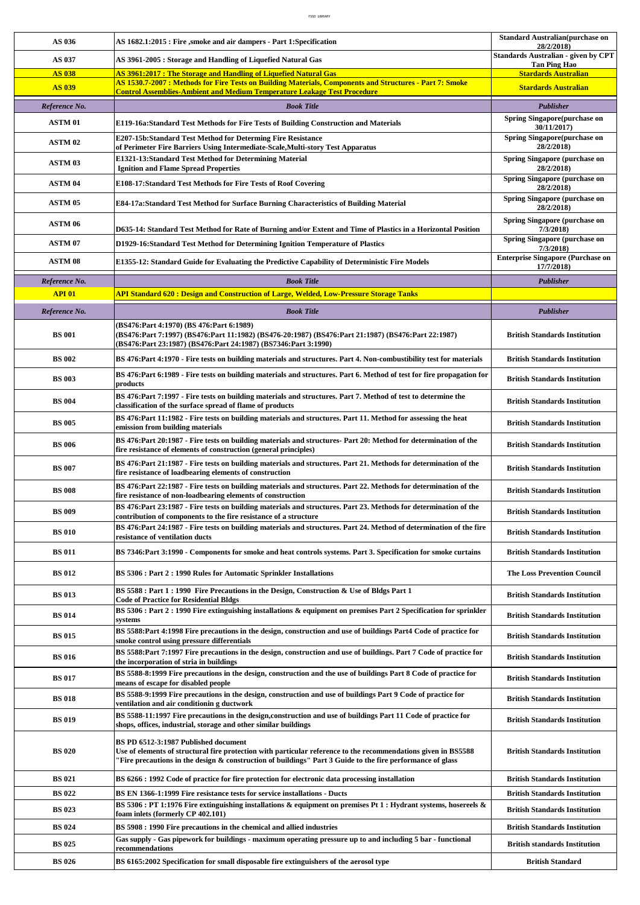| | | |
|---|---|---|
| AS 036 | AS 1682.1:2015 : Fire ,smoke and air dampers - Part 1:Specification | Standard Australian(purchase on 28/2/2018) |
| AS 037 | AS 3961-2005 : Storage and Handling of Liquefied Natural Gas | Standards Australian - given by CPT Tan Ping Hao |
| AS 038 | AS 3961:2017 : The Storage and Handling of Liquefied Natural Gas | Stardards Australian |
| AS 039 | AS 1530.7-2007 : Methods for Fire Tests on Building Materials, Components and Structures - Part 7: Smoke Control Assemblies-Ambient and Medium Temperature Leakage Test Procedure | Stardards Australian |
| ***Reference No.*** | ***Book Title*** | ***Publisher*** |
| ASTM 01 | E119-16a:Standard Test Methods for Fire Tests of Building Construction and Materials | Spring Singapore(purchase on 30/11/2017) |
| ASTM 02 | E207-15b:Standard Test Method for Determing Fire Resistance of Perimeter Fire Barriers Using Intermediate-Scale,Multi-story Test Apparatus | Spring Singapore(purchase on 28/2/2018) |
| ASTM 03 | E1321-13:Standard Test Method for Determining Material Ignition and Flame Spread Properties | Spring Singapore (purchase on 28/2/2018) |
| ASTM 04 | E108-17:Standard Test Methods for Fire Tests of Roof Covering | Spring Singapore (purchase on 28/2/2018) |
| ASTM 05 | E84-17a:Standard Test Method for Surface Burning Characteristics of Building Material | Spring Singapore (purchase on 28/2/2018) |
| ASTM 06 | D635-14: Standard Test Method for Rate of Burning and/or Extent and Time of Plastics in a Horizontal Position | Spring Singapore (purchase on 7/3/2018) |
| ASTM 07 | D1929-16:Standard Test Method for Determining Ignition Temperature of Plastics | Spring Singapore (purchase on 7/3/2018) |
| ASTM 08 | E1355-12: Standard Guide for Evaluating the Predictive Capability of Deterministic Fire Models | Enterprise Singapore (Purchase on 17/7/2018) |
| ***Reference No.*** | ***Book Title*** | ***Publisher*** |
| API 01 | API Standard 620 : Design and Construction of Large, Welded, Low-Pressure Storage Tanks | |
| ***Reference No.*** | ***Book Title*** | ***Publisher*** |
| BS 001 | (BS476:Part 4:1970) (BS 476:Part 6:1989) (BS476:Part 7:1997) (BS476:Part 11:1982) (BS476-20:1987) (BS476:Part 21:1987) (BS476:Part 22:1987) (BS476:Part 23:1987) (BS476:Part 24:1987) (BS7346:Part 3:1990) | British Standards Institution |
| BS 002 | BS 476:Part 4:1970 - Fire tests on building materials and structures. Part 4. Non-combustibility test for materials | British Standards Institution |
| BS 003 | BS 476:Part 6:1989 - Fire tests on building materials and structures. Part 6. Method of test for fire propagation for products | British Standards Institution |
| BS 004 | BS 476:Part 7:1997 - Fire tests on building materials and structures. Part 7. Method of test to determine the classification of the surface spread of flame of products | British Standards Institution |
| BS 005 | BS 476:Part 11:1982 - Fire tests on building materials and structures. Part 11. Method for assessing the heat emission from building materials | British Standards Institution |
| BS 006 | BS 476:Part 20:1987 - Fire tests on building materials and structures- Part 20: Method for determination of the fire resistance of elements of construction (general principles) | British Standards Institution |
| BS 007 | BS 476:Part 21:1987 - Fire tests on building materials and structures. Part 21. Methods for determination of the fire resistance of loadbearing elements of construction | British Standards Institution |
| BS 008 | BS 476:Part 22:1987 - Fire tests on building materials and structures. Part 22. Methods for determination of the fire resistance of non-loadbearing elements of construction | British Standards Institution |
| BS 009 | BS 476:Part 23:1987 - Fire tests on building materials and structures. Part 23. Methods for determination of the contribution of components to the fire resistance of a structure | British Standards Institution |
| BS 010 | BS 476:Part 24:1987 - Fire tests on building materials and structures. Part 24. Method of determination of the fire resistance of ventilation ducts | British Standards Institution |
| BS 011 | BS 7346:Part 3:1990 - Components for smoke and heat controls systems. Part 3. Specification for smoke curtains | British Standards Institution |
| BS 012 | BS 5306 : Part 2 : 1990 Rules for Automatic Sprinkler Installations | The Loss Prevention Council |
| BS 013 | BS 5588 : Part 1 : 1990 Fire Precautions in the Design, Construction & Use of Bldgs Part 1 Code of Practice for Residential Bldgs | British Standards Institution |
| BS 014 | BS 5306 : Part 2 : 1990 Fire extinguishing installations & equipment on premises Part 2 Specification for sprinkler systems | British Standards Institution |
| BS 015 | BS 5588:Part 4:1998 Fire precautions in the design, construction and use of buildings Part4 Code of practice for smoke control using pressure differentials | British Standards Institution |
| BS 016 | BS 5588:Part 7:1997 Fire precautions in the design, construction and use of buildings. Part 7 Code of practice for the incorporation of stria in buildings | British Standards Institution |
| BS 017 | BS 5588-8:1999 Fire precautions in the design, construction and the use of buildings Part 8 Code of practice for means of escape for disabled people | British Standards Institution |
| BS 018 | BS 5588-9:1999 Fire precautions in the design, construction and use of buildings Part 9 Code of practice for ventilation and air conditionin g ductwork | British Standards Institution |
| BS 019 | BS 5588-11:1997 Fire precautions in the design,construction and use of buildings Part 11 Code of practice for shops, offices, industrial, storage and other similar buildings | British Standards Institution |
| BS 020 | BS PD 6512-3:1987 Published document Use of elements of structural fire protection with particular reference to the recommendations given in BS5588 "Fire precautions in the design & construction of buildings" Part 3 Guide to the fire performance of glass | British Standards Institution |
| BS 021 | BS 6266 : 1992 Code of practice for fire protection for electronic data processing installation | British Standards Institution |
| BS 022 | BS EN 1366-1:1999 Fire resistance tests for service installations - Ducts | British Standards Institution |
| BS 023 | BS 5306 : PT 1:1976 Fire extinguishing installations & equipment on premises Pt 1 : Hydrant systems, hosereels & foam inlets (formerly CP 402.101) | British Standards Institution |
| BS 024 | BS 5908 : 1990 Fire precautions in the chemical and allied industries | British Standards Institution |
| BS 025 | Gas supply - Gas pipework for buildings - maximum operating pressure up to and including 5 bar - functional recommendations | British standards Institution |
| BS 026 | BS 6165:2002 Specification for small disposable fire extinguishers of the aerosol type | British Standard |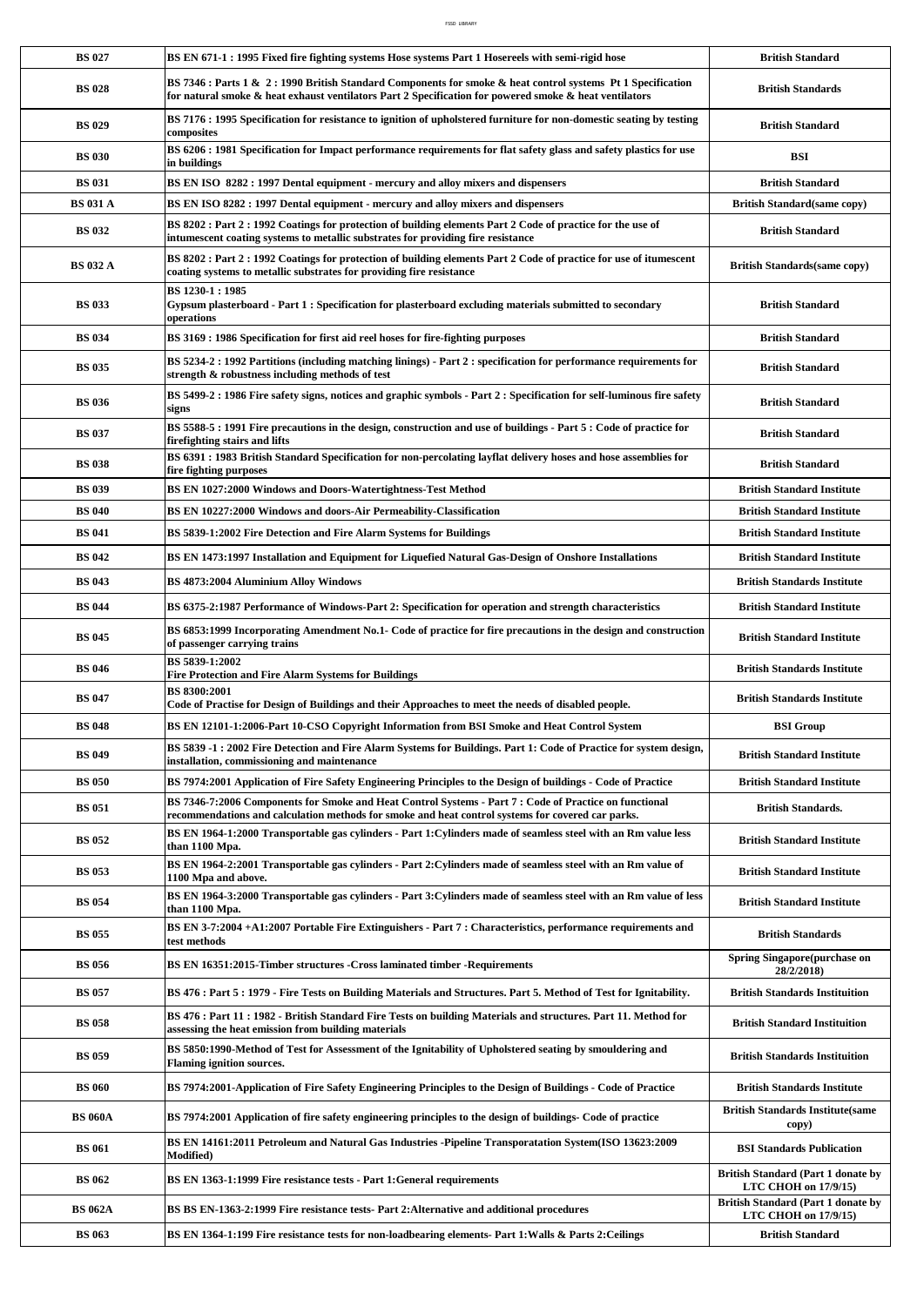| | | |
|---|---|---|
| **BS 027** | **BS EN 671-1 : 1995 Fixed fire fighting systems Hose systems Part 1 Hosereels with semi-rigid hose** | **British Standard** |
| **BS 028** | **BS 7346 : Parts 1 & 2 : 1990 British Standard Components for smoke & heat control systems Pt 1 Specification for natural smoke & heat exhaust ventilators Part 2 Specification for powered smoke & heat ventilators** | **British Standards** |
| **BS 029** | **BS 7176 : 1995 Specification for resistance to ignition of upholstered furniture for non-domestic seating by testing composites** | **British Standard** |
| **BS 030** | **BS 6206 : 1981 Specification for Impact performance requirements for flat safety glass and safety plastics for use in buildings** | **BSI** |
| **BS 031** | **BS EN ISO 8282 : 1997 Dental equipment - mercury and alloy mixers and dispensers** | **British Standard** |
| **BS 031 A** | **BS EN ISO 8282 : 1997 Dental equipment - mercury and alloy mixers and dispensers** | **British Standard(same copy)** |
| **BS 032** | **BS 8202 : Part 2 : 1992 Coatings for protection of building elements Part 2 Code of practice for the use of intumescent coating systems to metallic substrates for providing fire resistance** | **British Standard** |
| **BS 032 A** | **BS 8202 : Part 2 : 1992 Coatings for protection of building elements Part 2 Code of practice for use of itumescent coating systems to metallic substrates for providing fire resistance** | **British Standards(same copy)** |
| **BS 033** | **BS 1230-1 : 1985<br>Gypsum plasterboard - Part 1 : Specification for plasterboard excluding materials submitted to secondary operations** | **British Standard** |
| **BS 034** | **BS 3169 : 1986 Specification for first aid reel hoses for fire-fighting purposes** | **British Standard** |
| **BS 035** | **BS 5234-2 : 1992 Partitions (including matching linings) - Part 2 : specification for performance requirements for strength & robustness including methods of test** | **British Standard** |
| **BS 036** | **BS 5499-2 : 1986 Fire safety signs, notices and graphic symbols - Part 2 : Specification for self-luminous fire safety signs** | **British Standard** |
| **BS 037** | **BS 5588-5 : 1991 Fire precautions in the design, construction and use of buildings - Part 5 : Code of practice for firefighting stairs and lifts** | **British Standard** |
| **BS 038** | **BS 6391 : 1983 British Standard Specification for non-percolating layflat delivery hoses and hose assemblies for fire fighting purposes** | **British Standard** |
| **BS 039** | **BS EN 1027:2000 Windows and Doors-Watertightness-Test Method** | **British Standard Institute** |
| **BS 040** | **BS EN 10227:2000 Windows and doors-Air Permeability-Classification** | **British Standard Institute** |
| **BS 041** | **BS 5839-1:2002 Fire Detection and Fire Alarm Systems for Buildings** | **British Standard Institute** |
| **BS 042** | **BS EN 1473:1997 Installation and Equipment for Liquefied Natural Gas-Design of Onshore Installations** | **British Standard Institute** |
| **BS 043** | **BS 4873:2004 Aluminium Alloy Windows** | **British Standards Institute** |
| **BS 044** | **BS 6375-2:1987 Performance of Windows-Part 2: Specification for operation and strength characteristics** | **British Standard Institute** |
| **BS 045** | **BS 6853:1999 Incorporating Amendment No.1- Code of practice for fire precautions in the design and construction of passenger carrying trains** | **British Standard Institute** |
| **BS 046** | **BS 5839-1:2002<br>Fire Protection and Fire Alarm Systems for Buildings** | **British Standards Institute** |
| **BS 047** | **BS 8300:2001<br>Code of Practise for Design of Buildings and their Approaches to meet the needs of disabled people.** | **British Standards Institute** |
| **BS 048** | **BS EN 12101-1:2006-Part 10-CSO Copyright Information from BSI Smoke and Heat Control System** | **BSI Group** |
| **BS 049** | **BS 5839 -1 : 2002 Fire Detection and Fire Alarm Systems for Buildings. Part 1: Code of Practice for system design, installation, commissioning and maintenance** | **British Standard Institute** |
| **BS 050** | **BS 7974:2001 Application of Fire Safety Engineering Principles to the Design of buildings - Code of Practice** | **British Standard Institute** |
| **BS 051** | **BS 7346-7:2006 Components for Smoke and Heat Control Systems - Part 7 : Code of Practice on functional recommendations and calculation methods for smoke and heat control systems for covered car parks.** | **British Standards.** |
| **BS 052** | **BS EN 1964-1:2000 Transportable gas cylinders - Part 1:Cylinders made of seamless steel with an Rm value less than 1100 Mpa.** | **British Standard Institute** |
| **BS 053** | **BS EN 1964-2:2001 Transportable gas cylinders - Part 2:Cylinders made of seamless steel with an Rm value of 1100 Mpa and above.** | **British Standard Institute** |
| **BS 054** | **BS EN 1964-3:2000 Transportable gas cylinders - Part 3:Cylinders made of seamless steel with an Rm value of less than 1100 Mpa.** | **British Standard Institute** |
| **BS 055** | **BS EN 3-7:2004 +A1:2007 Portable Fire Extinguishers - Part 7 : Characteristics, performance requirements and test methods** | **British Standards** |
| **BS 056** | **BS EN 16351:2015-Timber structures -Cross laminated timber -Requirements** | **Spring Singapore(purchase on 28/2/2018)** |
| **BS 057** | **BS 476 : Part 5 : 1979 - Fire Tests on Building Materials and Structures. Part 5. Method of Test for Ignitability.** | **British Standards Instituition** |
| **BS 058** | **BS 476 : Part 11 : 1982 - British Standard Fire Tests on building Materials and structures. Part 11. Method for assessing the heat emission from building materials** | **British Standard Instituition** |
| **BS 059** | **BS 5850:1990-Method of Test for Assessment of the Ignitability of Upholstered seating by smouldering and Flaming ignition sources.** | **British Standards Instituition** |
| **BS 060** | **BS 7974:2001-Application of Fire Safety Engineering Principles to the Design of Buildings - Code of Practice** | **British Standards Institute** |
| **BS 060A** | **BS 7974:2001 Application of fire safety engineering principles to the design of buildings- Code of practice** | **British Standards Institute(same copy)** |
| **BS 061** | **BS EN 14161:2011 Petroleum and Natural Gas Industries -Pipeline Transporatation System(ISO 13623:2009 Modified)** | **BSI Standards Publication** |
| **BS 062** | **BS EN 1363-1:1999 Fire resistance tests - Part 1:General requirements** | **British Standard (Part 1 donate by LTC CHOH on 17/9/15)** |
| **BS 062A** | **BS BS EN-1363-2:1999 Fire resistance tests- Part 2:Alternative and additional procedures** | **British Standard (Part 1 donate by LTC CHOH on 17/9/15)** |
| **BS 063** | **BS EN 1364-1:199 Fire resistance tests for non-loadbearing elements- Part 1:Walls & Parts 2:Ceilings** | **British Standard** |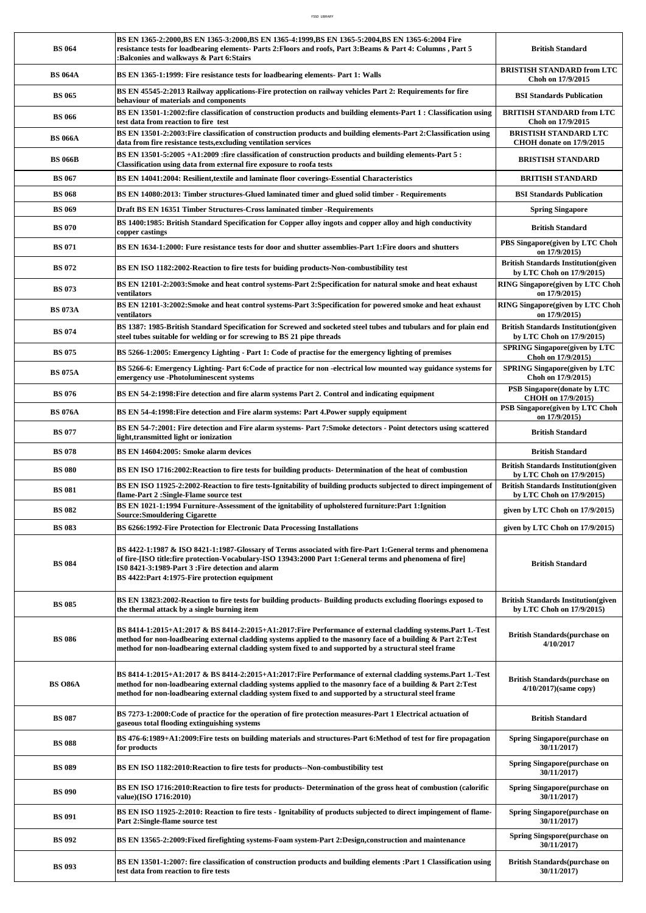| | | |
|---|---|---|
| BS 064 | BS EN 1365-2:2000,BS EN 1365-3:2000,BS EN 1365-4:1999,BS EN 1365-5:2004,BS EN 1365-6:2004 Fire resistance tests for loadbearing elements- Parts 2:Floors and roofs, Part 3:Beams & Part 4: Columns , Part 5 :Balconies and walkways & Part 6:Stairs | British Standard |
| BS 064A | BS EN 1365-1:1999: Fire resistance tests for loadbearing elements- Part 1: Walls | BRISTISH STANDARD from LTC Choh on 17/9/2015 |
| BS 065 | BS EN 45545-2:2013 Railway applications-Fire protection on railway vehicles Part 2: Requirements for fire behaviour of materials and components | BSI Standards Publication |
| BS 066 | BS EN 13501-1:2002:fire classification of construction products and building elements-Part 1 : Classification using test data from reaction to fire test | BRITISH STANDARD from LTC Choh on 17/9/2015 |
| BS 066A | BS EN 13501-2:2003:Fire classification of construction products and building elements-Part 2:Classification using data from fire resistance tests,excluding ventilation services | BRISTISH STANDARD LTC CHOH donate on 17/9/2015 |
| BS 066B | BS EN 13501-5:2005 +A1:2009 :fire classification of construction products and building elements-Part 5 : Classification using data from external fire exposure to roofa tests | BRISTISH STANDARD |
| BS 067 | BS EN 14041:2004: Resilient,textile and laminate floor coverings-Essential Characteristics | BRITISH STANDARD |
| BS 068 | BS EN 14080:2013: Timber structures-Glued laminated timer and glued solid timber - Requirements | BSI Standards Publication |
| BS 069 | Draft BS EN 16351 Timber Structures-Cross laminated timber -Requirements | Spring Singapore |
| BS 070 | BS 1400:1985: British Standard Specification for Copper alloy ingots and copper alloy and high conductivity copper castings | British Standard |
| BS 071 | BS EN 1634-1:2000: Fure resistance tests for door and shutter assemblies-Part 1:Fire doors and shutters | PBS Singapore(given by LTC Choh on 17/9/2015) |
| BS 072 | BS EN ISO 1182:2002-Reaction to fire tests for buiding products-Non-combustibility test | British Standards Institution(given by LTC Choh on 17/9/2015) |
| BS 073 | BS EN 12101-2:2003:Smoke and heat control systems-Part 2:Specification for natural smoke and heat exhaust ventilators | RING Singapore(given by LTC Choh on 17/9/2015) |
| BS 073A | BS EN 12101-3:2002:Smoke and heat control systems-Part 3:Specification for powered smoke and heat exhaust ventilators | RING Singapore(given by LTC Choh on 17/9/2015) |
| BS 074 | BS 1387: 1985-British Standard Specification for Screwed and socketed steel tubes and tubulars and for plain end steel tubes suitable for welding or for screwing to BS 21 pipe threads | British Standards Institution(given by LTC Choh on 17/9/2015) |
| BS 075 | BS 5266-1:2005: Emergency Lighting - Part 1: Code of practise for the emergency lighting of premises | SPRING Singapore(given by LTC Choh on 17/9/2015) |
| BS 075A | BS 5266-6: Emergency Lighting- Part 6:Code of practice for non -electrical low mounted way guidance systems for emergency use -Photoluminescent systems | SPRING Singapore(given by LTC Choh on 17/9/2015) |
| BS 076 | BS EN 54-2:1998:Fire detection and fire alarm systems Part 2. Control and indicating equipment | PSB Singapore(donate by LTC CHOH on 17/9/2015) |
| BS 076A | BS EN 54-4:1998:Fire detection and Fire alarm systems: Part 4.Power supply equipment | PSB Singapore(given by LTC Choh on 17/9/2015) |
| BS 077 | BS EN 54-7:2001: Fire detection and Fire alarm systems- Part 7:Smoke detectors - Point detectors using scattered light,transmitted light or ionization | British Standard |
| BS 078 | BS EN 14604:2005: Smoke alarm devices | British Standard |
| BS 080 | BS EN ISO 1716:2002:Reaction to fire tests for building products- Determination of the heat of combustion | British Standards Institution(given by LTC Choh on 17/9/2015) |
| BS 081 | BS EN ISO 11925-2:2002-Reaction to fire tests-Ignitability of building products subjected to direct impingement of flame-Part 2 :Single-Flame source test | British Standards Institution(given by LTC Choh on 17/9/2015) |
| BS 082 | BS EN 1021-1:1994 Furniture-Assessment of the ignitability of upholstered furniture:Part 1:Ignition Source:Smouldering Cigarette | given by LTC Choh on 17/9/2015) |
| BS 083 | BS 6266:1992-Fire Protection for Electronic Data Processing Installations | given by LTC Choh on 17/9/2015) |
| BS 084 | BS 4422-1:1987 & ISO 8421-1:1987-Glossary of Terms associated with fire-Part 1:General terms and phenomena of fire-[ISO title:fire protection-Vocabulary-ISO 13943:2000 Part 1:General terms and phenomena of fire] IS0 8421-3:1989-Part 3 :Fire detection and alarm BS 4422:Part 4:1975-Fire protection equipment | British Standard |
| BS 085 | BS EN 13823:2002-Reaction to fire tests for building products- Building products excluding floorings exposed to the thermal attack by a single burning item | British Standards Institution(given by LTC Choh on 17/9/2015) |
| BS 086 | BS 8414-1:2015+A1:2017 & BS 8414-2:2015+A1:2017:Fire Performance of external cladding systems.Part 1.-Test method for non-loadbearing external cladding systems applied to the masonry face of a building & Part 2:Test method for non-loadbearing external cladding system fixed to and supported by a structural steel frame | British Standards(purchase on 4/10/2017 |
| BS O86A | BS 8414-1:2015+A1:2017 & BS 8414-2:2015+A1:2017:Fire Performance of external cladding systems.Part 1.-Test method for non-loadbearing external cladding systems applied to the masonry face of a building & Part 2:Test method for non-loadbearing external cladding system fixed to and supported by a structural steel frame | British Standards(purchase on 4/10/2017)(same copy) |
| BS 087 | BS 7273-1:2000:Code of practice for the operation of fire protection measures-Part 1 Electrical actuation of gaseous total flooding extinguishing systems | British Standard |
| BS 088 | BS 476-6:1989+A1:2009:Fire tests on building materials and structures-Part 6:Method of test for fire propagation for products | Spring Singapore(purchase on 30/11/2017) |
| BS 089 | BS EN ISO 1182:2010:Reaction to fire tests for products--Non-combustibility test | Spring Singapore(purchase on 30/11/2017) |
| BS 090 | BS EN ISO 1716:2010:Reaction to fire tests for products- Determination of the gross heat of combustion (calorific value)(ISO 1716:2010) | Spring Singapore(purchase on 30/11/2017) |
| BS 091 | BS EN ISO 11925-2:2010: Reaction to fire tests - Ignitability of products subjected to direct impingement of flame-Part 2:Single-flame source test | Spring Singapore(purchase on 30/11/2017) |
| BS 092 | BS EN 13565-2:2009:Fixed firefighting systems-Foam system-Part 2:Design,construction and maintenance | Spring Singspore(purchase on 30/11/2017) |
| BS 093 | BS EN 13501-1:2007: fire classification of construction products and building elements :Part 1 Classification using test data from reaction to fire tests | British Standards(purchase on 30/11/2017) |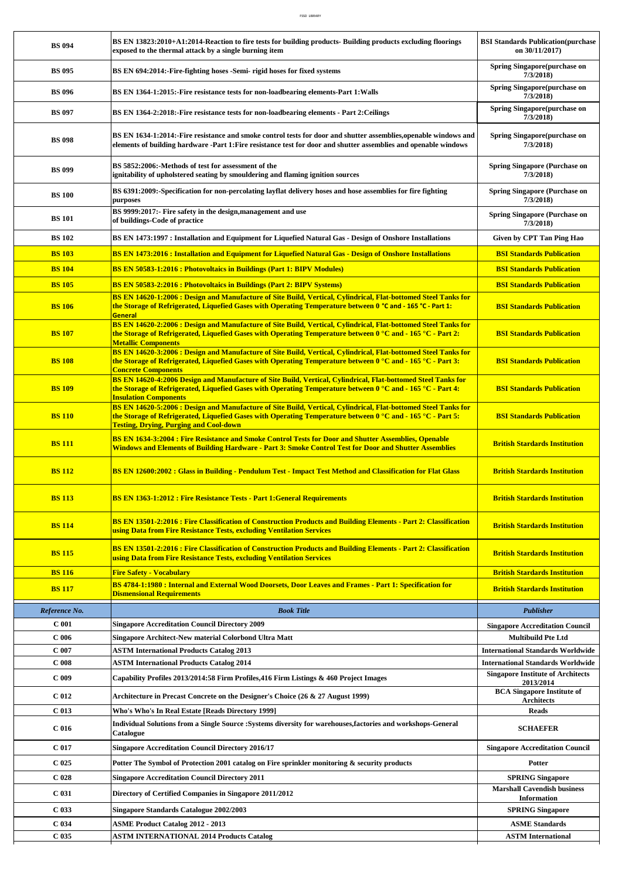| | | |
|---|---|---|
| **BS 094** | **BS EN 13823:2010+A1:2014-Reaction to fire tests for building products- Building products excluding floorings exposed to the thermal attack by a single burning item** | **BSI Standards Publication(purchase on 30/11/2017)** |
| **BS 095** | **BS EN 694:2014:-Fire-fighting hoses -Semi- rigid hoses for fixed systems** | **Spring Singapore(purchase on 7/3/2018)** |
| **BS 096** | **BS EN 1364-1:2015:-Fire resistance tests for non-loadbearing elements-Part 1:Walls** | **Spring Singapore(purchase on 7/3/2018)** |
| **BS 097** | **BS EN 1364-2:2018:-Fire resistance tests for non-loadbearing elements - Part 2:Ceilings** | **Spring Singapore(purchase on 7/3/2018)** |
| **BS 098** | **BS EN 1634-1:2014:-Fire resistance and smoke control tests for door and shutter assemblies,openable windows and elements of building hardware -Part 1:Fire resistance test for door and shutter assemblies and openable windows** | **Spring Singapore(purchase on 7/3/2018)** |
| **BS 099** | **BS 5852:2006:-Methods of test for assessment of the ignitability of upholstered seating by smouldering and flaming ignition sources** | **Spring Singapore (Purchase on 7/3/2018)** |
| **BS 100** | **BS 6391:2009:-Specification for non-percolating layflat delivery hoses and hose assemblies for fire fighting purposes** | **Spring Singapore (Purchase on 7/3/2018)** |
| **BS 101** | **BS 9999:2017:- Fire safety in the design,management and use of buildings-Code of practice** | **Spring Singapore (Purchase on 7/3/2018)** |
| **BS 102** | **BS EN 1473:1997 : Installation and Equipment for Liquefied Natural Gas - Design of Onshore Installations** | **Given by CPT Tan Ping Hao** |
| **BS 103** | **BS EN 1473:2016 : Installation and Equipment for Liquefied Natural Gas - Design of Onshore Installations** | **BSI Standards Publication** |
| **BS 104** | **BS EN 50583-1:2016 : Photovoltaics in Buildings (Part 1: BIPV Modules)** | **BSI Standards Publication** |
| **BS 105** | **BS EN 50583-2:2016 : Photovoltaics in Buildings (Part 2: BIPV Systems)** | **BSI Standards Publication** |
| **BS 106** | **BS EN 14620-1:2006 : Design and Manufacture of Site Build, Vertical, Cylindrical, Flat-bottomed Steel Tanks for the Storage of Refrigerated, Liquefied Gases with Operating Temperature between 0 °C and - 165 °C - Part 1: General** | **BSI Standards Publication** |
| **BS 107** | **BS EN 14620-2:2006 : Design and Manufacture of Site Build, Vertical, Cylindrical, Flat-bottomed Steel Tanks for the Storage of Refrigerated, Liquefied Gases with Operating Temperature between 0 °C and - 165 °C - Part 2: Metallic Components** | **BSI Standards Publication** |
| **BS 108** | **BS EN 14620-3:2006 : Design and Manufacture of Site Build, Vertical, Cylindrical, Flat-bottomed Steel Tanks for the Storage of Refrigerated, Liquefied Gases with Operating Temperature between 0 °C and - 165 °C - Part 3: Concrete Components** | **BSI Standards Publication** |
| **BS 109** | **BS EN 14620-4:2006 Design and Manufacture of Site Build, Vertical, Cylindrical, Flat-bottomed Steel Tanks for the Storage of Refrigerated, Liquefied Gases with Operating Temperature between 0 °C and - 165 °C - Part 4: Insulation Components** | **BSI Standards Publication** |
| **BS 110** | **BS EN 14620-5:2006 : Design and Manufacture of Site Build, Vertical, Cylindrical, Flat-bottomed Steel Tanks for the Storage of Refrigerated, Liquefied Gases with Operating Temperature between 0 °C and - 165 °C - Part 5: Testing, Drying, Purging and Cool-down** | **BSI Standards Publication** |
| **BS 111** | **BS EN 1634-3:2004 : Fire Resistance and Smoke Control Tests for Door and Shutter Assemblies, Openable Windows and Elements of Building Hardware - Part 3: Smoke Control Test for Door and Shutter Assemblies** | **British Stardards Institution** |
| **BS 112** | **BS EN 12600:2002 : Glass in Building - Pendulum Test - Impact Test Method and Classification for Flat Glass** | **British Stardards Institution** |
| **BS 113** | **BS EN 1363-1:2012 : Fire Resistance Tests - Part 1:General Requirements** | **British Stardards Institution** |
| **BS 114** | **BS EN 13501-2:2016 : Fire Classification of Construction Products and Building Elements - Part 2: Classification using Data from Fire Resistance Tests, excluding Ventilation Services** | **British Stardards Institution** |
| **BS 115** | **BS EN 13501-2:2016 : Fire Classification of Construction Products and Building Elements - Part 2: Classification using Data from Fire Resistance Tests, excluding Ventilation Services** | **British Stardards Institution** |
| **BS 116** | **Fire Safety - Vocabulary** | **British Stardards Institution** |
| **BS 117** | **BS 4784-1:1980 : Internal and External Wood Doorsets, Door Leaves and Frames - Part 1: Specification for Dismensional Requirements** | **British Stardards Institution** |

| ***Reference No.*** | ***Book Title*** | ***Publisher*** |
|---|---|---|
| **C 001** | **Singapore Accreditation Council Directory 2009** | **Singapore Accreditation Council** |
| **C 006** | **Singapore Architect-New material Colorbond Ultra Matt** | **Multibuild Pte Ltd** |
| **C 007** | **ASTM International Products Catalog 2013** | **International Standards Worldwide** |
| **C 008** | **ASTM International Products Catalog 2014** | **International Standards Worldwide** |
| **C 009** | **Capability Profiles 2013/2014:58 Firm Profiles,416 Firm Listings & 460 Project Images** | **Singapore Institute of Architects 2013/2014** |
| **C 012** | **Architecture in Precast Concrete on the Designer's Choice (26 & 27 August 1999)** | **BCA Singapore Institute of Architects** |
| **C 013** | **Who's Who's In Real Estate [Reads Directory 1999]** | **Reads** |
| **C 016** | **Individual Solutions from a Single Source :Systems diversity for warehouses,factories and workshops-General Catalogue** | **SCHAEFER** |
| **C 017** | **Singapore Accreditation Council Directory 2016/17** | **Singapore Accreditation Council** |
| **C 025** | **Potter The Symbol of Protection 2001 catalog on Fire sprinkler monitoring & security products** | **Potter** |
| **C 028** | **Singapore Accreditation Council Directory 2011** | **SPRING Singapore** |
| **C 031** | **Directory of Certified Companies in Singapore 2011/2012** | **Marshall Cavendish business Information** |
| **C 033** | **Singapore Standards Catalogue 2002/2003** | **SPRING Singapore** |
| **C 034** | **ASME Product Catalog 2012 - 2013** | **ASME Standards** |
| **C 035** | **ASTM INTERNATIONAL 2014 Products Catalog** | **ASTM International** |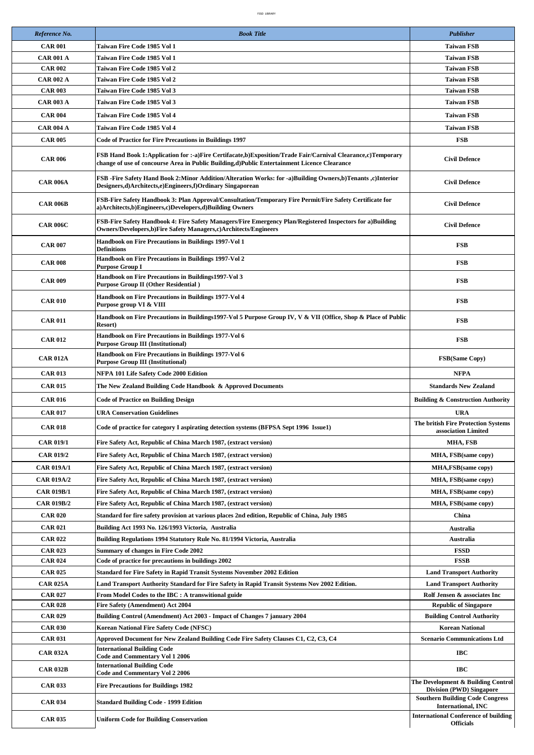| *Reference No.* | *Book Title* | *Publisher* |
|---|---|---|
| **CAR 001** | **Taiwan Fire Code 1985 Vol 1** | **Taiwan FSB** |
| **CAR 001 A** | **Taiwan Fire Code 1985 Vol 1** | **Taiwan FSB** |
| **CAR 002** | **Taiwan Fire Code 1985 Vol 2** | **Taiwan FSB** |
| **CAR 002 A** | **Taiwan Fire Code 1985 Vol 2** | **Taiwan FSB** |
| **CAR 003** | **Taiwan Fire Code 1985 Vol 3** | **Taiwan FSB** |
| **CAR 003 A** | **Taiwan Fire Code 1985 Vol 3** | **Taiwan FSB** |
| **CAR 004** | **Taiwan Fire Code 1985 Vol 4** | **Taiwan FSB** |
| **CAR 004 A** | **Taiwan Fire Code 1985 Vol 4** | **Taiwan FSB** |
| **CAR 005** | **Code of Practice for Fire Precautions in Buildings 1997** | **FSB** |
| **CAR 006** | **FSB Hand Book 1:Application for :-a)Fire Certifacate,b)Exposition/Trade Fair/Carnival Clearance,c)Temporary change of use of concourse Area in Public Building,d)Public Entertainment Licence Clearance** | **Civil Defence** |
| **CAR 006A** | **FSB -Fire Safety Hand Book 2:Minor Addition/Alteration Works: for -a)Building Owners,b)Tenants ,c)Interior Designers,d)Architects,e)Engineers,f)Ordinary Singaporean** | **Civil Defence** |
| **CAR 006B** | **FSB-Fire Safety Handbook 3: Plan Approval/Consultation/Temporary Fire Permit/Fire Safety Certificate for a)Architects,b)Engineers,c)Developers,d)Building Owners** | **Civil Defence** |
| **CAR 006C** | **FSB-Fire Safety Handbook 4: Fire Safety Managers/Fire Emergency Plan/Registered Inspectors for a)Building Owners/Developers,b)Fire Safety Managers,c)Architects/Engineers** | **Civil Defence** |
| **CAR 007** | **Handbook on Fire Precautions in Buildings 1997-Vol 1 Definitions** | **FSB** |
| **CAR 008** | **Handbook on Fire Precautions in Buildings 1997-Vol 2 Purpose Group I** | **FSB** |
| **CAR 009** | **Handbook on Fire Precautions in Buildings1997-Vol 3 Purpose Group II (Other Residential )** | **FSB** |
| **CAR 010** | **Handbook on Fire Precautions in Buildings 1977-Vol 4 Purpose group VI & VIII** | **FSB** |
| **CAR 011** | **Handbook on Fire Precautions in Buildings1997-Vol 5 Purpose Group IV, V & VII (Office, Shop & Place of Public Resort)** | **FSB** |
| **CAR 012** | **Handbook on Fire Precautions in Buildings 1977-Vol 6 Purpose Group III (Institutional)** | **FSB** |
| **CAR 012A** | **Handbook on Fire Precautions in Buildings 1977-Vol 6 Purpose Group III (Institutional)** | **FSB(Same Copy)** |
| **CAR 013** | **NFPA 101 Life Safety Code 2000 Edition** | **NFPA** |
| **CAR 015** | **The New Zealand Building Code Handbook & Approved Documents** | **Standards New Zealand** |
| **CAR 016** | **Code of Practice on Building Design** | **Building & Construction Authority** |
| **CAR 017** | **URA Conservation Guidelines** | **URA** |
| **CAR 018** | **Code of practice for category I aspirating detection systems (BFPSA Sept 1996 Issue1)** | **The british Fire Protection Systems association Limited** |
| **CAR 019/1** | **Fire Safety Act, Republic of China March 1987, (extract version)** | **MHA, FSB** |
| **CAR 019/2** | **Fire Safety Act, Republic of China March 1987, (extract version)** | **MHA, FSB(same copy)** |
| **CAR 019A/1** | **Fire Safety Act, Republic of China March 1987, (extract version)** | **MHA,FSB(same copy)** |
| **CAR 019A/2** | **Fire Safety Act, Republic of China March 1987, (extract version)** | **MHA, FSB(same copy)** |
| **CAR 019B/1** | **Fire Safety Act, Republic of China March 1987, (extract version)** | **MHA, FSB(same copy)** |
| **CAR 019B/2** | **Fire Safety Act, Republic of China March 1987, (extract version)** | **MHA, FSB(same copy)** |
| **CAR 020** | **Standard for fire safety provision at various places 2nd edition, Republic of China, July 1985** | **China** |
| **CAR 021** | **Building Act 1993 No. 126/1993 Victoria, Australia** | **Australia** |
| **CAR 022** | **Building Regulations 1994 Statutory Rule No. 81/1994 Victoria, Australia** | **Australia** |
| **CAR 023** | **Summary of changes in Fire Code 2002** | **FSSD** |
| **CAR 024** | **Code of practice for precautions in buildings 2002** | **FSSB** |
| **CAR 025** | **Standard for Fire Safety in Rapid Transit Systems November 2002 Edition** | **Land Transport Authority** |
| **CAR 025A** | **Land Transport Authority Standard for Fire Safety in Rapid Transit Systems Nov 2002 Edition.** | **Land Transport Authority** |
| **CAR 027** | **From Model Codes to the IBC : A transwitional guide** | **Rolf Jensen & associates Inc** |
| **CAR 028** | **Fire Safety (Amendment) Act 2004** | **Republic of Singapore** |
| **CAR 029** | **Building Control (Amendment) Act 2003 - Impact of Changes 7 january 2004** | **Building Control Authority** |
| **CAR 030** | **Korean National Fire Safety Code (NFSC)** | **Korean National** |
| **CAR 031** | **Approved Document for New Zealand Building Code Fire Safety Clauses C1, C2, C3, C4** | **Scenario Communications Ltd** |
| **CAR 032A** | **International Building Code Code and Commentary Vol 1 2006** | **IBC** |
| **CAR 032B** | **International Building Code Code and Commentary Vol 2 2006** | **IBC** |
| **CAR 033** | **Fire Precautions for Buildings 1982** | **The Development & Building Control Division (PWD) Singapore** |
| **CAR 034** | **Standard Building Code - 1999 Edition** | **Southern Building Code Congress International, INC** |
| **CAR 035** | **Uniform Code for Building Conservation** | **International Conference of building Officials** |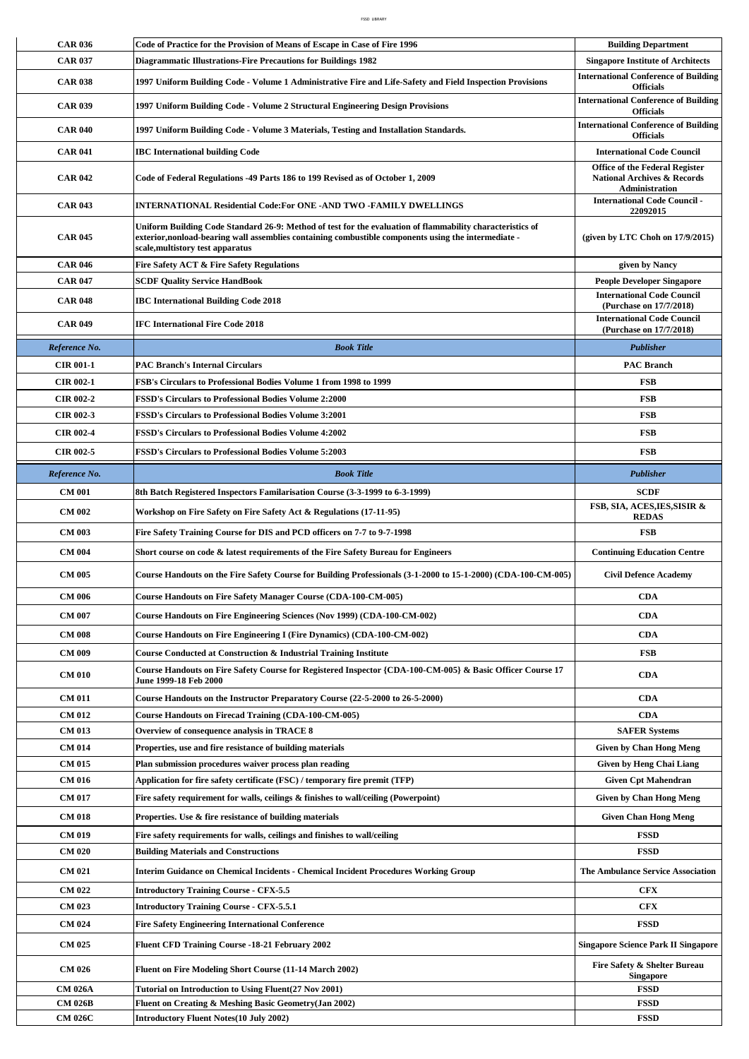| | | |
|---|---|---|
| **CAR 036** | **Code of Practice for the Provision of Means of Escape in Case of Fire 1996** | **Building Department** |
| **CAR 037** | **Diagrammatic Illustrations-Fire Precautions for Buildings 1982** | **Singapore Institute of Architects** |
| **CAR 038** | **1997 Uniform Building Code - Volume 1 Administrative Fire and Life-Safety and Field Inspection Provisions** | **International Conference of Building Officials** |
| **CAR 039** | **1997 Uniform Building Code - Volume 2 Structural Engineering Design Provisions** | **International Conference of Building Officials** |
| **CAR 040** | **1997 Uniform Building Code - Volume 3 Materials, Testing and Installation Standards.** | **International Conference of Building Officials** |
| **CAR 041** | **IBC International building Code** | **International Code Council** |
| **CAR 042** | **Code of Federal Regulations -49 Parts 186 to 199 Revised as of October 1, 2009** | **Office of the Federal Register National Archives & Records Administration** |
| **CAR 043** | **INTERNATIONAL Residential Code:For ONE -AND TWO -FAMILY DWELLINGS** | **International Code Council - 22092015** |
| **CAR 045** | **Uniform Building Code Standard 26-9: Method of test for the evaluation of flammability characteristics of exterior,nonload-bearing wall assemblies containing combustible components using the intermediate - scale,multistory test apparatus** | **(given by LTC Choh on 17/9/2015)** |
| **CAR 046** | **Fire Safety ACT & Fire Safety Regulations** | **given by Nancy** |
| **CAR 047** | **SCDF Quality Service HandBook** | **People Developer Singapore** |
| **CAR 048** | **IBC International Building Code 2018** | **International Code Council (Purchase on 17/7/2018)** |
| **CAR 049** | **IFC International Fire Code 2018** | **International Code Council (Purchase on 17/7/2018)** |

| ***Reference No.*** | ***Book Title*** | ***Publisher*** |
|---|---|---|
| **CIR 001-1** | **PAC Branch's Internal Circulars** | **PAC Branch** |
| **CIR 002-1** | **FSB's Circulars to Professional Bodies Volume 1 from 1998 to 1999** | **FSB** |
| **CIR 002-2** | **FSSD's Circulars to Professional Bodies Volume 2:2000** | **FSB** |
| **CIR 002-3** | **FSSD's Circulars to Professional Bodies Volume 3:2001** | **FSB** |
| **CIR 002-4** | **FSSD's Circulars to Professional Bodies Volume 4:2002** | **FSB** |
| **CIR 002-5** | **FSSD's Circulars to Professional Bodies Volume 5:2003** | **FSB** |

| ***Reference No.*** | ***Book Title*** | ***Publisher*** |
|---|---|---|
| **CM 001** | **8th Batch Registered Inspectors Familarisation Course (3-3-1999 to 6-3-1999)** | **SCDF** |
| **CM 002** | **Workshop on Fire Safety on Fire Safety Act & Regulations (17-11-95)** | **FSB, SIA, ACES,IES,SISIR & REDAS** |
| **CM 003** | **Fire Safety Training Course for DIS and PCD officers on 7-7 to 9-7-1998** | **FSB** |
| **CM 004** | **Short course on code & latest requirements of the Fire Safety Bureau for Engineers** | **Continuing Education Centre** |
| **CM 005** | **Course Handouts on the Fire Safety Course for Building Professionals (3-1-2000 to 15-1-2000) (CDA-100-CM-005)** | **Civil Defence Academy** |
| **CM 006** | **Course Handouts on Fire Safety Manager Course (CDA-100-CM-005)** | **CDA** |
| **CM 007** | **Course Handouts on Fire Engineering Sciences (Nov 1999) (CDA-100-CM-002)** | **CDA** |
| **CM 008** | **Course Handouts on Fire Engineering I (Fire Dynamics) (CDA-100-CM-002)** | **CDA** |
| **CM 009** | **Course Conducted at Construction & Industrial Training Institute** | **FSB** |
| **CM 010** | **Course Handouts on Fire Safety Course for Registered Inspector {CDA-100-CM-005} & Basic Officer Course 17 June 1999-18 Feb 2000** | **CDA** |
| **CM 011** | **Course Handouts on the Instructor Preparatory Course (22-5-2000 to 26-5-2000)** | **CDA** |
| **CM 012** | **Course Handouts on Firecad Training (CDA-100-CM-005)** | **CDA** |
| **CM 013** | **Overview of consequence analysis in TRACE 8** | **SAFER Systems** |
| **CM 014** | **Properties, use and fire resistance of building materials** | **Given by Chan Hong Meng** |
| **CM 015** | **Plan submission procedures waiver process plan reading** | **Given by Heng Chai Liang** |
| **CM 016** | **Application for fire safety certificate (FSC) / temporary fire premit (TFP)** | **Given Cpt Mahendran** |
| **CM 017** | **Fire safety requirement for walls, ceilings & finishes to wall/ceiling (Powerpoint)** | **Given by Chan Hong Meng** |
| **CM 018** | **Properties. Use & fire resistance of building materials** | **Given Chan Hong Meng** |
| **CM 019** | **Fire safety requirements for walls, ceilings and finishes to wall/ceiling** | **FSSD** |
| **CM 020** | **Building Materials and Constructions** | **FSSD** |
| **CM 021** | **Interim Guidance on Chemical Incidents - Chemical Incident Procedures Working Group** | **The Ambulance Service Association** |
| **CM 022** | **Introductory Training Course - CFX-5.5** | **CFX** |
| **CM 023** | **Introductory Training Course - CFX-5.5.1** | **CFX** |
| **CM 024** | **Fire Safety Engineering International Conference** | **FSSD** |
| **CM 025** | **Fluent CFD Training Course -18-21 February 2002** | **Singapore Science Park II Singapore** |
| **CM 026** | **Fluent on Fire Modeling Short Course (11-14 March 2002)** | **Fire Safety & Shelter Bureau Singapore** |
| **CM 026A** | **Tutorial on Introduction to Using Fluent(27 Nov 2001)** | **FSSD** |
| **CM 026B** | **Fluent on Creating & Meshing Basic Geometry(Jan 2002)** | **FSSD** |
| **CM 026C** | **Introductory Fluent Notes(10 July 2002)** | **FSSD** |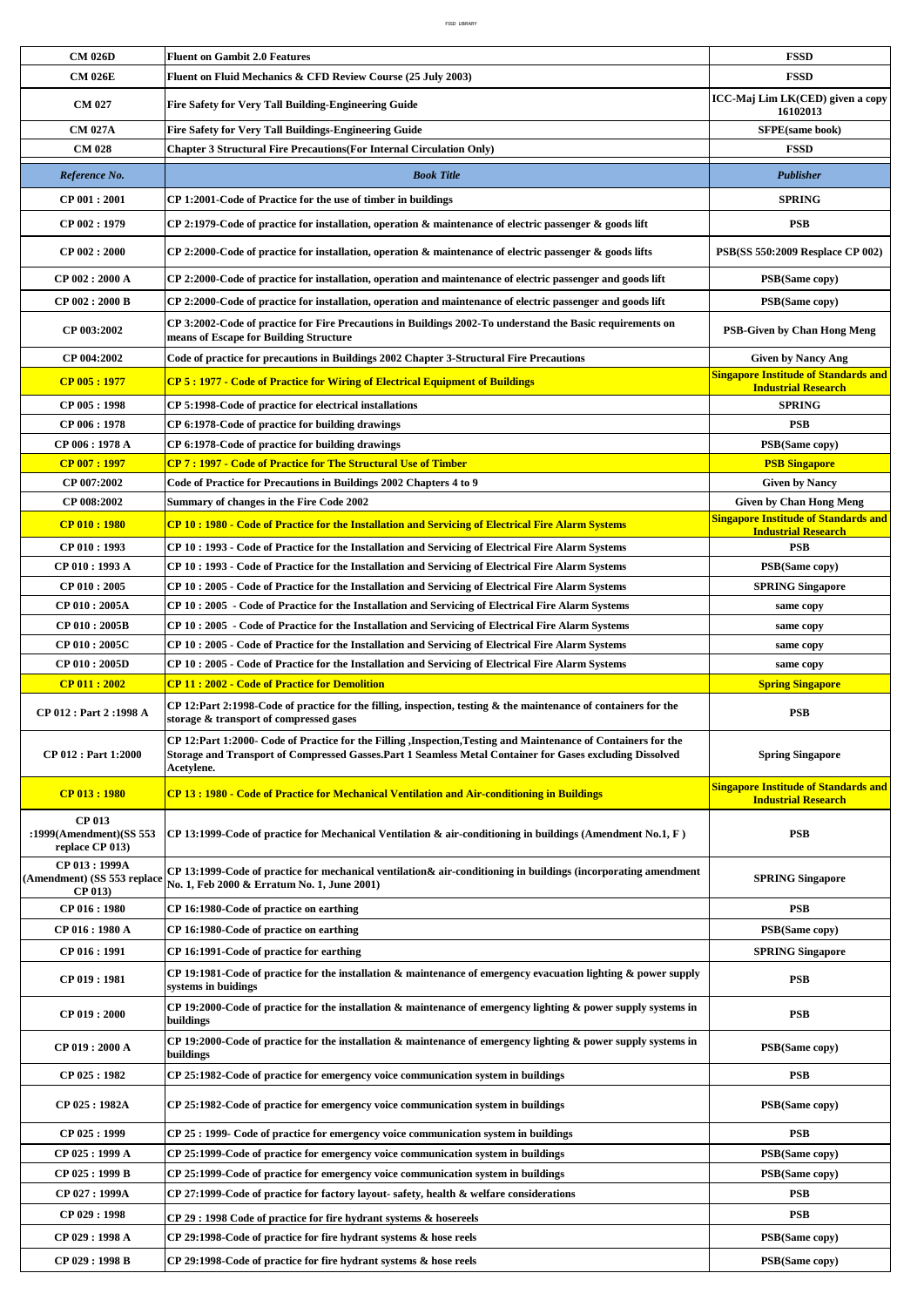| CM 026D | Fluent on Gambit 2.0 Features | FSSD |
|---|---|---|
| CM 026E | Fluent on Fluid Mechanics & CFD Review Course (25 July 2003) | FSSD |
| CM 027 | Fire Safety for Very Tall Building-Engineering Guide | ICC-Maj Lim LK(CED) given a copy 16102013 |
| CM 027A | Fire Safety for Very Tall Buildings-Engineering Guide | SFPE(same book) |
| CM 028 | Chapter 3 Structural Fire Precautions(For Internal Circulation Only) | FSSD |

| *Reference No.* | *Book Title* | *Publisher* |
|---|---|---|
| CP 001 : 2001 | CP 1:2001-Code of Practice for the use of timber in buildings | SPRING |
| CP 002 : 1979 | CP 2:1979-Code of practice for installation, operation & maintenance of electric passenger & goods lift | PSB |
| CP 002 : 2000 | CP 2:2000-Code of practice for installation, operation & maintenance of electric passenger & goods lifts | PSB(SS 550:2009 Resplace CP 002) |
| CP 002 : 2000 A | CP 2:2000-Code of practice for installation, operation and maintenance of electric passenger and goods lift | PSB(Same copy) |
| CP 002 : 2000 B | CP 2:2000-Code of practice for installation, operation and maintenance of electric passenger and goods lift | PSB(Same copy) |
| CP 003:2002 | CP 3:2002-Code of practice for Fire Precautions in Buildings 2002-To understand the Basic requirements on means of Escape for Building Structure | PSB-Given by Chan Hong Meng |
| CP 004:2002 | Code of practice for precautions in Buildings 2002 Chapter 3-Structural Fire Precautions | Given by Nancy Ang |
| CP 005 : 1977 | CP 5 : 1977 - Code of Practice for Wiring of Electrical Equipment of Buildings | Singapore Institude of Standards and Industrial Research |
| CP 005 : 1998 | CP 5:1998-Code of practice for electrical installations | SPRING |
| CP 006 : 1978 | CP 6:1978-Code of practice for building drawings | PSB |
| CP 006 : 1978 A | CP 6:1978-Code of practice for building drawings | PSB(Same copy) |
| CP 007 : 1997 | CP 7 : 1997 - Code of Practice for The Structural Use of Timber | PSB Singapore |
| CP 007:2002 | Code of Practice for Precautions in Buildings 2002 Chapters 4 to 9 | Given by Nancy |
| CP 008:2002 | Summary of changes in the Fire Code 2002 | Given by Chan Hong Meng |
| CP 010 : 1980 | CP 10 : 1980 - Code of Practice for the Installation and Servicing of Electrical Fire Alarm Systems | Singapore Institude of Standards and Industrial Research |
| CP 010 : 1993 | CP 10 : 1993 - Code of Practice for the Installation and Servicing of Electrical Fire Alarm Systems | PSB |
| CP 010 : 1993 A | CP 10 : 1993 - Code of Practice for the Installation and Servicing of Electrical Fire Alarm Systems | PSB(Same copy) |
| CP 010 : 2005 | CP 10 : 2005 - Code of Practice for the Installation and Servicing of Electrical Fire Alarm Systems | SPRING Singapore |
| CP 010 : 2005A | CP 10 : 2005 - Code of Practice for the Installation and Servicing of Electrical Fire Alarm Systems | same copy |
| CP 010 : 2005B | CP 10 : 2005 - Code of Practice for the Installation and Servicing of Electrical Fire Alarm Systems | same copy |
| CP 010 : 2005C | CP 10 : 2005 - Code of Practice for the Installation and Servicing of Electrical Fire Alarm Systems | same copy |
| CP 010 : 2005D | CP 10 : 2005 - Code of Practice for the Installation and Servicing of Electrical Fire Alarm Systems | same copy |
| CP 011 : 2002 | CP 11 : 2002 - Code of Practice for Demolition | Spring Singapore |
| CP 012 : Part 2 :1998 A | CP 12:Part 2:1998-Code of practice for the filling, inspection, testing & the maintenance of containers for the storage & transport of compressed gases | PSB |
| CP 012 : Part 1:2000 | CP 12:Part 1:2000- Code of Practice for the Filling ,Inspection,Testing and Maintenance of Containers for the Storage and Transport of Compressed Gasses.Part 1 Seamless Metal Container for Gases excluding Dissolved Acetylene. | Spring Singapore |
| CP 013 : 1980 | CP 13 : 1980 - Code of Practice for Mechanical Ventilation and Air-conditioning in Buildings | Singapore Institude of Standards and Industrial Research |
| CP 013 :1999(Amendment)(SS 553 replace CP 013) | CP 13:1999-Code of practice for Mechanical Ventilation & air-conditioning in buildings (Amendment No.1, F ) | PSB |
| CP 013 : 1999A (Amendment) (SS 553 replace CP 013) | CP 13:1999-Code of practice for mechanical ventilation& air-conditioning in buildings (incorporating amendment No. 1, Feb 2000 & Erratum No. 1, June 2001) | SPRING Singapore |
| CP 016 : 1980 | CP 16:1980-Code of practice on earthing | PSB |
| CP 016 : 1980 A | CP 16:1980-Code of practice on earthing | PSB(Same copy) |
| CP 016 : 1991 | CP 16:1991-Code of practice for earthing | SPRING Singapore |
| CP 019 : 1981 | CP 19:1981-Code of practice for the installation & maintenance of emergency evacuation lighting & power supply systems in buidings | PSB |
| CP 019 : 2000 | CP 19:2000-Code of practice for the installation & maintenance of emergency lighting & power supply systems in buildings | PSB |
| CP 019 : 2000 A | CP 19:2000-Code of practice for the installation & maintenance of emergency lighting & power supply systems in buildings | PSB(Same copy) |
| CP 025 : 1982 | CP 25:1982-Code of practice for emergency voice communication system in buildings | PSB |
| CP 025 : 1982A | CP 25:1982-Code of practice for emergency voice communication system in buildings | PSB(Same copy) |
| CP 025 : 1999 | CP 25 : 1999- Code of practice for emergency voice communication system in buildings | PSB |
| CP 025 : 1999 A | CP 25:1999-Code of practice for emergency voice communication system in buildings | PSB(Same copy) |
| CP 025 : 1999 B | CP 25:1999-Code of practice for emergency voice communication system in buildings | PSB(Same copy) |
| CP 027 : 1999A | CP 27:1999-Code of practice for factory layout- safety, health & welfare considerations | PSB |
| CP 029 : 1998 | CP 29 : 1998 Code of practice for fire hydrant systems & hosereels | PSB |
| CP 029 : 1998 A | CP 29:1998-Code of practice for fire hydrant systems & hose reels | PSB(Same copy) |
| CP 029 : 1998 B | CP 29:1998-Code of practice for fire hydrant systems & hose reels | PSB(Same copy) |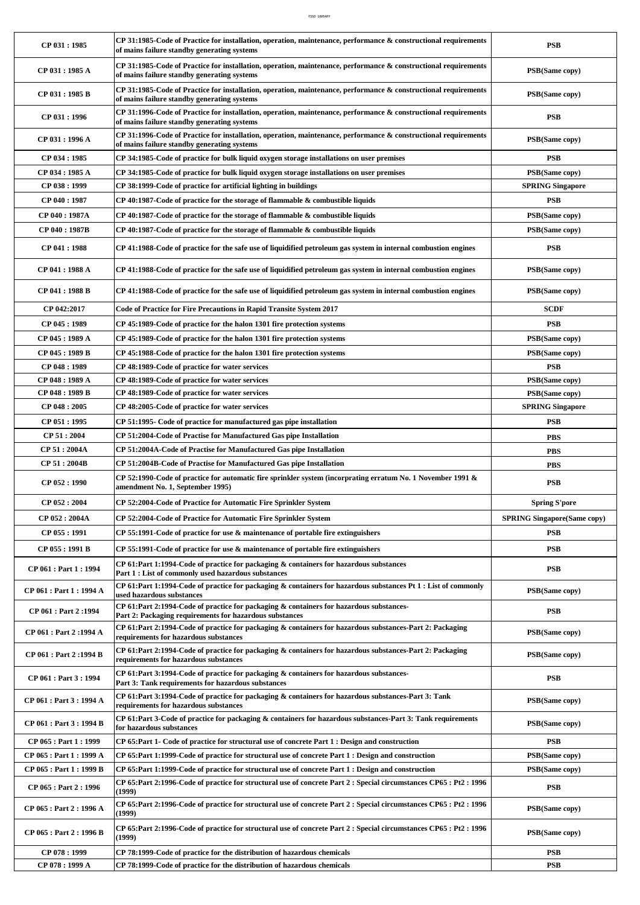| | | |
|---|---|---|
| CP 031 : 1985 | CP 31:1985-Code of Practice for installation, operation, maintenance, performance & constructional requirements of mains failure standby generating systems | PSB |
| CP 031 : 1985 A | CP 31:1985-Code of Practice for installation, operation, maintenance, performance & constructional requirements of mains failure standby generating systems | PSB(Same copy) |
| CP 031 : 1985 B | CP 31:1985-Code of Practice for installation, operation, maintenance, performance & constructional requirements of mains failure standby generating systems | PSB(Same copy) |
| CP 031 : 1996 | CP 31:1996-Code of Practice for installation, operation, maintenance, performance & constructional requirements of mains failure standby generating systems | PSB |
| CP 031 : 1996 A | CP 31:1996-Code of Practice for installation, operation, maintenance, performance & constructional requirements of mains failure standby generating systems | PSB(Same copy) |
| CP 034 : 1985 | CP 34:1985-Code of practice for bulk liquid oxygen storage installations on user premises | PSB |
| CP 034 : 1985 A | CP 34:1985-Code of practice for bulk liquid oxygen storage installations on user premises | PSB(Same copy) |
| CP 038 : 1999 | CP 38:1999-Code of practice for artificial lighting in buildings | SPRING Singapore |
| CP 040 : 1987 | CP 40:1987-Code of practice for the storage of flammable & combustible liquids | PSB |
| CP 040 : 1987A | CP 40:1987-Code of practice for the storage of flammable & combustible liquids | PSB(Same copy) |
| CP 040 : 1987B | CP 40:1987-Code of practice for the storage of flammable & combustible liquids | PSB(Same copy) |
| CP 041 : 1988 | CP 41:1988-Code of practice for the safe use of liquidified petroleum gas system in internal combustion engines | PSB |
| CP 041 : 1988 A | CP 41:1988-Code of practice for the safe use of liquidified petroleum gas system in internal combustion engines | PSB(Same copy) |
| CP 041 : 1988 B | CP 41:1988-Code of practice for the safe use of liquidified petroleum gas system in internal combustion engines | PSB(Same copy) |
| CP 042:2017 | Code of Practice for Fire Precautions in Rapid Transite System 2017 | SCDF |
| CP 045 : 1989 | CP 45:1989-Code of practice for the halon 1301 fire protection systems | PSB |
| CP 045 : 1989 A | CP 45:1989-Code of practice for the halon 1301 fire protection systems | PSB(Same copy) |
| CP 045 : 1989 B | CP 45:1988-Code of practice for the halon 1301 fire protection systems | PSB(Same copy) |
| CP 048 : 1989 | CP 48:1989-Code of practice for water services | PSB |
| CP 048 : 1989 A | CP 48:1989-Code of practice for water services | PSB(Same copy) |
| CP 048 : 1989 B | CP 48:1989-Code of practice for water services | PSB(Same copy) |
| CP 048 : 2005 | CP 48:2005-Code of practice for water services | SPRING Singapore |
| CP 051 : 1995 | CP 51:1995- Code of practice for manufactured gas pipe installation | PSB |
| CP 51 : 2004 | CP 51:2004-Code of Practise for Manufactured Gas pipe Installation | PBS |
| CP 51 : 2004A | CP 51:2004A-Code of Practise for Manufactured Gas pipe Installation | PBS |
| CP 51 : 2004B | CP 51:2004B-Code of Practise for Manufactured Gas pipe Installation | PBS |
| CP 052 : 1990 | CP 52:1990-Code of practice for automatic fire sprinkler system (incorprating erratum No. 1 November 1991 & amendment No. 1, September 1995) | PSB |
| CP 052 : 2004 | CP 52:2004-Code of Practice for Automatic Fire Sprinkler System | Spring S'pore |
| CP 052 : 2004A | CP 52:2004-Code of Practice for Automatic Fire Sprinkler System | SPRING Singapore(Same copy) |
| CP 055 : 1991 | CP 55:1991-Code of practice for use & maintenance of portable fire extinguishers | PSB |
| CP 055 : 1991 B | CP 55:1991-Code of practice for use & maintenance of portable fire extinguishers | PSB |
| CP 061 : Part 1 : 1994 | CP 61:Part 1:1994-Code of practice for packaging & containers for hazardous substances Part 1 : List of commonly used hazardous substances | PSB |
| CP 061 : Part 1 : 1994 A | CP 61:Part 1:1994-Code of practice for packaging & containers for hazardous substances Pt 1 : List of commonly used hazardous substances | PSB(Same copy) |
| CP 061 : Part 2 :1994 | CP 61:Part 2:1994-Code of practice for packaging & containers for hazardous substances- Part 2: Packaging requirements for hazardous substances | PSB |
| CP 061 : Part 2 :1994 A | CP 61:Part 2:1994-Code of practice for packaging & containers for hazardous substances-Part 2: Packaging requirements for hazardous substances | PSB(Same copy) |
| CP 061 : Part 2 :1994 B | CP 61:Part 2:1994-Code of practice for packaging & containers for hazardous substances-Part 2: Packaging requirements for hazardous substances | PSB(Same copy) |
| CP 061 : Part 3 : 1994 | CP 61:Part 3:1994-Code of practice for packaging & containers for hazardous substances- Part 3: Tank requirements for hazardous substances | PSB |
| CP 061 : Part 3 : 1994 A | CP 61:Part 3:1994-Code of practice for packaging & containers for hazardous substances-Part 3: Tank requirements for hazardous substances | PSB(Same copy) |
| CP 061 : Part 3 : 1994 B | CP 61:Part 3-Code of practice for packaging & containers for hazardous substances-Part 3: Tank requirements for hazardous substances | PSB(Same copy) |
| CP 065 : Part 1 : 1999 | CP 65:Part 1- Code of practice for structural use of concrete Part 1 : Design and construction | PSB |
| CP 065 : Part 1 : 1999 A | CP 65:Part 1:1999-Code of practice for structural use of concrete Part 1 : Design and construction | PSB(Same copy) |
| CP 065 : Part 1 : 1999 B | CP 65:Part 1:1999-Code of practice for structural use of concrete Part 1 : Design and construction | PSB(Same copy) |
| CP 065 : Part 2 : 1996 | CP 65:Part 2:1996-Code of practice for structural use of concrete Part 2 : Special circumstances CP65 : Pt2 : 1996 (1999) | PSB |
| CP 065 : Part 2 : 1996 A | CP 65:Part 2:1996-Code of practice for structural use of concrete Part 2 : Special circumstances CP65 : Pt2 : 1996 (1999) | PSB(Same copy) |
| CP 065 : Part 2 : 1996 B | CP 65:Part 2:1996-Code of practice for structural use of concrete Part 2 : Special circumstances CP65 : Pt2 : 1996 (1999) | PSB(Same copy) |
| CP 078 : 1999 | CP 78:1999-Code of practice for the distribution of hazardous chemicals | PSB |
| CP 078 : 1999 A | CP 78:1999-Code of practice for the distribution of hazardous chemicals | PSB |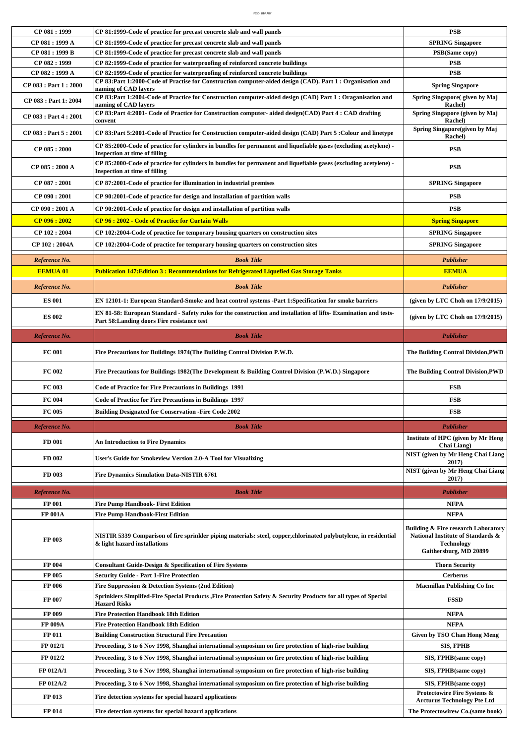| | | |
|---|---|---|
| CP 081 : 1999 | CP 81:1999-Code of practice for precast concrete slab and wall panels | PSB |
| CP 081 : 1999 A | CP 81:1999-Code of practice for precast concrete slab and wall panels | SPRING Singapore |
| CP 081 : 1999 B | CP 81:1999-Code of practice for precast concrete slab and wall panels | PSB(Same copy) |
| CP 082 : 1999 | CP 82:1999-Code of practice for waterproofing of reinforced concrete buildings | PSB |
| CP 082 : 1999 A | CP 82:1999-Code of practice for waterproofing of reinforced concrete buildings | PSB |
| CP 083 : Part 1 : 2000 | CP 83:Part 1:2000-Code of Practise for Construction computer-aided design (CAD). Part 1 : Organisation and naming of CAD layers | Spring Singapore |
| CP 083 : Part 1: 2004 | CP 83:Part 1:2004-Code of Practice for Construction computer-aided design (CAD) Part 1 : Oraganisation and naming of CAD layers | Spring Singapore( given by Maj Rachel) |
| CP 083 : Part 4 : 2001 | CP 83:Part 4:2001- Code of Practice for Construction computer- aided design(CAD) Part 4 : CAD drafting convent | Spring Singapore (given by Maj Rachel) |
| CP 083 : Part 5 : 2001 | CP 83:Part 5:2001-Code of Practice for Construction computer-aided design (CAD) Part 5 :Colour and linetype | Spring Singapore(given by Maj Rachel) |
| CP 085 : 2000 | CP 85:2000-Code of practice for cylinders in bundles for permanent and liquefiable gases (excluding acetylene) - Inspection at time of filling | PSB |
| CP 085 : 2000 A | CP 85:2000-Code of practice for cylinders in bundles for permanent and liquefiable gases (excluding acetylene) - Inspection at time of filling | PSB |
| CP 087 : 2001 | CP 87:2001-Code of practice for illumination in industrial premises | SPRING Singapore |
| CP 090 : 2001 | CP 90:2001-Code of practice for design and installation of partition walls | PSB |
| CP 090 : 2001 A | CP 90:2001-Code of practice for design and installation of partition walls | PSB |
| CP 096 : 2002 | CP 96 : 2002 - Code of Practice for Curtain Walls | Spring Singapore |
| CP 102 : 2004 | CP 102:2004-Code of practice for temporary housing quarters on construction sites | SPRING Singapore |
| CP 102 : 2004A | CP 102:2004-Code of practice for temporary housing quarters on construction sites | SPRING Singapore |

| *Reference No.* | *Book Title* | *Publisher* |
|---|---|---|
| EEMUA 01 | Publication 147:Edition 3 : Recommendations for Refrigerated Liquefied Gas Storage Tanks | EEMUA |

| *Reference No.* | *Book Title* | *Publisher* |
|---|---|---|
| ES 001 | EN 12101-1: European Standard-Smoke and heat control systems -Part 1:Specification for smoke barriers | (given by LTC Choh on 17/9/2015) |
| ES 002 | EN 81-58: European Standard - Safety rules for the construction and installation of lifts- Examination and tests- Part 58:Landing doors Fire resistance test | (given by LTC Choh on 17/9/2015) |

| *Reference No.* | *Book Title* | *Publisher* |
|---|---|---|
| FC 001 | Fire Precautions for Buildings 1974(The Building Control Division P.W.D. | The Building Control Division,PWD |
| FC 002 | Fire Precautions for Buildings 1982(The Development & Building Control Division (P.W.D.) Singapore | The Building Control Division,PWD |
| FC 003 | Code of Practice for Fire Precautions in Buildings 1991 | FSB |
| FC 004 | Code of Practice for Fire Precautions in Buildings 1997 | FSB |
| FC 005 | Building Designated for Conservation -Fire Code 2002 | FSB |

| *Reference No.* | *Book Title* | *Publisher* |
|---|---|---|
| FD 001 | An Introduction to Fire Dynamics | Institute of HPC (given by Mr Heng Chai Liang) |
| FD 002 | User's Guide for Smokeview Version 2.0-A Tool for Visualizing | NIST (given by Mr Heng Chai Liang 2017) |
| FD 003 | Fire Dynamics Simulation Data-NISTIR 6761 | NIST (given by Mr Heng Chai Liang 2017) |

| *Reference No.* | *Book Title* | *Publisher* |
|---|---|---|
| FP 001 | Fire Pump Handbook- First Edition | NFPA |
| FP 001A | Fire Pump Handbook-First Edition | NFPA |
| FP 003 | NISTIR 5339 Comparison of fire sprinkler piping materials: steel, copper,chlorinated polybutylene, in residential & light hazard installations | Building & Fire research Laboratory National Institute of Standards & Technology Gaithersburg, MD 20899 |
| FP 004 | Consultant Guide-Design & Specification of Fire Systems | Thorn Security |
| FP 005 | Security Guide - Part 1-Fire Protection | Cerberus |
| FP 006 | Fire Suppression & Detection Systems (2nd Edition) | Macmillan Publishing Co Inc |
| FP 007 | Sprinklers Simplifed-Fire Special Products ,Fire Protection Safety & Security Products for all types of Special Hazard Risks | FSSD |
| FP 009 | Fire Protection Handbook 18th Edition | NFPA |
| FP 009A | Fire Protection Handbook 18th Edition | NFPA |
| FP 011 | Building Construction Structural Fire Precaution | Given by TSO Chan Hong Meng |
| FP 012/1 | Proceeding, 3 to 6 Nov 1998, Shanghai international symposium on fire protection of high-rise building | SIS, FPHB |
| FP 012/2 | Proceeding, 3 to 6 Nov 1998, Shanghai international symposium on fire protection of high-rise building | SIS, FPHB(same copy) |
| FP 012A/1 | Proceeding, 3 to 6 Nov 1998, Shanghai international symposium on fire protection of high-rise building | SIS, FPHB(same copy) |
| FP 012A/2 | Proceeding, 3 to 6 Nov 1998, Shanghai international symposium on fire protection of high-rise building | SIS, FPHB(same copy) |
| FP 013 | Fire detection systems for special hazard applications | Protectowire Fire Systems & Arcturus Technology Pte Ltd |
| FP 014 | Fire detection systems for special hazard applications | The Protectowirew Co.(same book) |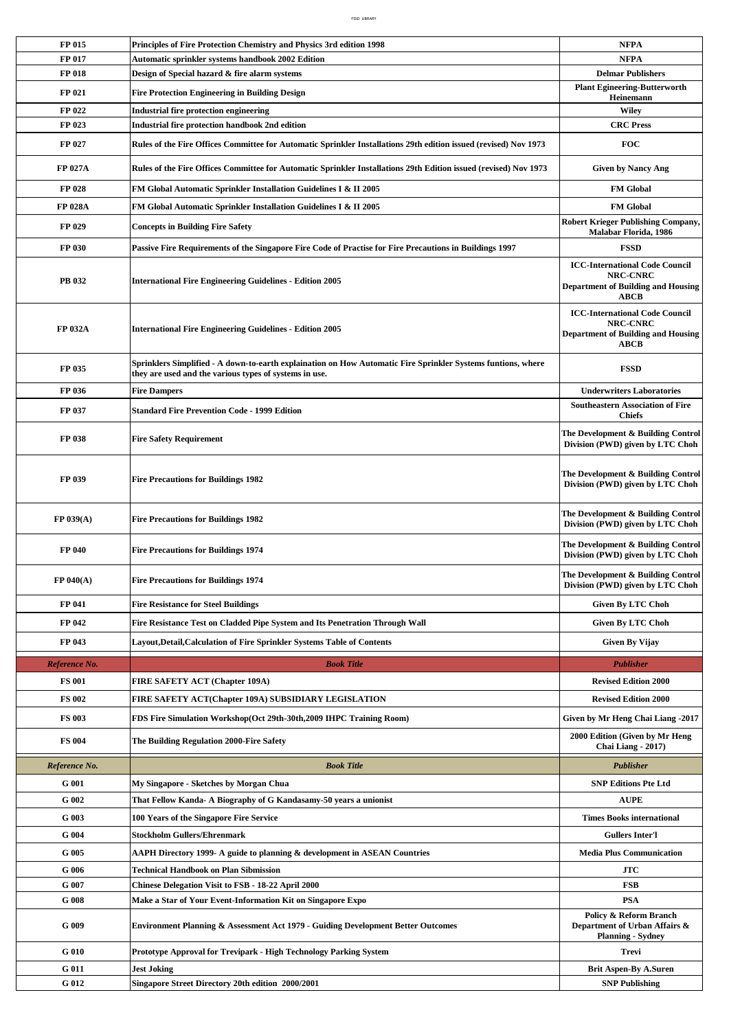| | | |
|---|---|---|
| FP 015 | Principles of Fire Protection Chemistry and Physics 3rd edition 1998 | NFPA |
| FP 017 | Automatic sprinkler systems handbook 2002 Edition | NFPA |
| FP 018 | Design of Special hazard & fire alarm systems | Delmar Publishers |
| FP 021 | Fire Protection Engineering in Building Design | Plant Egineering-Butterworth Heinemann |
| FP 022 | Industrial fire protection engineering | Wiley |
| FP 023 | Industrial fire protection handbook 2nd edition | CRC Press |
| FP 027 | Rules of the Fire Offices Committee for Automatic Sprinkler Installations 29th edition issued (revised) Nov 1973 | FOC |
| FP 027A | Rules of the Fire Offices Committee for Automatic Sprinkler Installations 29th Edition issued (revised) Nov 1973 | Given by Nancy Ang |
| FP 028 | FM Global Automatic Sprinkler Installation Guidelines I & II 2005 | FM Global |
| FP 028A | FM Global Automatic Sprinkler Installation Guidelines I & II 2005 | FM Global |
| FP 029 | Concepts in Building Fire Safety | Robert Krieger Publishing Company, Malabar Florida, 1986 |
| FP 030 | Passive Fire Requirements of the Singapore Fire Code of Practise for Fire Precautions in Buildings 1997 | FSSD |
| PB 032 | International Fire Engineering Guidelines - Edition 2005 | ICC-International Code Council NRC-CNRC Department of Building and Housing ABCB |
| FP 032A | International Fire Engineering Guidelines - Edition 2005 | ICC-International Code Council NRC-CNRC Department of Building and Housing ABCB |
| FP 035 | Sprinklers Simplified - A down-to-earth explaination on How Automatic Fire Sprinkler Systems funtions, where they are used and the various types of systems in use. | FSSD |
| FP 036 | Fire Dampers | Underwriters Laboratories |
| FP 037 | Standard Fire Prevention Code - 1999 Edition | Southeastern Association of Fire Chiefs |
| FP 038 | Fire Safety Requirement | The Development & Building Control Division (PWD) given by LTC Choh |
| FP 039 | Fire Precautions for Buildings 1982 | The Development & Building Control Division (PWD) given by LTC Choh |
| FP 039(A) | Fire Precautions for Buildings 1982 | The Development & Building Control Division (PWD) given by LTC Choh |
| FP 040 | Fire Precautions for Buildings 1974 | The Development & Building Control Division (PWD) given by LTC Choh |
| FP 040(A) | Fire Precautions for Buildings 1974 | The Development & Building Control Division (PWD) given by LTC Choh |
| FP 041 | Fire Resistance for Steel Buildings | Given By LTC Choh |
| FP 042 | Fire Resistance Test on Cladded Pipe System and Its Penetration Through Wall | Given By LTC Choh |
| FP 043 | Layout,Detail,Calculation of Fire Sprinkler Systems Table of Contents | Given By Vijay |

| *Reference No.* | *Book Title* | *Publisher* |
|---|---|---|
| FS 001 | FIRE SAFETY ACT (Chapter 109A) | Revised Edition 2000 |
| FS 002 | FIRE SAFETY ACT(Chapter 109A) SUBSIDIARY LEGISLATION | Revised Edition 2000 |
| FS 003 | FDS Fire Simulation Workshop(Oct 29th-30th,2009 IHPC Training Room) | Given by Mr Heng Chai Liang -2017 |
| FS 004 | The Building Regulation 2000-Fire Safety | 2000 Edition (Given by Mr Heng Chai Liang - 2017) |

| *Reference No.* | *Book Title* | *Publisher* |
|---|---|---|
| G 001 | My Singapore - Sketches by Morgan Chua | SNP Editions Pte Ltd |
| G 002 | That Fellow Kanda- A Biography of G Kandasamy-50 years a unionist | AUPE |
| G 003 | 100 Years of the Singapore Fire Service | Times Books international |
| G 004 | Stockholm Gullers/Ehrenmark | Gullers Inter'l |
| G 005 | AAPH Directory 1999- A guide to planning & development in ASEAN Countries | Media Plus Communication |
| G 006 | Technical Handbook on Plan Sibmission | JTC |
| G 007 | Chinese Delegation Visit to FSB - 18-22 April 2000 | FSB |
| G 008 | Make a Star of Your Event-Information Kit on Singapore Expo | PSA |
| G 009 | Environment Planning & Assessment Act 1979 - Guiding Development Better Outcomes | Policy & Reform Branch Department of Urban Affairs & Planning - Sydney |
| G 010 | Prototype Approval for Trevipark - High Technology Parking System | Trevi |
| G 011 | Jest Joking | Brit Aspen-By A.Suren |
| G 012 | Singapore Street Directory 20th edition 2000/2001 | SNP Publishing |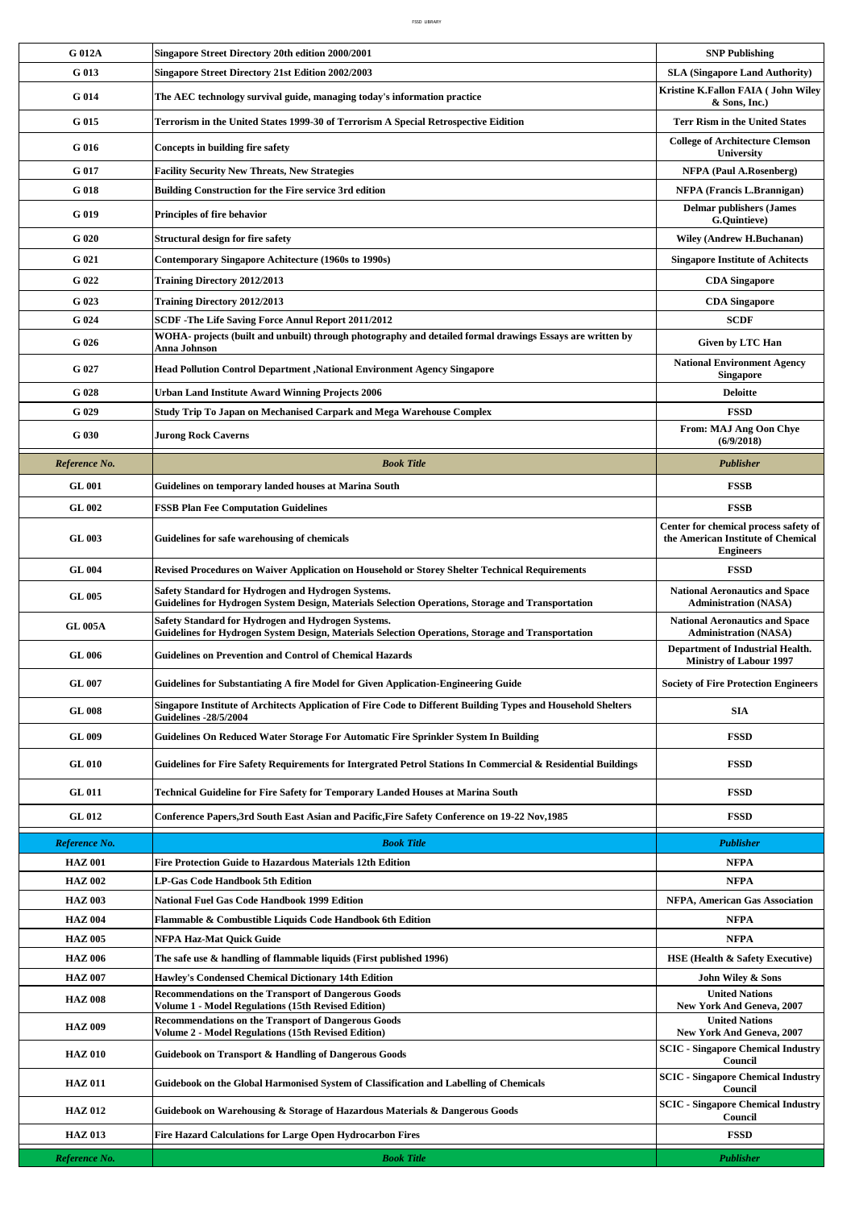| | | |
|---|---|---|
| G 012A | Singapore Street Directory 20th edition 2000/2001 | SNP Publishing |
| G 013 | Singapore Street Directory 21st Edition 2002/2003 | SLA (Singapore Land Authority) |
| G 014 | The AEC technology survival guide, managing today's information practice | Kristine K.Fallon FAIA ( John Wiley & Sons, Inc.) |
| G 015 | Terrorism in the United States 1999-30 of Terrorism A Special Retrospective Eidition | Terr Rism in the United States |
| G 016 | Concepts in building fire safety | College of Architecture Clemson University |
| G 017 | Facility Security New Threats, New Strategies | NFPA (Paul A.Rosenberg) |
| G 018 | Building Construction for the Fire service 3rd edition | NFPA (Francis L.Brannigan) |
| G 019 | Principles of fire behavior | Delmar publishers (James G.Quintieve) |
| G 020 | Structural design for fire safety | Wiley (Andrew H.Buchanan) |
| G 021 | Contemporary Singapore Achitecture (1960s to 1990s) | Singapore Institute of Achitects |
| G 022 | Training Directory 2012/2013 | CDA Singapore |
| G 023 | Training Directory 2012/2013 | CDA Singapore |
| G 024 | SCDF -The Life Saving Force Annul Report 2011/2012 | SCDF |
| G 026 | WOHA- projects (built and unbuilt) through photography and detailed formal drawings Essays are written by Anna Johnson | Given by LTC Han |
| G 027 | Head Pollution Control Department ,National Environment Agency Singapore | National Environment Agency Singapore |
| G 028 | Urban Land Institute Award Winning Projects 2006 | Deloitte |
| G 029 | Study Trip To Japan on Mechanised Carpark and Mega Warehouse Complex | FSSD |
| G 030 | Jurong Rock Caverns | From: MAJ Ang Oon Chye (6/9/2018) |

| *Reference No.* | *Book Title* | *Publisher* |
|---|---|---|
| GL 001 | Guidelines on temporary landed houses at Marina South | FSSB |
| GL 002 | FSSB Plan Fee Computation Guidelines | FSSB |
| GL 003 | Guidelines for safe warehousing of chemicals | Center for chemical process safety of the American Institute of Chemical Engineers |
| GL 004 | Revised Procedures on Waiver Application on Household or Storey Shelter Technical Requirements | FSSD |
| GL 005 | Safety Standard for Hydrogen and Hydrogen Systems. Guidelines for Hydrogen System Design, Materials Selection Operations, Storage and Transportation | National Aeronautics and Space Administration (NASA) |
| GL 005A | Safety Standard for Hydrogen and Hydrogen Systems. Guidelines for Hydrogen System Design, Materials Selection Operations, Storage and Transportation | National Aeronautics and Space Administration (NASA) |
| GL 006 | Guidelines on Prevention and Control of Chemical Hazards | Department of Industrial Health. Ministry of Labour 1997 |
| GL 007 | Guidelines for Substantiating A fire Model for Given Application-Engineering Guide | Society of Fire Protection Engineers |
| GL 008 | Singapore Institute of Architects Application of Fire Code to Different Building Types and Household Shelters Guidelines -28/5/2004 | SIA |
| GL 009 | Guidelines On Reduced Water Storage For Automatic Fire Sprinkler System In Building | FSSD |
| GL 010 | Guidelines for Fire Safety Requirements for Intergrated Petrol Stations In Commercial & Residential Buildings | FSSD |
| GL 011 | Technical Guideline for Fire Safety for Temporary Landed Houses at Marina South | FSSD |
| GL 012 | Conference Papers,3rd South East Asian and Pacific,Fire Safety Conference on 19-22 Nov,1985 | FSSD |

| *Reference No.* | *Book Title* | *Publisher* |
|---|---|---|
| HAZ 001 | Fire Protection Guide to Hazardous Materials 12th Edition | NFPA |
| HAZ 002 | LP-Gas Code Handbook 5th Edition | NFPA |
| HAZ 003 | National Fuel Gas Code Handbook 1999 Edition | NFPA, American Gas Association |
| HAZ 004 | Flammable & Combustible Liquids Code Handbook 6th Edition | NFPA |
| HAZ 005 | NFPA Haz-Mat Quick Guide | NFPA |
| HAZ 006 | The safe use & handling of flammable liquids (First published 1996) | HSE (Health & Safety Executive) |
| HAZ 007 | Hawley's Condensed Chemical Dictionary 14th Edition | John Wiley & Sons |
| HAZ 008 | Recommendations on the Transport of Dangerous Goods Volume 1 - Model Regulations (15th Revised Edition) | United Nations New York And Geneva, 2007 |
| HAZ 009 | Recommendations on the Transport of Dangerous Goods Volume 2 - Model Regulations (15th Revised Edition) | United Nations New York And Geneva, 2007 |
| HAZ 010 | Guidebook on Transport & Handling of Dangerous Goods | SCIC - Singapore Chemical Industry Council |
| HAZ 011 | Guidebook on the Global Harmonised System of Classification and Labelling of Chemicals | SCIC - Singapore Chemical Industry Council |
| HAZ 012 | Guidebook on Warehousing & Storage of Hazardous Materials & Dangerous Goods | SCIC - Singapore Chemical Industry Council |
| HAZ 013 | Fire Hazard Calculations for Large Open Hydrocarbon Fires | FSSD |

| *Reference No.* | *Book Title* | *Publisher* |
|---|---|---|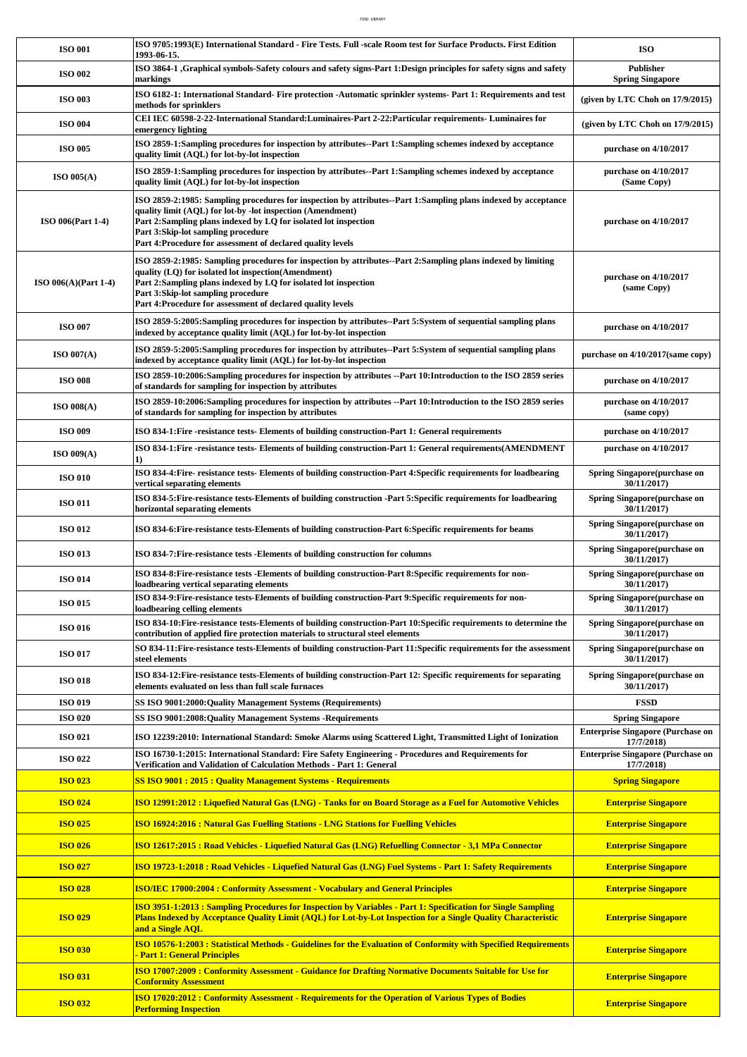| | | |
|---|---|---|
| **ISO 001** | **ISO 9705:1993(E) International Standard - Fire Tests. Full -scale Room test for Surface Products. First Edition 1993-06-15.** | **ISO** |
| **ISO 002** | **ISO 3864-1 ,Graphical symbols-Safety colours and safety signs-Part 1:Design principles for safety signs and safety markings** | **Publisher Spring Singapore** |
| **ISO 003** | **ISO 6182-1: International Standard- Fire protection -Automatic sprinkler systems- Part 1: Requirements and test methods for sprinklers** | **(given by LTC Choh on 17/9/2015)** |
| **ISO 004** | **CEI IEC 60598-2-22-International Standard:Luminaires-Part 2-22:Particular requirements- Luminaires for emergency lighting** | **(given by LTC Choh on 17/9/2015)** |
| **ISO 005** | **ISO 2859-1:Sampling procedures for inspection by attributes--Part 1:Sampling schemes indexed by acceptance quality limit (AQL) for lot-by-lot inspection** | **purchase on 4/10/2017** |
| **ISO 005(A)** | **ISO 2859-1:Sampling procedures for inspection by attributes--Part 1:Sampling schemes indexed by acceptance quality limit (AQL) for lot-by-lot inspection** | **purchase on 4/10/2017 (Same Copy)** |
| **ISO 006(Part 1-4)** | **ISO 2859-2:1985: Sampling procedures for inspection by attributes--Part 1:Sampling plans indexed by acceptance quality limit (AQL) for lot-by -lot inspection (Amendment)<br>Part 2:Sampling plans indexed by LQ for isolated lot inspection<br>Part 3:Skip-lot sampling procedure<br>Part 4:Procedure for assessment of declared quality levels** | **purchase on 4/10/2017** |
| **ISO 006(A)(Part 1-4)** | **ISO 2859-2:1985: Sampling procedures for inspection by attributes--Part 2:Sampling plans indexed by limiting quality (LQ) for isolated lot inspection(Amendment)<br>Part 2:Sampling plans indexed by LQ for isolated lot inspection<br>Part 3:Skip-lot sampling procedure<br>Part 4:Procedure for assessment of declared quality levels** | **purchase on 4/10/2017 (same Copy)** |
| **ISO 007** | **ISO 2859-5:2005:Sampling procedures for inspection by attributes--Part 5:System of sequential sampling plans indexed by acceptance quality limit (AQL) for lot-by-lot inspection** | **purchase on 4/10/2017** |
| **ISO 007(A)** | **ISO 2859-5:2005:Sampling procedures for inspection by attributes--Part 5:System of sequential sampling plans indexed by acceptance quality limit (AQL) for lot-by-lot inspection** | **purchase on 4/10/2017(same copy)** |
| **ISO 008** | **ISO 2859-10:2006:Sampling procedures for inspection by attributes --Part 10:Introduction to the ISO 2859 series of standards for sampling for inspection by attributes** | **purchase on 4/10/2017** |
| **ISO 008(A)** | **ISO 2859-10:2006:Sampling procedures for inspection by attributes --Part 10:Introduction to the ISO 2859 series of standards for sampling for inspection by attributes** | **purchase on 4/10/2017 (same copy)** |
| **ISO 009** | **ISO 834-1:Fire -resistance tests- Elements of building construction-Part 1: General requirements** | **purchase on 4/10/2017** |
| **ISO 009(A)** | **ISO 834-1:Fire -resistance tests- Elements of building construction-Part 1: General requirements(AMENDMENT 1)** | **purchase on 4/10/2017** |
| **ISO 010** | **ISO 834-4:Fire- resistance tests- Elements of building construction-Part 4:Specific requirements for loadbearing vertical separating elements** | **Spring Singapore(purchase on 30/11/2017)** |
| **ISO 011** | **ISO 834-5:Fire-resistance tests-Elements of building construction -Part 5:Specific requirements for loadbearing horizontal separating elements** | **Spring Singapore(purchase on 30/11/2017)** |
| **ISO 012** | **ISO 834-6:Fire-resistance tests-Elements of building construction-Part 6:Specific requirements for beams** | **Spring Singapore(purchase on 30/11/2017)** |
| **ISO 013** | **ISO 834-7:Fire-resistance tests -Elements of building construction for columns** | **Spring Singapore(purchase on 30/11/2017)** |
| **ISO 014** | **ISO 834-8:Fire-resistance tests -Elements of building construction-Part 8:Specific requirements for non-loadbearing vertical separating elements** | **Spring Singapore(purchase on 30/11/2017)** |
| **ISO 015** | **ISO 834-9:Fire-resistance tests-Elements of building construction-Part 9:Specific requirements for non-loadbearing celling elements** | **Spring Singapore(purchase on 30/11/2017)** |
| **ISO 016** | **ISO 834-10:Fire-resistance tests-Elements of building construction-Part 10:Specific requirements to determine the contribution of applied fire protection materials to structural steel elements** | **Spring Singapore(purchase on 30/11/2017)** |
| **ISO 017** | **SO 834-11:Fire-resistance tests-Elements of building construction-Part 11:Specific requirements for the assessment steel elements** | **Spring Singapore(purchase on 30/11/2017)** |
| **ISO 018** | **ISO 834-12:Fire-resistance tests-Elements of building construction-Part 12: Specific requirements for separating elements evaluated on less than full scale furnaces** | **Spring Singapore(purchase on 30/11/2017)** |
| **ISO 019** | **SS ISO 9001:2000:Quality Management Systems (Requirements)** | **FSSD** |
| **ISO 020** | **SS ISO 9001:2008:Quality Management Systems -Requirements** | **Spring Singapore** |
| **ISO 021** | **ISO 12239:2010: International Standard: Smoke Alarms using Scattered Light, Transmitted Light of Ionization** | **Enterprise Singapore (Purchase on 17/7/2018)** |
| **ISO 022** | **ISO 16730-1:2015: International Standard: Fire Safety Engineering - Procedures and Requirements for Verification and Validation of Calculation Methods - Part 1: General** | **Enterprise Singapore (Purchase on 17/7/2018)** |
| **ISO 023** | **SS ISO 9001 : 2015 : Quality Management Systems - Requirements** | **Spring Singapore** |
| **ISO 024** | **ISO 12991:2012 : Liquefied Natural Gas (LNG) - Tanks for on Board Storage as a Fuel for Automotive Vehicles** | **Enterprise Singapore** |
| **ISO 025** | **ISO 16924:2016 : Natural Gas Fuelling Stations - LNG Stations for Fuelling Vehicles** | **Enterprise Singapore** |
| **ISO 026** | **ISO 12617:2015 : Road Vehicles - Liquefied Natural Gas (LNG) Refuelling Connector - 3,1 MPa Connector** | **Enterprise Singapore** |
| **ISO 027** | **ISO 19723-1:2018 : Road Vehicles - Liquefied Natural Gas (LNG) Fuel Systems - Part 1: Safety Requirements** | **Enterprise Singapore** |
| **ISO 028** | **ISO/IEC 17000:2004 : Conformity Assessment - Vocabulary and General Principles** | **Enterprise Singapore** |
| **ISO 029** | **ISO 3951-1:2013 : Sampling Procedures for Inspection by Variables - Part 1: Specification for Single Sampling Plans Indexed by Acceptance Quality Limit (AQL) for Lot-by-Lot Inspection for a Single Quality Characteristic and a Single AQL** | **Enterprise Singapore** |
| **ISO 030** | **ISO 10576-1:2003 : Statistical Methods - Guidelines for the Evaluation of Conformity with Specified Requirements - Part 1: General Principles** | **Enterprise Singapore** |
| **ISO 031** | **ISO 17007:2009 : Conformity Assessment - Guidance for Drafting Normative Documents Suitable for Use for Conformity Assessment** | **Enterprise Singapore** |
| **ISO 032** | **ISO 17020:2012 : Conformity Assessment - Requirements for the Operation of Various Types of Bodies Performing Inspection** | **Enterprise Singapore** |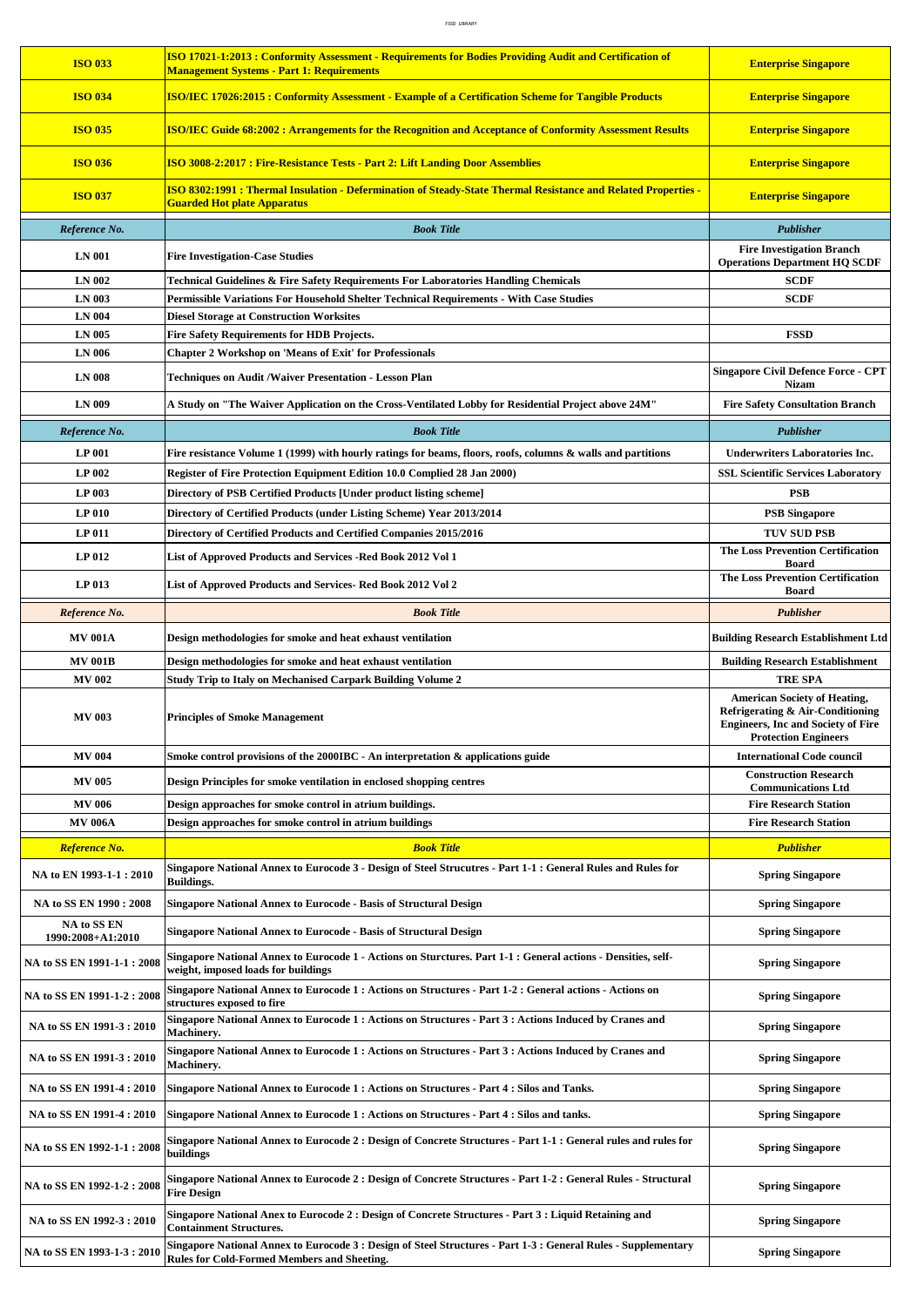| Reference No. | Book Title | Publisher |
|---|---|---|
| **ISO 033** | **ISO 17021-1:2013 : Conformity Assessment - Requirements for Bodies Providing Audit and Certification of Management Systems - Part 1: Requirements** | **Enterprise Singapore** |
| **ISO 034** | **ISO/IEC 17026:2015 : Conformity Assessment - Example of a Certification Scheme for Tangible Products** | **Enterprise Singapore** |
| **ISO 035** | **ISO/IEC Guide 68:2002 : Arrangements for the Recognition and Acceptance of Conformity Assessment Results** | **Enterprise Singapore** |
| **ISO 036** | **ISO 3008-2:2017 : Fire-Resistance Tests - Part 2: Lift Landing Door Assemblies** | **Enterprise Singapore** |
| **ISO 037** | **ISO 8302:1991 : Thermal Insulation - Determination of Steady-State Thermal Resistance and Related Properties - Guarded Hot plate Apparatus** | **Enterprise Singapore** |

| *Reference No.* | *Book Title* | *Publisher* |
|---|---|---|
| **LN 001** | **Fire Investigation-Case Studies** | **Fire Investigation Branch Operations Department HQ SCDF** |
| **LN 002** | **Technical Guidelines & Fire Safety Requirements For Laboratories Handling Chemicals** | **SCDF** |
| **LN 003** | **Permissible Variations For Household Shelter Technical Requirements - With Case Studies** | **SCDF** |
| **LN 004** | **Diesel Storage at Construction Worksites** | |
| **LN 005** | **Fire Safety Requirements for HDB Projects.** | **FSSD** |
| **LN 006** | **Chapter 2 Workshop on 'Means of Exit' for Professionals** | |
| **LN 008** | **Techniques on Audit /Waiver Presentation - Lesson Plan** | **Singapore Civil Defence Force - CPT Nizam** |
| **LN 009** | **A Study on "The Waiver Application on the Cross-Ventilated Lobby for Residential Project above 24M"** | **Fire Safety Consultation Branch** |

| *Reference No.* | *Book Title* | *Publisher* |
|---|---|---|
| **LP 001** | **Fire resistance Volume 1 (1999) with hourly ratings for beams, floors, roofs, columns & walls and partitions** | **Underwriters Laboratories Inc.** |
| **LP 002** | **Register of Fire Protection Equipment Edition 10.0 Complied 28 Jan 2000)** | **SSL Scientific Services Laboratory** |
| **LP 003** | **Directory of PSB Certified Products [Under product listing scheme]** | **PSB** |
| **LP 010** | **Directory of Certified Products (under Listing Scheme) Year 2013/2014** | **PSB Singapore** |
| **LP 011** | **Directory of Certified Products and Certified Companies 2015/2016** | **TUV SUD PSB** |
| **LP 012** | **List of Approved Products and Services -Red Book 2012 Vol 1** | **The Loss Prevention Certification Board** |
| **LP 013** | **List of Approved Products and Services- Red Book 2012 Vol 2** | **The Loss Prevention Certification Board** |

| *Reference No.* | *Book Title* | *Publisher* |
|---|---|---|
| **MV 001A** | **Design methodologies for smoke and heat exhaust ventilation** | **Building Research Establishment Ltd** |
| **MV 001B** | **Design methodologies for smoke and heat exhaust ventilation** | **Building Research Establishment** |
| **MV 002** | **Study Trip to Italy on Mechanised Carpark Building Volume 2** | **TRE SPA** |
| **MV 003** | **Principles of Smoke Management** | **American Society of Heating, Refrigerating & Air-Conditioning Engineers, Inc and Society of Fire Protection Engineers** |
| **MV 004** | **Smoke control provisions of the 2000IBC - An interpretation & applications guide** | **International Code council** |
| **MV 005** | **Design Principles for smoke ventilation in enclosed shopping centres** | **Construction Research Communications Ltd** |
| **MV 006** | **Design approaches for smoke control in atrium buildings.** | **Fire Research Station** |
| **MV 006A** | **Design approaches for smoke control in atrium buildings** | **Fire Research Station** |

| *Reference No.* | *Book Title* | *Publisher* |
|---|---|---|
| **NA to EN 1993-1-1 : 2010** | **Singapore National Annex to Eurocode 3 - Design of Steel Strucutres - Part 1-1 : General Rules and Rules for Buildings.** | **Spring Singapore** |
| **NA to SS EN 1990 : 2008** | **Singapore National Annex to Eurocode - Basis of Structural Design** | **Spring Singapore** |
| **NA to SS EN 1990:2008+A1:2010** | **Singapore National Annex to Eurocode - Basis of Structural Design** | **Spring Singapore** |
| **NA to SS EN 1991-1-1 : 2008** | **Singapore National Annex to Eurocode 1 - Actions on Sturctures. Part 1-1 : General actions - Densities, self-weight, imposed loads for buildings** | **Spring Singapore** |
| **NA to SS EN 1991-1-2 : 2008** | **Singapore National Annex to Eurocode 1 : Actions on Structures - Part 1-2 : General actions - Actions on structures exposed to fire** | **Spring Singapore** |
| **NA to SS EN 1991-3 : 2010** | **Singapore National Annex to Eurocode 1 : Actions on Structures - Part 3 : Actions Induced by Cranes and Machinery.** | **Spring Singapore** |
| **NA to SS EN 1991-3 : 2010** | **Singapore National Annex to Eurocode 1 : Actions on Structures - Part 3 : Actions Induced by Cranes and Machinery.** | **Spring Singapore** |
| **NA to SS EN 1991-4 : 2010** | **Singapore National Annex to Eurocode 1 : Actions on Structures - Part 4 : Silos and Tanks.** | **Spring Singapore** |
| **NA to SS EN 1991-4 : 2010** | **Singapore National Annex to Eurocode 1 : Actions on Structures - Part 4 : Silos and tanks.** | **Spring Singapore** |
| **NA to SS EN 1992-1-1 : 2008** | **Singapore National Annex to Eurocode 2 : Design of Concrete Structures - Part 1-1 : General rules and rules for buildings** | **Spring Singapore** |
| **NA to SS EN 1992-1-2 : 2008** | **Singapore National Annex to Eurocode 2 : Design of Concrete Structures - Part 1-2 : General Rules - Structural Fire Design** | **Spring Singapore** |
| **NA to SS EN 1992-3 : 2010** | **Singapore National Anex to Eurocode 2 : Design of Concrete Structures - Part 3 : Liquid Retaining and Containment Structures.** | **Spring Singapore** |
| **NA to SS EN 1993-1-3 : 2010** | **Singapore National Annex to Eurocode 3 : Design of Steel Structures - Part 1-3 : General Rules - Supplementary Rules for Cold-Formed Members and Sheeting.** | **Spring Singapore** |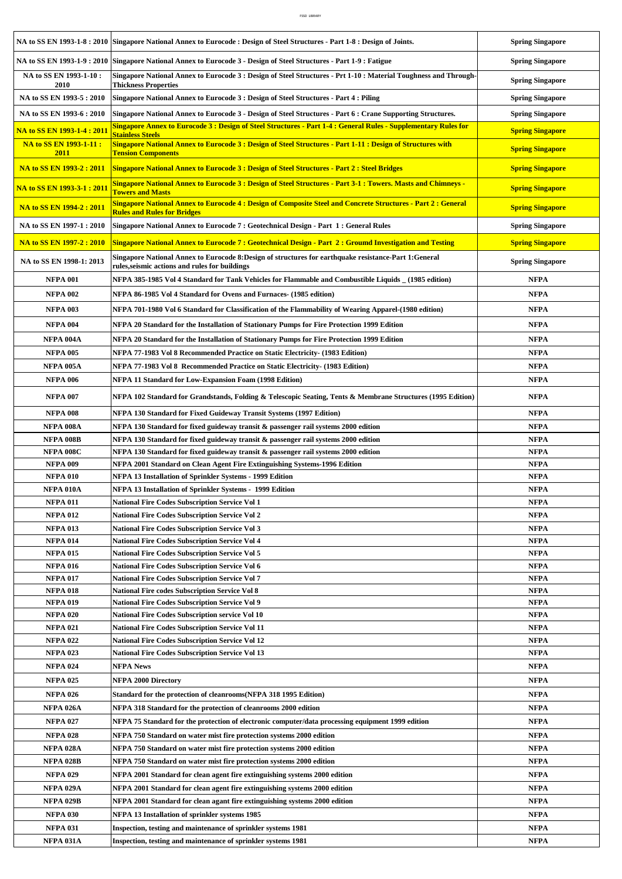| | | |
|---|---|---|
| NA to SS EN 1993-1-8 : 2010 | Singapore National Annex to Eurocode : Design of Steel Structures - Part 1-8 : Design of Joints. | Spring Singapore |
| NA to SS EN 1993-1-9 : 2010 | Singapore National Annex to Eurocode 3 - Design of Steel Structures - Part 1-9 : Fatigue | Spring Singapore |
| NA to SS EN 1993-1-10 : 2010 | Singapore National Annex to Eurocode 3 : Design of Steel Structures - Prt 1-10 : Material Toughness and Through-Thickness Properties | Spring Singapore |
| NA to SS EN 1993-5 : 2010 | Singapore National Annex to Eurocode 3 : Design of Steel Structures - Part 4 : Piling | Spring Singapore |
| NA to SS EN 1993-6 : 2010 | Singapore National Annex to Eurocode 3 - Design of Steel Structures - Part 6 : Crane Supporting Structures. | Spring Singapore |
| NA to SS EN 1993-1-4 : 2011 | Singapore Annex to Eurocode 3 : Design of Steel Structures - Part 1-4 : General Rules - Supplementary Rules for Stainless Steels | Spring Singapore |
| NA to SS EN 1993-1-11 : 2011 | Singapore National Annex to Eurocode 3 : Design of Steel Structures - Part 1-11 : Design of Structures with Tension Components | Spring Singapore |
| NA to SS EN 1993-2 : 2011 | Singapore National Annex to Eurocode 3 : Design of Steel Structures - Part 2 : Steel Bridges | Spring Singapore |
| NA to SS EN 1993-3-1 : 2011 | Singapore National Annex to Eurocode 3 : Design of Steel Structures - Part 3-1 : Towers. Masts and Chimneys - Towers and Masts | Spring Singapore |
| NA to SS EN 1994-2 : 2011 | Singapore National Annex to Eurocode 4 : Design of Composite Steel and Concrete Structures - Part 2 : General Rules and Rules for Bridges | Spring Singapore |
| NA to SS EN 1997-1 : 2010 | Singapore National Annex to Eurocode 7 : Geotechnical Design - Part 1 : General Rules | Spring Singapore |
| NA to SS EN 1997-2 : 2010 | Singapore National Annex to Eurocode 7 : Geotechnical Design - Part 2 : Groumd Investigation and Testing | Spring Singapore |
| NA to SS EN 1998-1: 2013 | Singapore National Annex to Eurocode 8:Design of structures for earthquake resistance-Part 1:General rules,seismic actions and rules for buildings | Spring Singapore |
| NFPA 001 | NFPA 385-1985 Vol 4 Standard for Tank Vehicles for Flammable and Combustible Liquids _ (1985 edition) | NFPA |
| NFPA 002 | NFPA 86-1985 Vol 4 Standard for Ovens and Furnaces- (1985 edition) | NFPA |
| NFPA 003 | NFPA 701-1980 Vol 6 Standard for Classification of the Flammability of Wearing Apparel-(1980 edition) | NFPA |
| NFPA 004 | NFPA 20 Standard for the Installation of Stationary Pumps for Fire Protection 1999 Edition | NFPA |
| NFPA 004A | NFPA 20 Standard for the Installation of Stationary Pumps for Fire Protection 1999 Edition | NFPA |
| NFPA 005 | NFPA 77-1983 Vol 8 Recommended Practice on Static Electricity- (1983 Edition) | NFPA |
| NFPA 005A | NFPA 77-1983 Vol 8 Recommended Practice on Static Electricity- (1983 Edition) | NFPA |
| NFPA 006 | NFPA 11 Standard for Low-Expansion Foam (1998 Edition) | NFPA |
| NFPA 007 | NFPA 102 Standard for Grandstands, Folding & Telescopic Seating, Tents & Membrane Structures (1995 Edition) | NFPA |
| NFPA 008 | NFPA 130 Standard for Fixed Guideway Transit Systems (1997 Edition) | NFPA |
| NFPA 008A | NFPA 130 Standard for fixed guideway transit & passenger rail systems 2000 edition | NFPA |
| NFPA 008B | NFPA 130 Standard for fixed guideway transit & passenger rail systems 2000 edition | NFPA |
| NFPA 008C | NFPA 130 Standard for fixed guideway transit & passenger rail systems 2000 edition | NFPA |
| NFPA 009 | NFPA 2001 Standard on Clean Agent Fire Extinguishing Systems-1996 Edition | NFPA |
| NFPA 010 | NFPA 13 Installation of Sprinkler Systems - 1999 Edition | NFPA |
| NFPA 010A | NFPA 13 Installation of Sprinkler Systems - 1999 Edition | NFPA |
| NFPA 011 | National Fire Codes Subscription Service Vol 1 | NFPA |
| NFPA 012 | National Fire Codes Subscription Service Vol 2 | NFPA |
| NFPA 013 | National Fire Codes Subscription Service Vol 3 | NFPA |
| NFPA 014 | National Fire Codes Subscription Service Vol 4 | NFPA |
| NFPA 015 | National Fire Codes Subscription Service Vol 5 | NFPA |
| NFPA 016 | National Fire Codes Subscription Service Vol 6 | NFPA |
| NFPA 017 | National Fire Codes Subscription Service Vol 7 | NFPA |
| NFPA 018 | National Fire codes Subscription Service Vol 8 | NFPA |
| NFPA 019 | National Fire Codes Subscription Service Vol 9 | NFPA |
| NFPA 020 | National Fire Codes Subscription service Vol 10 | NFPA |
| NFPA 021 | National Fire Codes Subscription Service Vol 11 | NFPA |
| NFPA 022 | National Fire Codes Subscription Service Vol 12 | NFPA |
| NFPA 023 | National Fire Codes Subscription Service Vol 13 | NFPA |
| NFPA 024 | NFPA News | NFPA |
| NFPA 025 | NFPA 2000 Directory | NFPA |
| NFPA 026 | Standard for the protection of cleanrooms(NFPA 318 1995 Edition) | NFPA |
| NFPA 026A | NFPA 318 Standard for the protection of cleanrooms 2000 edition | NFPA |
| NFPA 027 | NFPA 75 Standard for the protection of electronic computer/data processing equipment 1999 edition | NFPA |
| NFPA 028 | NFPA 750 Standard on water mist fire protection systems 2000 edition | NFPA |
| NFPA 028A | NFPA 750 Standard on water mist fire protection systems 2000 edition | NFPA |
| NFPA 028B | NFPA 750 Standard on water mist fire protection systems 2000 edition | NFPA |
| NFPA 029 | NFPA 2001 Standard for clean agent fire extinguishing systems 2000 edition | NFPA |
| NFPA 029A | NFPA 2001 Standard for clean agent fire extinguishing systems 2000 edition | NFPA |
| NFPA 029B | NFPA 2001 Standard for clean agant fire extinguishing systems 2000 edition | NFPA |
| NFPA 030 | NFPA 13 Installation of sprinkler systems 1985 | NFPA |
| NFPA 031 | Inspection, testing and maintenance of sprinkler systems 1981 | NFPA |
| NFPA 031A | Inspection, testing and maintenance of sprinkler systems 1981 | NFPA |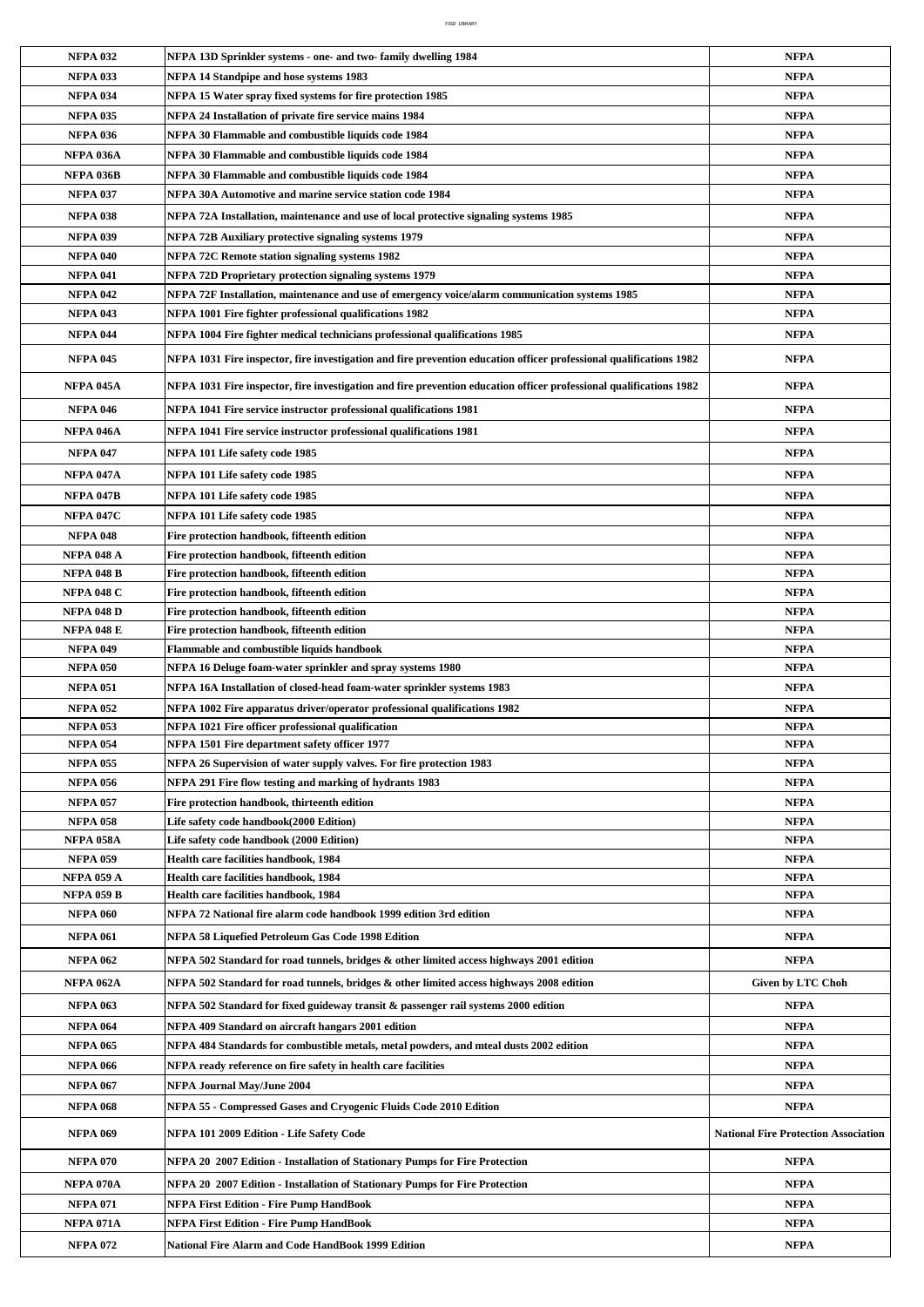| | | |
|---|---|---|
| **NFPA 032** | **NFPA 13D Sprinkler systems - one- and two- family dwelling 1984** | **NFPA** |
| **NFPA 033** | **NFPA 14 Standpipe and hose systems 1983** | **NFPA** |
| **NFPA 034** | **NFPA 15 Water spray fixed systems for fire protection 1985** | **NFPA** |
| **NFPA 035** | **NFPA 24 Installation of private fire service mains 1984** | **NFPA** |
| **NFPA 036** | **NFPA 30 Flammable and combustible liquids code 1984** | **NFPA** |
| **NFPA 036A** | **NFPA 30 Flammable and combustible liquids code 1984** | **NFPA** |
| **NFPA 036B** | **NFPA 30 Flammable and combustible liquids code 1984** | **NFPA** |
| **NFPA 037** | **NFPA 30A Automotive and marine service station code 1984** | **NFPA** |
| **NFPA 038** | **NFPA 72A Installation, maintenance and use of local protective signaling systems 1985** | **NFPA** |
| **NFPA 039** | **NFPA 72B Auxiliary protective signaling systems 1979** | **NFPA** |
| **NFPA 040** | **NFPA 72C Remote station signaling systems 1982** | **NFPA** |
| **NFPA 041** | **NFPA 72D Proprietary protection signaling systems 1979** | **NFPA** |
| **NFPA 042** | **NFPA 72F Installation, maintenance and use of emergency voice/alarm communication systems 1985** | **NFPA** |
| **NFPA 043** | **NFPA 1001 Fire fighter professional qualifications 1982** | **NFPA** |
| **NFPA 044** | **NFPA 1004 Fire fighter medical technicians professional qualifications 1985** | **NFPA** |
| **NFPA 045** | **NFPA 1031 Fire inspector, fire investigation and fire prevention education officer professional qualifications 1982** | **NFPA** |
| **NFPA 045A** | **NFPA 1031 Fire inspector, fire investigation and fire prevention education officer professional qualifications 1982** | **NFPA** |
| **NFPA 046** | **NFPA 1041 Fire service instructor professional qualifications 1981** | **NFPA** |
| **NFPA 046A** | **NFPA 1041 Fire service instructor professional qualifications 1981** | **NFPA** |
| **NFPA 047** | **NFPA 101 Life safety code 1985** | **NFPA** |
| **NFPA 047A** | **NFPA 101 Life safety code 1985** | **NFPA** |
| **NFPA 047B** | **NFPA 101 Life safety code 1985** | **NFPA** |
| **NFPA 047C** | **NFPA 101 Life safety code 1985** | **NFPA** |
| **NFPA 048** | **Fire protection handbook, fifteenth edition** | **NFPA** |
| **NFPA 048 A** | **Fire protection handbook, fifteenth edition** | **NFPA** |
| **NFPA 048 B** | **Fire protection handbook, fifteenth edition** | **NFPA** |
| **NFPA 048 C** | **Fire protection handbook, fifteenth edition** | **NFPA** |
| **NFPA 048 D** | **Fire protection handbook, fifteenth edition** | **NFPA** |
| **NFPA 048 E** | **Fire protection handbook, fifteenth edition** | **NFPA** |
| **NFPA 049** | **Flammable and combustible liquids handbook** | **NFPA** |
| **NFPA 050** | **NFPA 16 Deluge foam-water sprinkler and spray systems 1980** | **NFPA** |
| **NFPA 051** | **NFPA 16A Installation of closed-head foam-water sprinkler systems 1983** | **NFPA** |
| **NFPA 052** | **NFPA 1002 Fire apparatus driver/operator professional qualifications 1982** | **NFPA** |
| **NFPA 053** | **NFPA 1021 Fire officer professional qualification** | **NFPA** |
| **NFPA 054** | **NFPA 1501 Fire department safety officer 1977** | **NFPA** |
| **NFPA 055** | **NFPA 26 Supervision of water supply valves. For fire protection 1983** | **NFPA** |
| **NFPA 056** | **NFPA 291 Fire flow testing and marking of hydrants 1983** | **NFPA** |
| **NFPA 057** | **Fire protection handbook, thirteenth edition** | **NFPA** |
| **NFPA 058** | **Life safety code handbook(2000 Edition)** | **NFPA** |
| **NFPA 058A** | **Life safety code handbook (2000 Edition)** | **NFPA** |
| **NFPA 059** | **Health care facilities handbook, 1984** | **NFPA** |
| **NFPA 059 A** | **Health care facilities handbook, 1984** | **NFPA** |
| **NFPA 059 B** | **Health care facilities handbook, 1984** | **NFPA** |
| **NFPA 060** | **NFPA 72 National fire alarm code handbook 1999 edition 3rd edition** | **NFPA** |
| **NFPA 061** | **NFPA 58 Liquefied Petroleum Gas Code 1998 Edition** | **NFPA** |
| **NFPA 062** | **NFPA 502 Standard for road tunnels, bridges & other limited access highways 2001 edition** | **NFPA** |
| **NFPA 062A** | **NFPA 502 Standard for road tunnels, bridges & other limited access highways 2008 edition** | **Given by LTC Choh** |
| **NFPA 063** | **NFPA 502 Standard for fixed guideway transit & passenger rail systems 2000 edition** | **NFPA** |
| **NFPA 064** | **NFPA 409 Standard on aircraft hangars 2001 edition** | **NFPA** |
| **NFPA 065** | **NFPA 484 Standards for combustible metals, metal powders, and mteal dusts 2002 edition** | **NFPA** |
| **NFPA 066** | **NFPA ready reference on fire safety in health care facilities** | **NFPA** |
| **NFPA 067** | **NFPA Journal May/June 2004** | **NFPA** |
| **NFPA 068** | **NFPA 55 - Compressed Gases and Cryogenic Fluids Code 2010 Edition** | **NFPA** |
| **NFPA 069** | **NFPA 101 2009 Edition - Life Safety Code** | **National Fire Protection Association** |
| **NFPA 070** | **NFPA 20 2007 Edition - Installation of Stationary Pumps for Fire Protection** | **NFPA** |
| **NFPA 070A** | **NFPA 20 2007 Edition - Installation of Stationary Pumps for Fire Protection** | **NFPA** |
| **NFPA 071** | **NFPA First Edition - Fire Pump HandBook** | **NFPA** |
| **NFPA 071A** | **NFPA First Edition - Fire Pump HandBook** | **NFPA** |
| **NFPA 072** | **National Fire Alarm and Code HandBook 1999 Edition** | **NFPA** |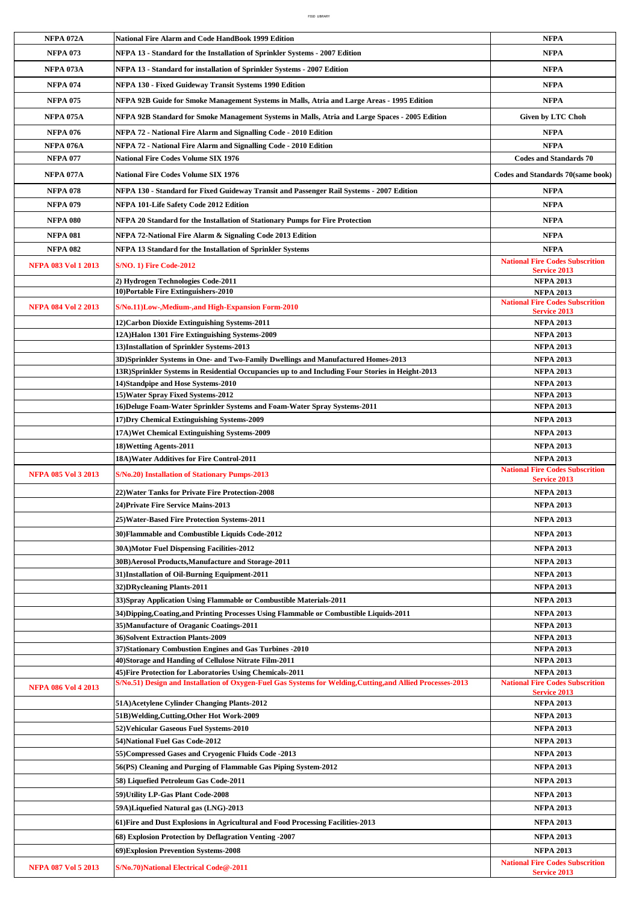| NFPA 072A | National Fire Alarm and Code HandBook 1999 Edition | NFPA |
|---|---|---|
| NFPA 073 | NFPA 13 - Standard for the Installation of Sprinkler Systems - 2007 Edition | NFPA |
| NFPA 073A | NFPA 13 - Standard for installation of Sprinkler Systems - 2007 Edition | NFPA |
| NFPA 074 | NFPA 130 - Fixed Guideway Transit Systems 1990 Edition | NFPA |
| NFPA 075 | NFPA 92B Guide for Smoke Management Systems in Malls, Atria and Large Areas - 1995 Edition | NFPA |
| NFPA 075A | NFPA 92B Standard for Smoke Management Systems in Malls, Atria and Large Spaces - 2005 Edition | Given by LTC Choh |
| NFPA 076 | NFPA 72 - National Fire Alarm and Signalling Code - 2010 Edition | NFPA |
| NFPA 076A | NFPA 72 - National Fire Alarm and Signalling Code - 2010 Edition | NFPA |
| NFPA 077 | National Fire Codes Volume SIX 1976 | Codes and Standards 70 |
| NFPA 077A | National Fire Codes Volume SIX 1976 | Codes and Standards 70(same book) |
| NFPA 078 | NFPA 130 - Standard for Fixed Guideway Transit and Passenger Rail Systems - 2007 Edition | NFPA |
| NFPA 079 | NFPA 101-Life Safety Code 2012 Edition | NFPA |
| NFPA 080 | NFPA 20 Standard for the Installation of Stationary Pumps for Fire Protection | NFPA |
| NFPA 081 | NFPA 72-National Fire Alarm & Signaling Code 2013 Edition | NFPA |
| NFPA 082 | NFPA 13 Standard for the Installation of Sprinkler Systems | NFPA |
| NFPA 083 Vol 1 2013 | S/NO. 1) Fire Code-2012 | National Fire Codes Subscription Service 2013 |
| | 2) Hydrogen Technologies Code-2011 | NFPA 2013 |
| | 10)Portable Fire Extinguishers-2010 | NFPA 2013 |
| NFPA 084 Vol 2 2013 | S/No.11)Low-,Medium-,and High-Expansion Form-2010 | National Fire Codes Subscription Service 2013 |
| | 12)Carbon Dioxide Extinguishing Systems-2011 | NFPA 2013 |
| | 12A)Halon 1301 Fire Extinguishing Systems-2009 | NFPA 2013 |
| | 13)Installation of Sprinkler Systems-2013 | NFPA 2013 |
| | 3D)Sprinkler Systems in One- and Two-Family Dwellings and Manufactured Homes-2013 | NFPA 2013 |
| | 13R)Sprinkler Systems in Residential Occupancies up to and Including Four Stories in Height-2013 | NFPA 2013 |
| | 14)Standpipe and Hose Systems-2010 | NFPA 2013 |
| | 15)Water Spray Fixed Systems-2012 | NFPA 2013 |
| | 16)Deluge Foam-Water Sprinkler Systems and Foam-Water Spray Systems-2011 | NFPA 2013 |
| | 17)Dry Chemical Extinguishing Systems-2009 | NFPA 2013 |
| | 17A)Wet Chemical Extinguishing Systems-2009 | NFPA 2013 |
| | 18)Wetting Agents-2011 | NFPA 2013 |
| | 18A)Water Additives for Fire Control-2011 | NFPA 2013 |
| NFPA 085 Vol 3 2013 | S/No.20) Installation of Stationary Pumps-2013 | National Fire Codes Subscription Service 2013 |
| | 22)Water Tanks for Private Fire Protection-2008 | NFPA 2013 |
| | 24)Private Fire Service Mains-2013 | NFPA 2013 |
| | 25)Water-Based Fire Protection Systems-2011 | NFPA 2013 |
| | 30)Flammable and Combustible Liquids Code-2012 | NFPA 2013 |
| | 30A)Motor Fuel Dispensing Facilities-2012 | NFPA 2013 |
| | 30B)Aerosol Products,Manufacture and Storage-2011 | NFPA 2013 |
| | 31)Installation of Oil-Burning Equipment-2011 | NFPA 2013 |
| | 32)DRycleaning Plants-2011 | NFPA 2013 |
| | 33)Spray Application Using Flammable or Combustible Materials-2011 | NFPA 2013 |
| | 34)Dipping,Coating,and Printing Processes Using Flammable or Combustible Liquids-2011 | NFPA 2013 |
| | 35)Manufacture of Oraganic Coatings-2011 | NFPA 2013 |
| | 36)Solvent Extraction Plants-2009 | NFPA 2013 |
| | 37)Stationary Combustion Engines and Gas Turbines -2010 | NFPA 2013 |
| | 40)Storage and Handing of Cellulose Nitrate Film-2011 | NFPA 2013 |
| | 45)Fire Protection for Laboratories Using Chemicals-2011 | NFPA 2013 |
| NFPA 086 Vol 4 2013 | S/No.51) Design and Installation of Oxygen-Fuel Gas Systems for Welding,Cutting,and Allied Processes-2013 | National Fire Codes Subscription Service 2013 |
| | 51A)Acetylene Cylinder Changing Plants-2012 | NFPA 2013 |
| | 51B)Welding,Cutting,Other Hot Work-2009 | NFPA 2013 |
| | 52)Vehicular Gaseous Fuel Systems-2010 | NFPA 2013 |
| | 54)National Fuel Gas Code-2012 | NFPA 2013 |
| | 55)Compressed Gases and Cryogenic Fluids Code -2013 | NFPA 2013 |
| | 56(PS) Cleaning and Purging of Flammable Gas Piping System-2012 | NFPA 2013 |
| | 58) Liquefied Petroleum Gas Code-2011 | NFPA 2013 |
| | 59)Utility LP-Gas Plant Code-2008 | NFPA 2013 |
| | 59A)Liquefied Natural gas (LNG)-2013 | NFPA 2013 |
| | 61)Fire and Dust Explosions in Agricultural and Food Processing Facilities-2013 | NFPA 2013 |
| | 68) Explosion Protection by Deflagration Venting -2007 | NFPA 2013 |
| | 69)Explosion Prevention Systems-2008 | NFPA 2013 |
| NFPA 087 Vol 5 2013 | S/No.70)National Electrical Code@-2011 | National Fire Codes Subscription Service 2013 |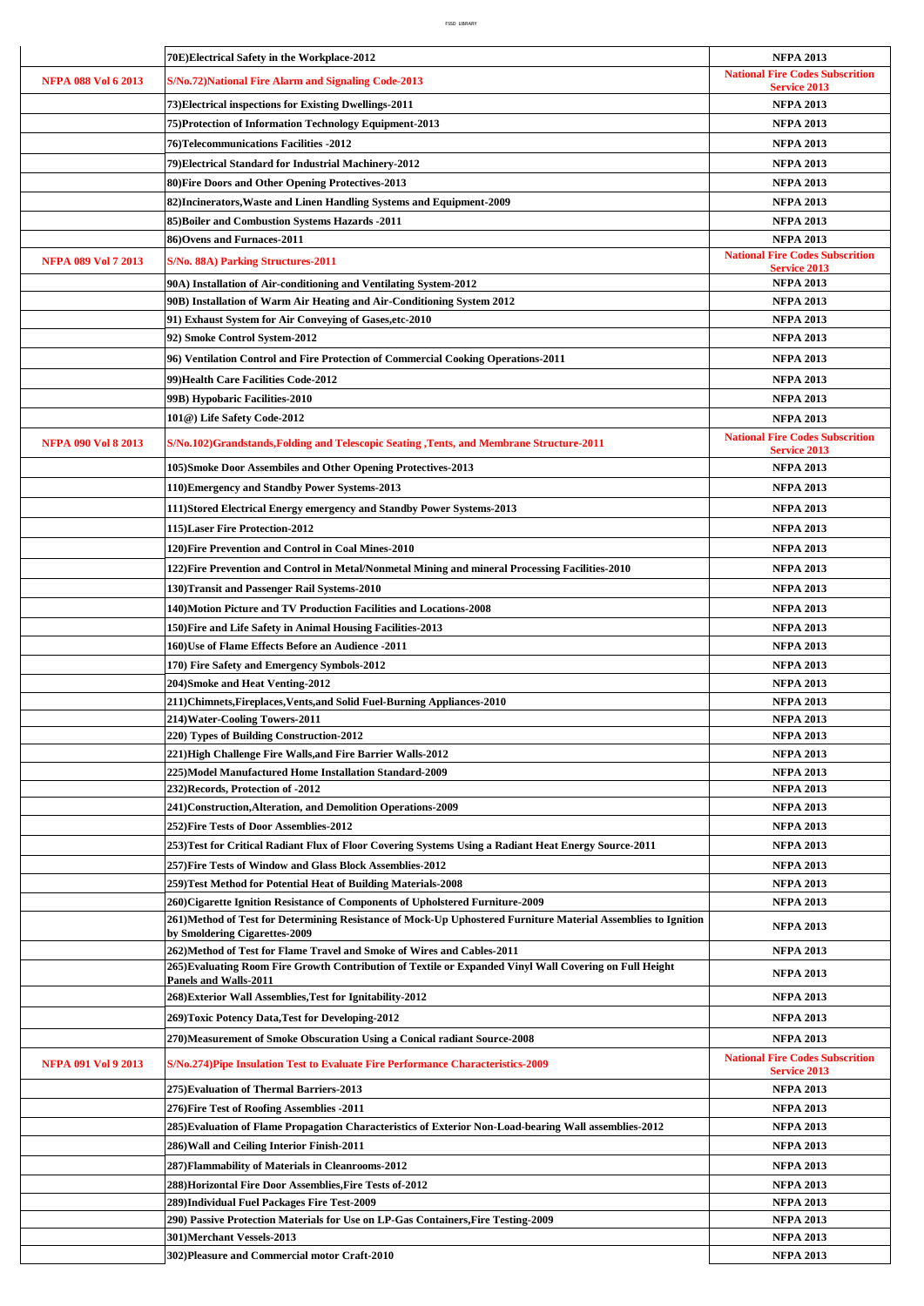| | | |
|---|---|---|
| | 70E)Electrical Safety in the Workplace-2012 | NFPA 2013 |
| NFPA 088 Vol 6 2013 | S/No.72)National Fire Alarm and Signaling Code-2013 | National Fire Codes Subscrition Service 2013 |
| | 73)Electrical inspections for Existing Dwellings-2011 | NFPA 2013 |
| | 75)Protection of Information Technology Equipment-2013 | NFPA 2013 |
| | 76)Telecommunications Facilities -2012 | NFPA 2013 |
| | 79)Electrical Standard for Industrial Machinery-2012 | NFPA 2013 |
| | 80)Fire Doors and Other Opening Protectives-2013 | NFPA 2013 |
| | 82)Incinerators,Waste and Linen Handling Systems and Equipment-2009 | NFPA 2013 |
| | 85)Boiler and Combustion Systems Hazards -2011 | NFPA 2013 |
| | 86)Ovens and Furnaces-2011 | NFPA 2013 |
| NFPA 089 Vol 7 2013 | S/No. 88A) Parking Structures-2011 | National Fire Codes Subscrition Service 2013 |
| | 90A) Installation of Air-conditioning and Ventilating System-2012 | NFPA 2013 |
| | 90B) Installation of Warm Air Heating and Air-Conditioning System 2012 | NFPA 2013 |
| | 91) Exhaust System for Air Conveying of Gases,etc-2010 | NFPA 2013 |
| | 92) Smoke Control System-2012 | NFPA 2013 |
| | 96) Ventilation Control and Fire Protection of Commercial Cooking Operations-2011 | NFPA 2013 |
| | 99)Health Care Facilities Code-2012 | NFPA 2013 |
| | 99B) Hypobaric Facilities-2010 | NFPA 2013 |
| | 101@) Life Safety Code-2012 | NFPA 2013 |
| NFPA 090 Vol 8 2013 | S/No.102)Grandstands,Folding and Telescopic Seating ,Tents, and Membrane Structure-2011 | National Fire Codes Subscrition Service 2013 |
| | 105)Smoke Door Assembiles and Other Opening Protectives-2013 | NFPA 2013 |
| | 110)Emergency and Standby Power Systems-2013 | NFPA 2013 |
| | 111)Stored Electrical Energy emergency and Standby Power Systems-2013 | NFPA 2013 |
| | 115)Laser Fire Protection-2012 | NFPA 2013 |
| | 120)Fire Prevention and Control in Coal Mines-2010 | NFPA 2013 |
| | 122)Fire Prevention and Control in Metal/Nonmetal Mining and mineral Processing Facilities-2010 | NFPA 2013 |
| | 130)Transit and Passenger Rail Systems-2010 | NFPA 2013 |
| | 140)Motion Picture and TV Production Facilities and Locations-2008 | NFPA 2013 |
| | 150)Fire and Life Safety in Animal Housing Facilities-2013 | NFPA 2013 |
| | 160)Use of Flame Effects Before an Audience -2011 | NFPA 2013 |
| | 170) Fire Safety and Emergency Symbols-2012 | NFPA 2013 |
| | 204)Smoke and Heat Venting-2012 | NFPA 2013 |
| | 211)Chimnets,Fireplaces,Vents,and Solid Fuel-Burning Appliances-2010 | NFPA 2013 |
| | 214)Water-Cooling Towers-2011 | NFPA 2013 |
| | 220) Types of Building Construction-2012 | NFPA 2013 |
| | 221)High Challenge Fire Walls,and Fire Barrier Walls-2012 | NFPA 2013 |
| | 225)Model Manufactured Home Installation Standard-2009 | NFPA 2013 |
| | 232)Records, Protection of -2012 | NFPA 2013 |
| | 241)Construction,Alteration, and Demolition Operations-2009 | NFPA 2013 |
| | 252)Fire Tests of Door Assemblies-2012 | NFPA 2013 |
| | 253)Test for Critical Radiant Flux of Floor Covering Systems Using a Radiant Heat Energy Source-2011 | NFPA 2013 |
| | 257)Fire Tests of Window and Glass Block Assemblies-2012 | NFPA 2013 |
| | 259)Test Method for Potential Heat of Building Materials-2008 | NFPA 2013 |
| | 260)Cigarette Ignition Resistance of Components of Upholstered Furniture-2009 | NFPA 2013 |
| | 261)Method of Test for Determining Resistance of Mock-Up Uphostered Furniture Material Assemblies to Ignition by Smoldering Cigarettes-2009 | NFPA 2013 |
| | 262)Method of Test for Flame Travel and Smoke of Wires and Cables-2011 | NFPA 2013 |
| | 265)Evaluating Room Fire Growth Contribution of Textile or Expanded Vinyl Wall Covering on Full Height Panels and Walls-2011 | NFPA 2013 |
| | 268)Exterior Wall Assemblies,Test for Ignitability-2012 | NFPA 2013 |
| | 269)Toxic Potency Data,Test for Developing-2012 | NFPA 2013 |
| | 270)Measurement of Smoke Obscuration Using a Conical radiant Source-2008 | NFPA 2013 |
| NFPA 091 Vol 9 2013 | S/No.274)Pipe Insulation Test to Evaluate Fire Performance Characteristics-2009 | National Fire Codes Subscrition Service 2013 |
| | 275)Evaluation of Thermal Barriers-2013 | NFPA 2013 |
| | 276)Fire Test of Roofing Assemblies -2011 | NFPA 2013 |
| | 285)Evaluation of Flame Propagation Characteristics of Exterior Non-Load-bearing Wall assemblies-2012 | NFPA 2013 |
| | 286)Wall and Ceiling Interior Finish-2011 | NFPA 2013 |
| | 287)Flammability of Materials in Cleanrooms-2012 | NFPA 2013 |
| | 288)Horizontal Fire Door Assemblies,Fire Tests of-2012 | NFPA 2013 |
| | 289)Individual Fuel Packages Fire Test-2009 | NFPA 2013 |
| | 290) Passive Protection Materials for Use on LP-Gas Containers,Fire Testing-2009 | NFPA 2013 |
| | 301)Merchant Vessels-2013 | NFPA 2013 |
| | 302)Pleasure and Commercial motor Craft-2010 | NFPA 2013 |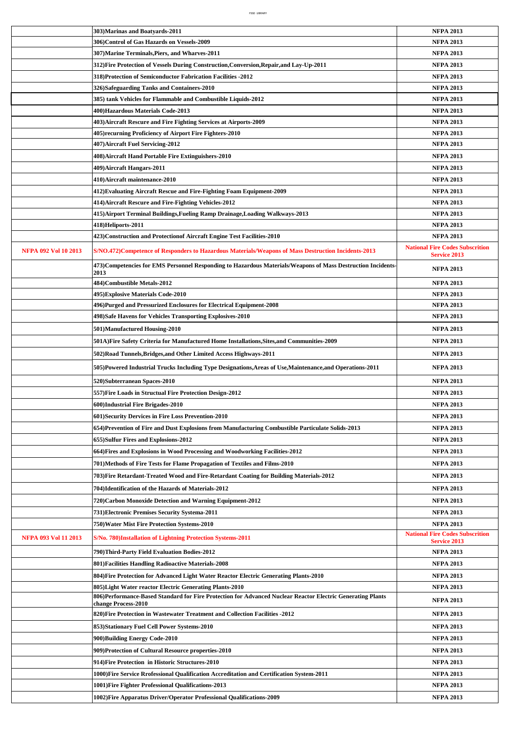| | | |
|---|---|---|
| | 303)Marinas and Boatyards-2011 | NFPA 2013 |
| | 306)Control of Gas Hazards on Vessels-2009 | NFPA 2013 |
| | 307)Marine Terminals,Piers, and Wharves-2011 | NFPA 2013 |
| | 312)Fire Protection of Vessels During Construction,Conversion,Repair,and Lay-Up-2011 | NFPA 2013 |
| | 318)Protection of Semiconductor Fabrication Facilities -2012 | NFPA 2013 |
| | 326)Safeguarding Tanks and Containers-2010 | NFPA 2013 |
| | 385) tank Vehicles for Flammable and Combustible Liquids-2012 | NFPA 2013 |
| | 400)Hazardous Materials Code-2013 | NFPA 2013 |
| | 403)Aircraft Rescue and Fire Fighting Services at Airports-2009 | NFPA 2013 |
| | 405)recurning Proficiency of Airport Fire Fighters-2010 | NFPA 2013 |
| | 407)Aircraft Fuel Servicing-2012 | NFPA 2013 |
| | 408)Aircraft Hand Portable Fire Extinguishers-2010 | NFPA 2013 |
| | 409)Aircraft Hangars-2011 | NFPA 2013 |
| | 410)Aircraft maintenance-2010 | NFPA 2013 |
| | 412)Evaluating Aircraft Rescue and Fire-Fighting Foam Equipment-2009 | NFPA 2013 |
| | 414)Aircraft Rescue and Fire-Fighting Vehicles-2012 | NFPA 2013 |
| | 415)Airport Terminal Buildings,Fueling Ramp Drainage,Loading Walkways-2013 | NFPA 2013 |
| | 418)Heliports-2011 | NFPA 2013 |
| | 423)Construction and Protectionof Aircraft Engine Test Facilities-2010 | NFPA 2013 |
| NFPA 092 Vol 10 2013 | S/NO.472)Competence of Responders to Hazardous Materials/Weapons of Mass Destruction Incidents-2013 | National Fire Codes Subscrition Service 2013 |
| | 473)Competencies for EMS Personnel Responding to Hazardous Materials/Weapons of Mass Destruction Incidents-2013 | NFPA 2013 |
| | 484)Combustible Metals-2012 | NFPA 2013 |
| | 495)Explosive Materials Code-2010 | NFPA 2013 |
| | 496)Purged and Pressurized Enclosures for Electrical Equipment-2008 | NFPA 2013 |
| | 498)Safe Havens for Vehicles Transporting Explosives-2010 | NFPA 2013 |
| | 501)Manufactured Housing-2010 | NFPA 2013 |
| | 501A)Fire Safety Criteria for Manufactured Home Installations,Sites,and Communities-2009 | NFPA 2013 |
| | 502)Road Tunnels,Bridges,and Other Limited Access Highways-2011 | NFPA 2013 |
| | 505)Powered Industrial Trucks Including Type Designations,Areas of Use,Maintenance,and Operations-2011 | NFPA 2013 |
| | 520)Subterranean Spaces-2010 | NFPA 2013 |
| | 557)Fire Loads in Structual Fire Protection Design-2012 | NFPA 2013 |
| | 600)Industrial Fire Brigades-2010 | NFPA 2013 |
| | 601)Security Dervices in Fire Loss Prevention-2010 | NFPA 2013 |
| | 654)Prevention of Fire and Dust Explosions from Manufacturing Combustible Particulate Solids-2013 | NFPA 2013 |
| | 655)Sulfur Fires and Explosions-2012 | NFPA 2013 |
| | 664)Fires and Explosions in Wood Processing and Woodworking Facilities-2012 | NFPA 2013 |
| | 701)Methods of Fire Tests for Flame Propagation of Textiles and Films-2010 | NFPA 2013 |
| | 703)Fire Retardant-Treated Wood and Fire-Retardant Coating for Building Materials-2012 | NFPA 2013 |
| | 704)Identification of the Hazards of Materials-2012 | NFPA 2013 |
| | 720)Carbon Monoxide Detection and Warning Equipment-2012 | NFPA 2013 |
| | 731)Electronic Premises Security Systema-2011 | NFPA 2013 |
| | 750)Water Mist Fire Protection Systems-2010 | NFPA 2013 |
| NFPA 093 Vol 11 2013 | S/No. 780)Installation of Lightning Protection Systems-2011 | National Fire Codes Subscrition Service 2013 |
| | 790)Third-Party Field Evaluation Bodies-2012 | NFPA 2013 |
| | 801)Facilities Handling Radioactive Materials-2008 | NFPA 2013 |
| | 804)Fire Protection for Advanced Light Water Reactor Electric Generating Plants-2010 | NFPA 2013 |
| | 805)Light Water reactor Electric Generating Plants-2010 | NFPA 2013 |
| | 806)Performance-Based Standard for Fire Protection for Advanced Nuclear Reactor Electric Generating Plants change Process-2010 | NFPA 2013 |
| | 820)Fire Protection in Wastewater Treatment and Collection Facilities -2012 | NFPA 2013 |
| | 853)Stationary Fuel Cell Power Systems-2010 | NFPA 2013 |
| | 900)Building Energy Code-2010 | NFPA 2013 |
| | 909)Protection of Cultural Resource properties-2010 | NFPA 2013 |
| | 914)Fire Protection in Historic Structures-2010 | NFPA 2013 |
| | 1000)Fire Service Rrofessional Qualification Accreditation and Certification System-2011 | NFPA 2013 |
| | 1001)Fire Fighter Professional Qualifications-2013 | NFPA 2013 |
| | 1002)Fire Apparatus Driver/Operator Professional Qualifications-2009 | NFPA 2013 |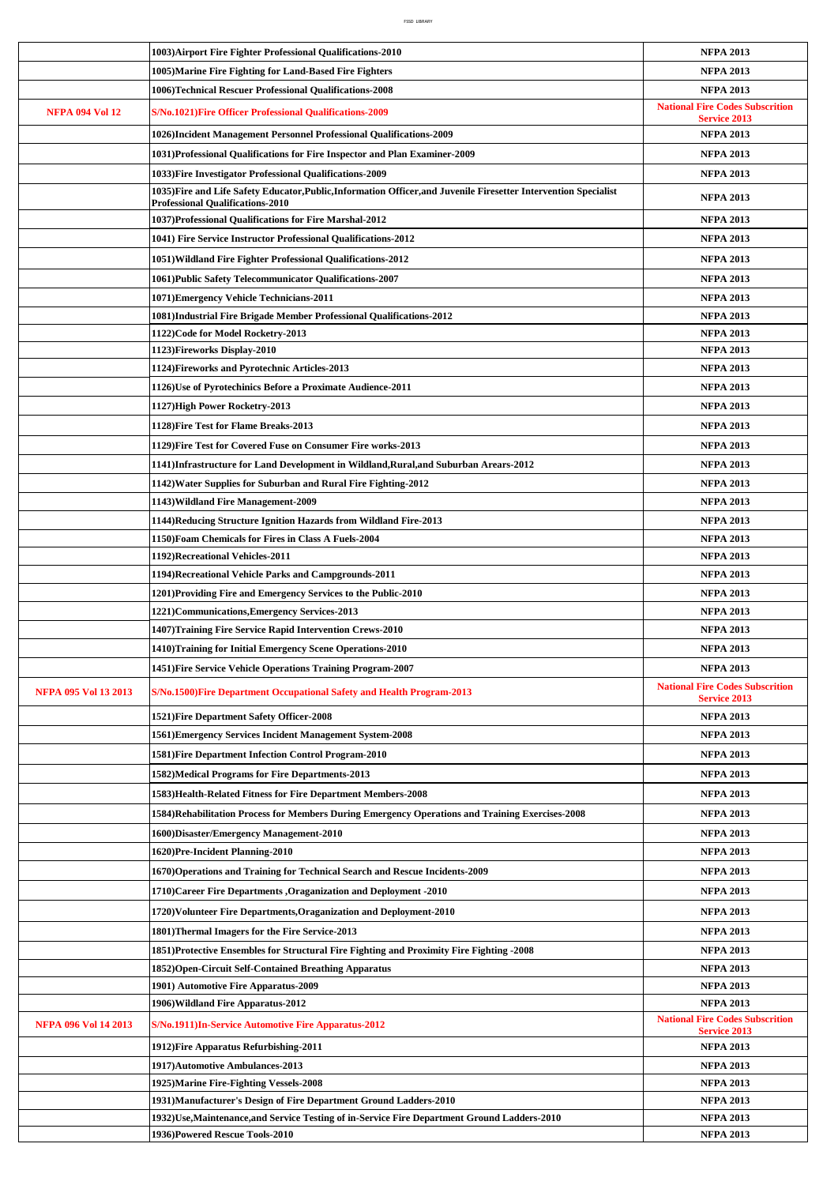| | | |
|---|---|---|
| | 1003)Airport Fire Fighter Professional Qualifications-2010 | NFPA 2013 |
| | 1005)Marine Fire Fighting for Land-Based Fire Fighters | NFPA 2013 |
| | 1006)Technical Rescuer Professional Qualifications-2008 | NFPA 2013 |
| NFPA 094 Vol 12 | S/No.1021)Fire Officer Professional Qualifications-2009 | National Fire Codes Subscrition Service 2013 |
| | 1026)Incident Management Personnel Professional Qualifications-2009 | NFPA 2013 |
| | 1031)Professional Qualifications for Fire Inspector and Plan Examiner-2009 | NFPA 2013 |
| | 1033)Fire Investigator Professional Qualifications-2009 | NFPA 2013 |
| | 1035)Fire and Life Safety Educator,Public,Information Officer,and Juvenile Firesetter Intervention Specialist Professional Qualifications-2010 | NFPA 2013 |
| | 1037)Professional Qualifications for Fire Marshal-2012 | NFPA 2013 |
| | 1041) Fire Service Instructor Professional Qualifications-2012 | NFPA 2013 |
| | 1051)Wildland Fire Fighter Professional Qualifications-2012 | NFPA 2013 |
| | 1061)Public Safety Telecommunicator Qualifications-2007 | NFPA 2013 |
| | 1071)Emergency Vehicle Technicians-2011 | NFPA 2013 |
| | 1081)Industrial Fire Brigade Member Professional Qualifications-2012 | NFPA 2013 |
| | 1122)Code for Model Rocketry-2013 | NFPA 2013 |
| | 1123)Fireworks Display-2010 | NFPA 2013 |
| | 1124)Fireworks and Pyrotechnic Articles-2013 | NFPA 2013 |
| | 1126)Use of Pyrotechinics Before a Proximate Audience-2011 | NFPA 2013 |
| | 1127)High Power Rocketry-2013 | NFPA 2013 |
| | 1128)Fire Test for Flame Breaks-2013 | NFPA 2013 |
| | 1129)Fire Test for Covered Fuse on Consumer Fire works-2013 | NFPA 2013 |
| | 1141)Infrastructure for Land Development in Wildland,Rural,and Suburban Arears-2012 | NFPA 2013 |
| | 1142)Water Supplies for Suburban and Rural Fire Fighting-2012 | NFPA 2013 |
| | 1143)Wildland Fire Management-2009 | NFPA 2013 |
| | 1144)Reducing Structure Ignition Hazards from Wildland Fire-2013 | NFPA 2013 |
| | 1150)Foam Chemicals for Fires in Class A Fuels-2004 | NFPA 2013 |
| | 1192)Recreational Vehicles-2011 | NFPA 2013 |
| | 1194)Recreational Vehicle Parks and Campgrounds-2011 | NFPA 2013 |
| | 1201)Providing Fire and Emergency Services to the Public-2010 | NFPA 2013 |
| | 1221)Communications,Emergency Services-2013 | NFPA 2013 |
| | 1407)Training Fire Service Rapid Intervention Crews-2010 | NFPA 2013 |
| | 1410)Training for Initial Emergency Scene Operations-2010 | NFPA 2013 |
| | 1451)Fire Service Vehicle Operations Training Program-2007 | NFPA 2013 |
| NFPA 095 Vol 13 2013 | S/No.1500)Fire Department Occupational Safety and Health Program-2013 | National Fire Codes Subscrition Service 2013 |
| | 1521)Fire Department Safety Officer-2008 | NFPA 2013 |
| | 1561)Emergency Services Incident Management System-2008 | NFPA 2013 |
| | 1581)Fire Department Infection Control Program-2010 | NFPA 2013 |
| | 1582)Medical Programs for Fire Departments-2013 | NFPA 2013 |
| | 1583)Health-Related Fitness for Fire Department Members-2008 | NFPA 2013 |
| | 1584)Rehabilitation Process for Members During Emergency Operations and Training Exercises-2008 | NFPA 2013 |
| | 1600)Disaster/Emergency Management-2010 | NFPA 2013 |
| | 1620)Pre-Incident Planning-2010 | NFPA 2013 |
| | 1670)Operations and Training for Technical Search and Rescue Incidents-2009 | NFPA 2013 |
| | 1710)Career Fire Departments ,Oraganization and Deployment -2010 | NFPA 2013 |
| | 1720)Volunteer Fire Departments,Oraganization and Deployment-2010 | NFPA 2013 |
| | 1801)Thermal Imagers for the Fire Service-2013 | NFPA 2013 |
| | 1851)Protective Ensembles for Structural Fire Fighting and Proximity Fire Fighting -2008 | NFPA 2013 |
| | 1852)Open-Circuit Self-Contained Breathing Apparatus | NFPA 2013 |
| | 1901) Automotive Fire Apparatus-2009 | NFPA 2013 |
| | 1906)Wildland Fire Apparatus-2012 | NFPA 2013 |
| NFPA 096 Vol 14 2013 | S/No.1911)In-Service Automotive Fire Apparatus-2012 | National Fire Codes Subscrition Service 2013 |
| | 1912)Fire Apparatus Refurbishing-2011 | NFPA 2013 |
| | 1917)Automotive Ambulances-2013 | NFPA 2013 |
| | 1925)Marine Fire-Fighting Vessels-2008 | NFPA 2013 |
| | 1931)Manufacturer's Design of Fire Department Ground Ladders-2010 | NFPA 2013 |
| | 1932)Use,Maintenance,and Service Testing of in-Service Fire Department Ground Ladders-2010 | NFPA 2013 |
| | 1936)Powered Rescue Tools-2010 | NFPA 2013 |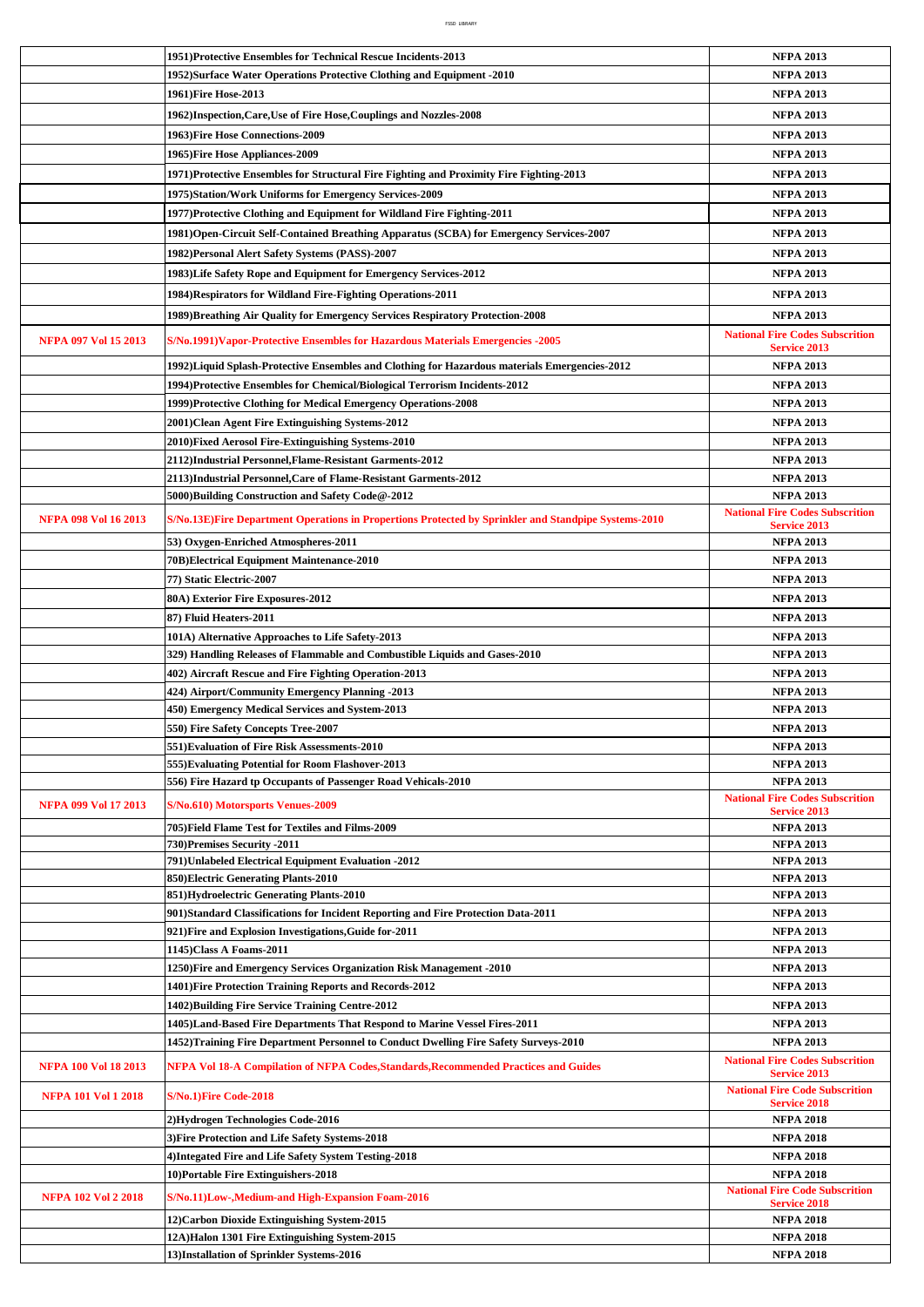| | | |
|---|---|---|
| | 1951)Protective Ensembles for Technical Rescue Incidents-2013 | NFPA 2013 |
| | 1952)Surface Water Operations Protective Clothing and Equipment -2010 | NFPA 2013 |
| | 1961)Fire Hose-2013 | NFPA 2013 |
| | 1962)Inspection,Care,Use of Fire Hose,Couplings and Nozzles-2008 | NFPA 2013 |
| | 1963)Fire Hose Connections-2009 | NFPA 2013 |
| | 1965)Fire Hose Appliances-2009 | NFPA 2013 |
| | 1971)Protective Ensembles for Structural Fire Fighting and Proximity Fire Fighting-2013 | NFPA 2013 |
| | 1975)Station/Work Uniforms for Emergency Services-2009 | NFPA 2013 |
| | 1977)Protective Clothing and Equipment for Wildland Fire Fighting-2011 | NFPA 2013 |
| | 1981)Open-Circuit Self-Contained Breathing Apparatus (SCBA) for Emergency Services-2007 | NFPA 2013 |
| | 1982)Personal Alert Safety Systems (PASS)-2007 | NFPA 2013 |
| | 1983)Life Safety Rope and Equipment for Emergency Services-2012 | NFPA 2013 |
| | 1984)Respirators for Wildland Fire-Fighting Operations-2011 | NFPA 2013 |
| | 1989)Breathing Air Quality for Emergency Services Respiratory Protection-2008 | NFPA 2013 |
| NFPA 097 Vol 15 2013 | S/No.1991)Vapor-Protective Ensembles for Hazardous Materials Emergencies -2005 | National Fire Codes Subscription Service 2013 |
| | 1992)Liquid Splash-Protective Ensembles and Clothing for Hazardous materials Emergencies-2012 | NFPA 2013 |
| | 1994)Protective Ensembles for Chemical/Biological Terrorism Incidents-2012 | NFPA 2013 |
| | 1999)Protective Clothing for Medical Emergency Operations-2008 | NFPA 2013 |
| | 2001)Clean Agent Fire Extinguishing Systems-2012 | NFPA 2013 |
| | 2010)Fixed Aerosol Fire-Extinguishing Systems-2010 | NFPA 2013 |
| | 2112)Industrial Personnel,Flame-Resistant Garments-2012 | NFPA 2013 |
| | 2113)Industrial Personnel,Care of Flame-Resistant Garments-2012 | NFPA 2013 |
| | 5000)Building Construction and Safety Code@-2012 | NFPA 2013 |
| NFPA 098 Vol 16 2013 | S/No.13E)Fire Department Operations in Propertions Protected by Sprinkler and Standpipe Systems-2010 | National Fire Codes Subscription Service 2013 |
| | 53) Oxygen-Enriched Atmospheres-2011 | NFPA 2013 |
| | 70B)Electrical Equipment Maintenance-2010 | NFPA 2013 |
| | 77) Static Electric-2007 | NFPA 2013 |
| | 80A) Exterior Fire Exposures-2012 | NFPA 2013 |
| | 87) Fluid Heaters-2011 | NFPA 2013 |
| | 101A) Alternative Approaches to Life Safety-2013 | NFPA 2013 |
| | 329) Handling Releases of Flammable and Combustible Liquids and Gases-2010 | NFPA 2013 |
| | 402) Aircraft Rescue and Fire Fighting Operation-2013 | NFPA 2013 |
| | 424) Airport/Community Emergency Planning -2013 | NFPA 2013 |
| | 450) Emergency Medical Services and System-2013 | NFPA 2013 |
| | 550) Fire Safety Concepts Tree-2007 | NFPA 2013 |
| | 551)Evaluation of Fire Risk Assessments-2010 | NFPA 2013 |
| | 555)Evaluating Potential for Room Flashover-2013 | NFPA 2013 |
| | 556) Fire Hazard tp Occupants of Passenger Road Vehicals-2010 | NFPA 2013 |
| NFPA 099 Vol 17 2013 | S/No.610) Motorsports Venues-2009 | National Fire Codes Subscription Service 2013 |
| | 705)Field Flame Test for Textiles and Films-2009 | NFPA 2013 |
| | 730)Premises Security -2011 | NFPA 2013 |
| | 791)Unlabeled Electrical Equipment Evaluation -2012 | NFPA 2013 |
| | 850)Electric Generating Plants-2010 | NFPA 2013 |
| | 851)Hydroelectric Generating Plants-2010 | NFPA 2013 |
| | 901)Standard Classifications for Incident Reporting and Fire Protection Data-2011 | NFPA 2013 |
| | 921)Fire and Explosion Investigations,Guide for-2011 | NFPA 2013 |
| | 1145)Class A Foams-2011 | NFPA 2013 |
| | 1250)Fire and Emergency Services Organization Risk Management -2010 | NFPA 2013 |
| | 1401)Fire Protection Training Reports and Records-2012 | NFPA 2013 |
| | 1402)Building Fire Service Training Centre-2012 | NFPA 2013 |
| | 1405)Land-Based Fire Departments That Respond to Marine Vessel Fires-2011 | NFPA 2013 |
| | 1452)Training Fire Department Personnel to Conduct Dwelling Fire Safety Surveys-2010 | NFPA 2013 |
| NFPA 100 Vol 18 2013 | NFPA Vol 18-A Compilation of NFPA Codes,Standards,Recommended Practices and Guides | National Fire Codes Subscription Service 2013 |
| NFPA 101 Vol 1 2018 | S/No.1)Fire Code-2018 | National Fire Code Subscription Service 2018 |
| | 2)Hydrogen Technologies Code-2016 | NFPA 2018 |
| | 3)Fire Protection and Life Safety Systems-2018 | NFPA 2018 |
| | 4)Integated Fire and Life Safety System Testing-2018 | NFPA 2018 |
| | 10)Portable Fire Extinguishers-2018 | NFPA 2018 |
| NFPA 102 Vol 2 2018 | S/No.11)Low-,Medium-and High-Expansion Foam-2016 | National Fire Code Subscription Service 2018 |
| | 12)Carbon Dioxide Extinguishing System-2015 | NFPA 2018 |
| | 12A)Halon 1301 Fire Extinguishing System-2015 | NFPA 2018 |
| | 13)Installation of Sprinkler Systems-2016 | NFPA 2018 |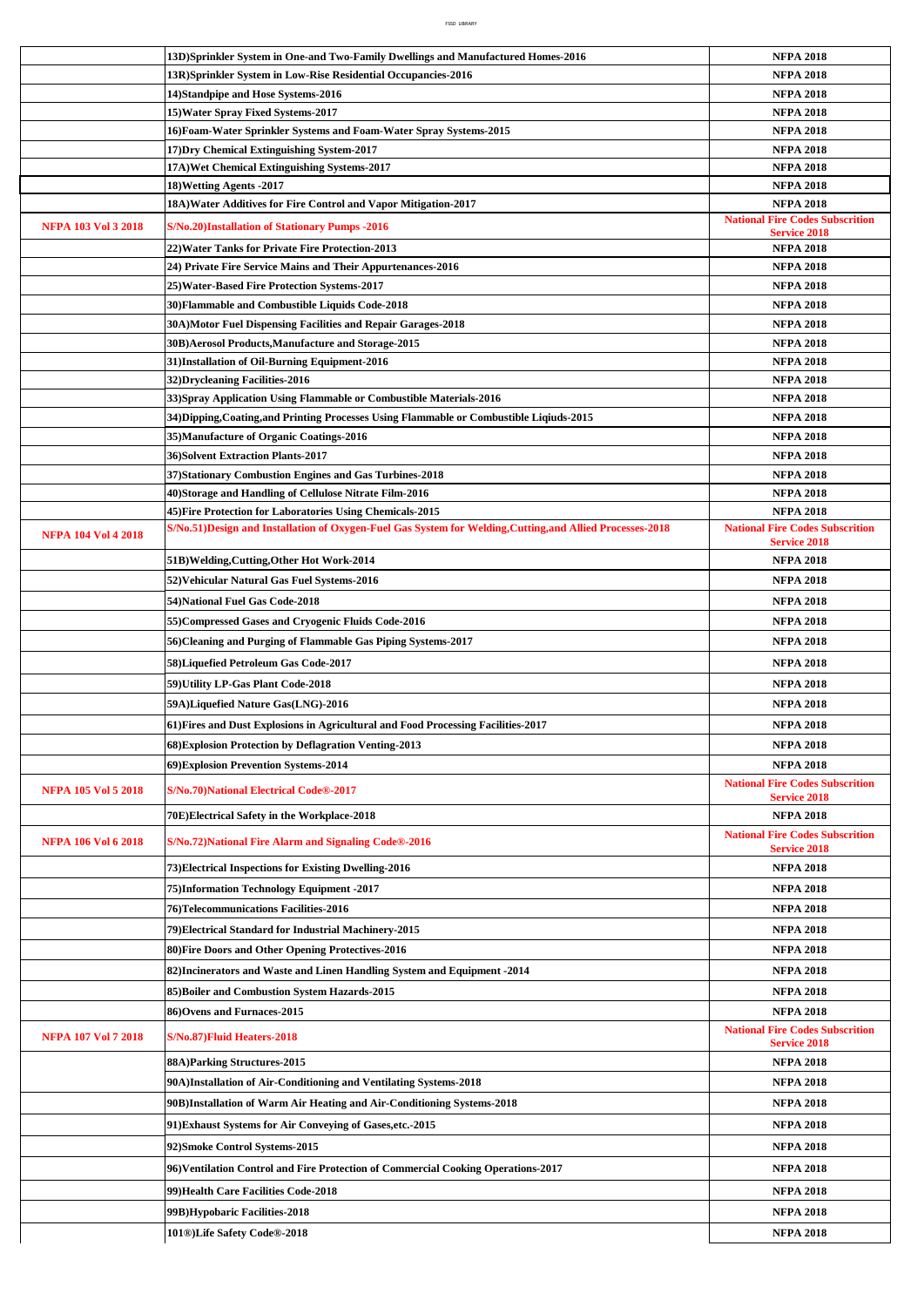| | | |
|---|---|---|
| | **13D)Sprinkler System in One-and Two-Family Dwellings and Manufactured Homes-2016** | **NFPA 2018** |
| | **13R)Sprinkler System in Low-Rise Residential Occupancies-2016** | **NFPA 2018** |
| | **14)Standpipe and Hose Systems-2016** | **NFPA 2018** |
| | **15)Water Spray Fixed Systems-2017** | **NFPA 2018** |
| | **16)Foam-Water Sprinkler Systems and Foam-Water Spray Systems-2015** | **NFPA 2018** |
| | **17)Dry Chemical Extinguishing System-2017** | **NFPA 2018** |
| | **17A)Wet Chemical Extinguishing Systems-2017** | **NFPA 2018** |
| | **18)Wetting Agents -2017** | **NFPA 2018** |
| | **18A)Water Additives for Fire Control and Vapor Mitigation-2017** | **NFPA 2018** |
| **NFPA 103 Vol 3 2018** | **S/No.20)Installation of Stationary Pumps -2016** | **National Fire Codes Subscription Service 2018** |
| | **22)Water Tanks for Private Fire Protection-2013** | **NFPA 2018** |
| | **24) Private Fire Service Mains and Their Appurtenances-2016** | **NFPA 2018** |
| | **25)Water-Based Fire Protection Systems-2017** | **NFPA 2018** |
| | **30)Flammable and Combustible Liquids Code-2018** | **NFPA 2018** |
| | **30A)Motor Fuel Dispensing Facilities and Repair Garages-2018** | **NFPA 2018** |
| | **30B)Aerosol Products,Manufacture and Storage-2015** | **NFPA 2018** |
| | **31)Installation of Oil-Burning Equipment-2016** | **NFPA 2018** |
| | **32)Drycleaning Facilities-2016** | **NFPA 2018** |
| | **33)Spray Application Using Flammable or Combustible Materials-2016** | **NFPA 2018** |
| | **34)Dipping,Coating,and Printing Processes Using Flammable or Combustible Liqiuds-2015** | **NFPA 2018** |
| | **35)Manufacture of Organic Coatings-2016** | **NFPA 2018** |
| | **36)Solvent Extraction Plants-2017** | **NFPA 2018** |
| | **37)Stationary Combustion Engines and Gas Turbines-2018** | **NFPA 2018** |
| | **40)Storage and Handling of Cellulose Nitrate Film-2016** | **NFPA 2018** |
| | **45)Fire Protection for Laboratories Using Chemicals-2015** | **NFPA 2018** |
| **NFPA 104 Vol 4 2018** | **S/No.51)Design and Installation of Oxygen-Fuel Gas System for Welding,Cutting,and Allied Processes-2018** | **National Fire Codes Subscription Service 2018** |
| | **51B)Welding,Cutting,Other Hot Work-2014** | **NFPA 2018** |
| | **52)Vehicular Natural Gas Fuel Systems-2016** | **NFPA 2018** |
| | **54)National Fuel Gas Code-2018** | **NFPA 2018** |
| | **55)Compressed Gases and Cryogenic Fluids Code-2016** | **NFPA 2018** |
| | **56)Cleaning and Purging of Flammable Gas Piping Systems-2017** | **NFPA 2018** |
| | **58)Liquefied Petroleum Gas Code-2017** | **NFPA 2018** |
| | **59)Utility LP-Gas Plant Code-2018** | **NFPA 2018** |
| | **59A)Liquefied Nature Gas(LNG)-2016** | **NFPA 2018** |
| | **61)Fires and Dust Explosions in Agricultural and Food Processing Facilities-2017** | **NFPA 2018** |
| | **68)Explosion Protection by Deflagration Venting-2013** | **NFPA 2018** |
| | **69)Explosion Prevention Systems-2014** | **NFPA 2018** |
| **NFPA 105 Vol 5 2018** | **S/No.70)National Electrical Code®-2017** | **National Fire Codes Subscription Service 2018** |
| | **70E)Electrical Safety in the Workplace-2018** | **NFPA 2018** |
| **NFPA 106 Vol 6 2018** | **S/No.72)National Fire Alarm and Signaling Code®-2016** | **National Fire Codes Subscription Service 2018** |
| | **73)Electrical Inspections for Existing Dwelling-2016** | **NFPA 2018** |
| | **75)Information Technology Equipment -2017** | **NFPA 2018** |
| | **76)Telecommunications Facilities-2016** | **NFPA 2018** |
| | **79)Electrical Standard for Industrial Machinery-2015** | **NFPA 2018** |
| | **80)Fire Doors and Other Opening Protectives-2016** | **NFPA 2018** |
| | **82)Incinerators and Waste and Linen Handling System and Equipment -2014** | **NFPA 2018** |
| | **85)Boiler and Combustion System Hazards-2015** | **NFPA 2018** |
| | **86)Ovens and Furnaces-2015** | **NFPA 2018** |
| **NFPA 107 Vol 7 2018** | **S/No.87)Fluid Heaters-2018** | **National Fire Codes Subscription Service 2018** |
| | **88A)Parking Structures-2015** | **NFPA 2018** |
| | **90A)Installation of Air-Conditioning and Ventilating Systems-2018** | **NFPA 2018** |
| | **90B)Installation of Warm Air Heating and Air-Conditioning Systems-2018** | **NFPA 2018** |
| | **91)Exhaust Systems for Air Conveying of Gases,etc.-2015** | **NFPA 2018** |
| | **92)Smoke Control Systems-2015** | **NFPA 2018** |
| | **96)Ventilation Control and Fire Protection of Commercial Cooking Operations-2017** | **NFPA 2018** |
| | **99)Health Care Facilities Code-2018** | **NFPA 2018** |
| | **99B)Hypobaric Facilities-2018** | **NFPA 2018** |
| | **101®)Life Safety Code®-2018** | **NFPA 2018** |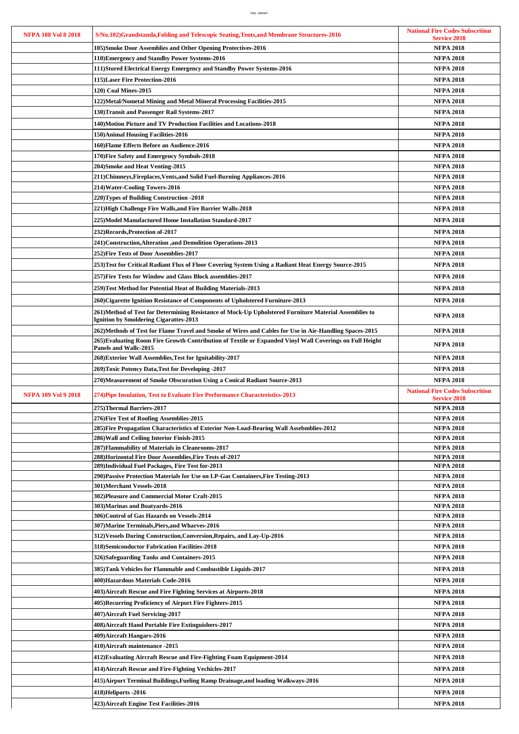| NFPA 108 Vol 8 2018 | S/No.102)Grandstanda,Folding and Telescopic Seating,Tents,and Membrane Structures-2016 | National Fire Codes Subscrition Service 2018 |
|---|---|---|
| | 105)Smoke Door Assemblies and Other Opening Protectives-2016 | NFPA 2018 |
| | 110)Emergency and Standby Power Systems-2016 | NFPA 2018 |
| | 111)Stored Electrical Energy Emergency and Standby Power Systems-2016 | NFPA 2018 |
| | 115)Laser Fire Protection-2016 | NFPA 2018 |
| | 120) Coal Mines-2015 | NFPA 2018 |
| | 122)Metal/Nometal Mining and Metal Mineral Processing Facilities-2015 | NFPA 2018 |
| | 130)Transit and Passenger Rail Systems-2017 | NFPA 2018 |
| | 140)Motion Picture and TV Production Facilities and Locations-2018 | NFPA 2018 |
| | 150)Animal Housing Facilities-2016 | NFPA 2018 |
| | 160)Flame Effects Before an Audience-2016 | NFPA 2018 |
| | 170)Fire Safety and Emergency Symbols-2018 | NFPA 2018 |
| | 204)Smoke and Heat Venting-2015 | NFPA 2018 |
| | 211)Chimneys,Fireplaces,Vents,and Solid Fuel-Burning Appliances-2016 | NFPA 2018 |
| | 214)Water-Cooling Towers-2016 | NFPA 2018 |
| | 220)Types of Building Construction -2018 | NFPA 2018 |
| | 221)High Challenge Fire Walls,and Fire Barrier Walls-2018 | NFPA 2018 |
| | 225)Model Manufactured Home Installation Standard-2017 | NFPA 2018 |
| | 232)Records,Protection of-2017 | NFPA 2018 |
| | 241)Construction,Alteration ,and Demolition Operations-2013 | NFPA 2018 |
| | 252)Fire Tests of Door Assemblies-2017 | NFPA 2018 |
| | 253)Test for Critical Radiant Flux of Floor Covering System Using a Radiant Heat Energy Source-2015 | NFPA 2018 |
| | 257)Fire Tests for Window and Glass Block assemblies-2017 | NFPA 2018 |
| | 259)Test Method for Potential Heat of Building Materials-2013 | NFPA 2018 |
| | 260)Cigarette Ignition Resistance of Components of Upholstered Furniture-2013 | NFPA 2018 |
| | 261)Method of Test for Determining Resistance of Mock-Up Upholstered Furniture Material Assemblies to Ignition by Smoldering Cigarattes-2013 | NFPA 2018 |
| | 262)Methods of Test for Flame Travel and Smoke of Wires and Cables for Use in Air-Handling Spaces-2015 | NFPA 2018 |
| | 265)Evaluating Room Fire Growth Contribution of Textile or Expanded Vinyl Wall Coverings on Full Height Panels and Wallc-2015 | NFPA 2018 |
| | 268)Exterior Wall Assemblies,Test for Ignitability-2017 | NFPA 2018 |
| | 269)Toxic Potency Data,Test for Developing -2017 | NFPA 2018 |
| | 270)Measurement of Smoke Obscuration Using a Conical Radiant Source-2013 | NFPA 2018 |
| NFPA 109 Vol 9 2018 | 274)Pipe Insulation, Test to Evaluate Fire Performance Characteristics-2013 | National Fire Codes Subscrition Service 2018 |
| | 275)Thermal Barriers-2017 | NFPA 2018 |
| | 276)Fire Test of Roofing Assemblies-2015 | NFPA 2018 |
| | 285)Fire Propagation Characteristics of Exterior Non-Load-Bearing Wall Assebmblies-2012 | NFPA 2018 |
| | 286)Wall and Ceiling Interior Finish-2015 | NFPA 2018 |
| | 287)Flammability of Materials in Cleanrooms-2017 | NFPA 2018 |
| | 288)Horizontal Fire Door Assemblies,Fire Tests of-2017 | NFPA 2018 |
| | 289)Individual Fuel Packages, Fire Test for-2013 | NFPA 2018 |
| | 290)Passive Protection Materials for Use on LP-Gas Containers,Fire Testing-2013 | NFPA 2018 |
| | 301)Merchant Vessels-2018 | NFPA 2018 |
| | 302)Pleasure and Commercial Motor Craft-2015 | NFPA 2018 |
| | 303)Marinas and Boatyards-2016 | NFPA 2018 |
| | 306)Control of Gas Hazards on Vessels-2014 | NFPA 2018 |
| | 307)Marine Terminals,Piers,and Wharves-2016 | NFPA 2018 |
| | 312)Vessels During Construction,Conversion,Repairs, and Lay-Up-2016 | NFPA 2018 |
| | 318)Semiconductor Fabrication Facilities-2018 | NFPA 2018 |
| | 326)Safeguarding Tanks and Containers-2015 | NFPA 2018 |
| | 385)Tank Vehicles for Flammable and Combustible Liquids-2017 | NFPA 2018 |
| | 400)Hazardous Materials Code-2016 | NFPA 2018 |
| | 403)Aircraft Rescue and Fire Fighting Services at Airports-2018 | NFPA 2018 |
| | 405)Recurring Proficiency of Airport Fire Fighters-2015 | NFPA 2018 |
| | 407)Aircraft Fuel Servicing-2017 | NFPA 2018 |
| | 408)Aircraft Hand Portable Fire Extinguishers-2017 | NFPA 2018 |
| | 409)Aircraft Hangars-2016 | NFPA 2018 |
| | 410)Aircraft maintenance -2015 | NFPA 2018 |
| | 412)Evaluating Aircraft Rescue and Fire-Fighting Foam Equipment-2014 | NFPA 2018 |
| | 414)Aircraft Rescue and Fire-Fighting Vechicles-2017 | NFPA 2018 |
| | 415)Airport Terminal Buildings,Fueling Ramp Drainage,and loading Walkways-2016 | NFPA 2018 |
| | 418)Heliports -2016 | NFPA 2018 |
| | 423)Aircraft Engine Test Facilities-2016 | NFPA 2018 |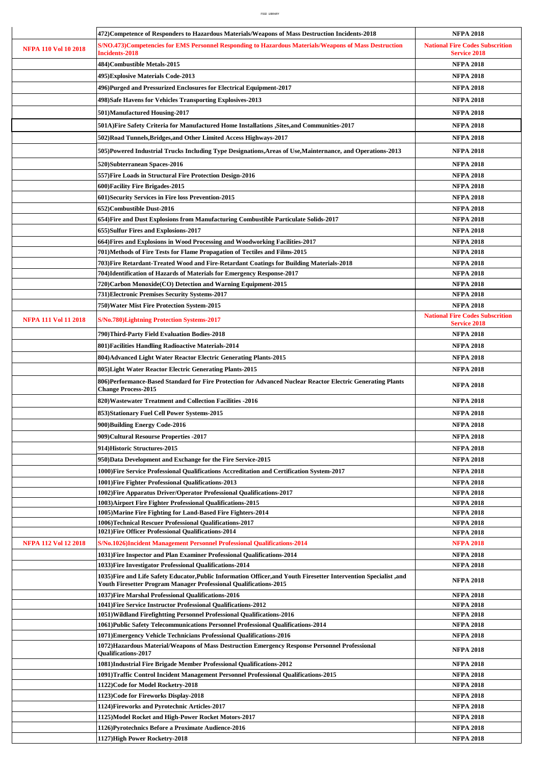| | | |
|---|---|---|
| | 472)Competence of Responders to Hazardous Materials/Weapons of Mass Destruction Incidents-2018 | NFPA 2018 |
| NFPA 110 Vol 10 2018 | S/NO.473)Competencies for EMS Personnel Responding to Hazardous Materials/Weapons of Mass Destruction Incidents-2018 | National Fire Codes Subscrition Service 2018 |
| | 484)Combustible Metals-2015 | NFPA 2018 |
| | 495)Explosive Materials Code-2013 | NFPA 2018 |
| | 496)Purged and Pressurized Enclosures for Electrical Equipment-2017 | NFPA 2018 |
| | 498)Safe Havens for Vehicles Transporting Explosives-2013 | NFPA 2018 |
| | 501)Manufactured Housing-2017 | NFPA 2018 |
| | 501A)Fire Safety Criteria for Manufactured Home Installations ,Sites,and Communities-2017 | NFPA 2018 |
| | 502)Road Tunnels,Bridges,and Other Limited Access Highways-2017 | NFPA 2018 |
| | 505)Powered Industrial Trucks Including Type Designations,Areas of Use,Mainternance, and Operations-2013 | NFPA 2018 |
| | 520)Subterranean Spaces-2016 | NFPA 2018 |
| | 557)Fire Loads in Structural Fire Protection Design-2016 | NFPA 2018 |
| | 600)Facility Fire Brigades-2015 | NFPA 2018 |
| | 601)Security Services in Fire loss Prevention-2015 | NFPA 2018 |
| | 652)Combustible Dust-2016 | NFPA 2018 |
| | 654)Fire and Dust Explosions from Manufacturing Combustible Particulate Solids-2017 | NFPA 2018 |
| | 655)Sulfur Fires and Explosions-2017 | NFPA 2018 |
| | 664)Fires and Explosions in Wood Processing and Woodworking Facilities-2017 | NFPA 2018 |
| | 701)Methods of Fire Tests for Flame Propagation of Tectiles and Films-2015 | NFPA 2018 |
| | 703)Fire Retardant-Treated Wood and Fire-Retardant Coatings for Building Materials-2018 | NFPA 2018 |
| | 704)Identification of Hazards of Materials for Emergency Response-2017 | NFPA 2018 |
| | 720)Carbon Monoxide(CO) Detection and Warning Equipment-2015 | NFPA 2018 |
| | 731)Electronic Premises Security Systems-2017 | NFPA 2018 |
| | 750)Water Mist Fire Protection System-2015 | NFPA 2018 |
| NFPA 111 Vol 11 2018 | S/No.780)Lightning Protection Systems-2017 | National Fire Codes Subscrition Service 2018 |
| | 790)Third-Party Field Evaluation Bodies-2018 | NFPA 2018 |
| | 801)Facilities Handling Radioactive Materials-2014 | NFPA 2018 |
| | 804)Advanced Light Water Reactor Electric Generating Plants-2015 | NFPA 2018 |
| | 805)Light Water Reactor Electric Generating Plants-2015 | NFPA 2018 |
| | 806)Performance-Based Standard for Fire Protection for Advanced Nuclear Reactor Electric Generating Plants Change Process-2015 | NFPA 2018 |
| | 820)Wastewater Treatment and Collection Facilities -2016 | NFPA 2018 |
| | 853)Stationary Fuel Cell Power Systems-2015 | NFPA 2018 |
| | 900)Building Energy Code-2016 | NFPA 2018 |
| | 909)Cultural Resourse Properties -2017 | NFPA 2018 |
| | 914)Historic Structures-2015 | NFPA 2018 |
| | 950)Data Development and Exchange for the Fire Service-2015 | NFPA 2018 |
| | 1000)Fire Service Professional Qualifications Accreditation and Certification System-2017 | NFPA 2018 |
| | 1001)Fire Fighter Professional Qualifications-2013 | NFPA 2018 |
| | 1002)Fire Apparatus Driver/Operator Professional Qualifications-2017 | NFPA 2018 |
| | 1003)Airport Fire Fighter Professional Qualifications-2015 | NFPA 2018 |
| | 1005)Marine Fire Fighting for Land-Based Fire Fighters-2014 | NFPA 2018 |
| | 1006)Technical Rescuer Professional Qualifications-2017 | NFPA 2018 |
| | 1021)Fire Officer Professional Qualifications-2014 | NFPA 2018 |
| NFPA 112 Vol 12 2018 | S/No.1026)Incident Management Personnel Professional Qualifications-2014 | NFPA 2018 |
| | 1031)Fire Inspector and Plan Examiner Professional Qualifications-2014 | NFPA 2018 |
| | 1033)Fire Investigator Professional Qualifications-2014 | NFPA 2018 |
| | 1035)Fire and Life Safety Educator,Public Information Officer,and Youth Firesetter Intervention Specialist ,and Youth Firesetter Program Manager Professional Qualifications-2015 | NFPA 2018 |
| | 1037)Fire Marshal Professional Qualifications-2016 | NFPA 2018 |
| | 1041)Fire Service Instructor Professional Qualifications-2012 | NFPA 2018 |
| | 1051)Wildland Firefightting Personnel Professional Qualifications-2016 | NFPA 2018 |
| | 1061)Public Safety Telecommunications Personnel Professional Qualifications-2014 | NFPA 2018 |
| | 1071)Emergency Vehicle Technicians Professional Qualifications-2016 | NFPA 2018 |
| | 1072)Hazardous Material/Weapons of Mass Destruction Emergency Response Personnel Professional Qualifications-2017 | NFPA 2018 |
| | 1081)Industrial Fire Brigade Member Professional Qualifications-2012 | NFPA 2018 |
| | 1091)Traffic Control Incident Management Personnel Professional Qualifications-2015 | NFPA 2018 |
| | 1122)Code for Model Rocketry-2018 | NFPA 2018 |
| | 1123)Code for Fireworks Display-2018 | NFPA 2018 |
| | 1124)Fireworks and Pyrotechnic Articles-2017 | NFPA 2018 |
| | 1125)Model Rocket and High-Power Rocket Motors-2017 | NFPA 2018 |
| | 1126)Pyrotechnics Before a Proximate Audience-2016 | NFPA 2018 |
| | 1127)High Power Rocketry-2018 | NFPA 2018 |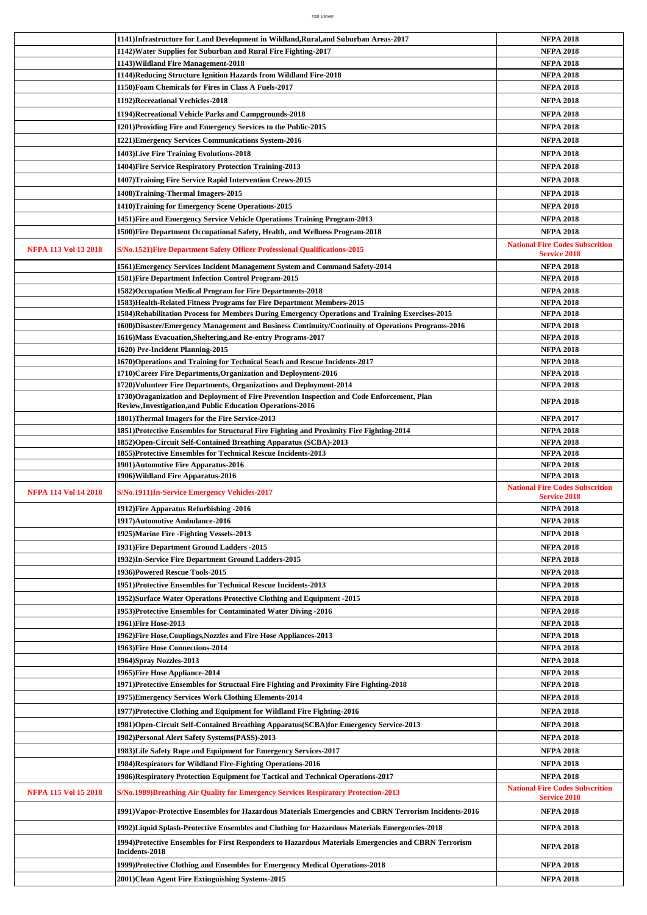| | | |
|---|---|---|
| | 1141)Infrastructure for Land Development in Wildland,Rural,and Suburban Areas-2017 | NFPA 2018 |
| | 1142)Water Supplies for Suburban and Rural Fire Fighting-2017 | NFPA 2018 |
| | 1143)Wildland Fire Management-2018 | NFPA 2018 |
| | 1144)Reducing Structure Ignition Hazards from Wildland Fire-2018 | NFPA 2018 |
| | 1150)Foam Chemicals for Fires in Class A Fuels-2017 | NFPA 2018 |
| | 1192)Recreational Vechicles-2018 | NFPA 2018 |
| | 1194)Recreational Vehicle Parks and Campgrounds-2018 | NFPA 2018 |
| | 1201)Providing Fire and Emergency Services to the Public-2015 | NFPA 2018 |
| | 1221)Emergency Services Communications System-2016 | NFPA 2018 |
| | 1403)Live Fire Training Evolutions-2018 | NFPA 2018 |
| | 1404)Fire Service Respiratory Protection Training-2013 | NFPA 2018 |
| | 1407)Training Fire Service Rapid Intervention Crews-2015 | NFPA 2018 |
| | 1408)Training-Thermal Imagers-2015 | NFPA 2018 |
| | 1410)Training for Emergency Scene Operations-2015 | NFPA 2018 |
| | 1451)Fire and Emergency Service Vehicle Operations Training Program-2013 | NFPA 2018 |
| | 1500)Fire Department Occupational Safety, Health, and Wellness Program-2018 | NFPA 2018 |
| NFPA 113 Vol 13 2018 | S/No.1521)Fire Department Safety Officer Professional Qualifications-2015 | National Fire Codes Subscrition Service 2018 |
| | 1561)Emergency Services Incident Management System and Command Safety-2014 | NFPA 2018 |
| | 1581)Fire Department Infection Control Program-2015 | NFPA 2018 |
| | 1582)Occupation Medical Program for Fire Departments-2018 | NFPA 2018 |
| | 1583)Health-Related Fitness Programs for Fire Department Members-2015 | NFPA 2018 |
| | 1584)Rehabilitation Process for Members During Emergency Operations and Training Exercises-2015 | NFPA 2018 |
| | 1600)Disaster/Emergency Management and Business Continuity/Continuity of Operations Programs-2016 | NFPA 2018 |
| | 1616)Mass Evacuation,Sheltering,and Re-entry Programs-2017 | NFPA 2018 |
| | 1620) Pre-Incident Planning-2015 | NFPA 2018 |
| | 1670)Operations and Training for Technical Seach and Rescue Incidents-2017 | NFPA 2018 |
| | 1710)Career Fire Departments,Organization and Deployment-2016 | NFPA 2018 |
| | 1720)Volunteer Fire Departments, Organizations and Deployment-2014 | NFPA 2018 |
| | 1730)Oraganization and Deployment of Fire Prevention Inspection and Code Enforcement, Plan Review,Investigation,and Public Education Operations-2016 | NFPA 2018 |
| | 1801)Thermal Imagers for the Fire Service-2013 | NFPA 2017 |
| | 1851)Protective Ensembles for Structural Fire Fighting and Proximity Fire Fighting-2014 | NFPA 2018 |
| | 1852)Open-Circuit Self-Contained Breathing Apparatus (SCBA)-2013 | NFPA 2018 |
| | 1855)Protective Ensembles for Technical Rescue Incidents-2013 | NFPA 2018 |
| | 1901)Automotive Fire Apparatus-2016 | NFPA 2018 |
| | 1906)Wildland Fire Apparatus-2016 | NFPA 2018 |
| NFPA 114 Vol 14 2018 | S/No.1911)In-Service Emergency Vehicles-2017 | National Fire Codes Subscrition Service 2018 |
| | 1912)Fire Apparatus Refurbishing -2016 | NFPA 2018 |
| | 1917)Automotive Ambulance-2016 | NFPA 2018 |
| | 1925)Marine Fire -Fighting Vessels-2013 | NFPA 2018 |
| | 1931)Fire Department Ground Ladders -2015 | NFPA 2018 |
| | 1932)In-Service Fire Department Ground Ladders-2015 | NFPA 2018 |
| | 1936)Powered Rescue Tools-2015 | NFPA 2018 |
| | 1951)Protective Ensembles for Technical Rescue Incidents-2013 | NFPA 2018 |
| | 1952)Surface Water Operations Protective Clothing and Equipment -2015 | NFPA 2018 |
| | 1953)Protective Ensembles for Contaminated Water Diving -2016 | NFPA 2018 |
| | 1961)Fire Hose-2013 | NFPA 2018 |
| | 1962)Fire Hose,Couplings,Nozzles and Fire Hose Appliances-2013 | NFPA 2018 |
| | 1963)Fire Hose Connections-2014 | NFPA 2018 |
| | 1964)Spray Nozzles-2013 | NFPA 2018 |
| | 1965)Fire Hose Appliance-2014 | NFPA 2018 |
| | 1971)Protective Ensembles for Structual Fire Fighting and Proximity Fire Fighting-2018 | NFPA 2018 |
| | 1975)Emergency Services Work Clothing Elements-2014 | NFPA 2018 |
| | 1977)Protective Clothing and Equipment for Wildland Fire Fighting-2016 | NFPA 2018 |
| | 1981)Open-Circuit Self-Contained Breathing Apparatus(SCBA)for Emergency Service-2013 | NFPA 2018 |
| | 1982)Personal Alert Safety Systems(PASS)-2013 | NFPA 2018 |
| | 1983)Life Safety Rope and Equipment for Emergency Services-2017 | NFPA 2018 |
| | 1984)Respirators for Wildland Fire-Fighting Operations-2016 | NFPA 2018 |
| | 1986)Respiratory Protection Equipment for Tactical and Technical Operations-2017 | NFPA 2018 |
| NFPA 115 Vol 15 2018 | S/No.1989)Breathing Air Quality for Emergency Services Respiratory Protection-2013 | National Fire Codes Subscrition Service 2018 |
| | 1991)Vapor-Protective Ensembles for Hazardous Materials Emergencies and CBRN Terrorism Incidents-2016 | NFPA 2018 |
| | 1992)Liquid Splash-Protective Ensembles and Clothing for Hazardous Materials Emergencies-2018 | NFPA 2018 |
| | 1994)Protective Ensembles for First Responders to Hazardous Materials Emergencies and CBRN Terrorism Incidents-2018 | NFPA 2018 |
| | 1999)Protective Clothing and Ensembles for Emergency Medical Operations-2018 | NFPA 2018 |
| | 2001)Clean Agent Fire Extinguishing Systems-2015 | NFPA 2018 |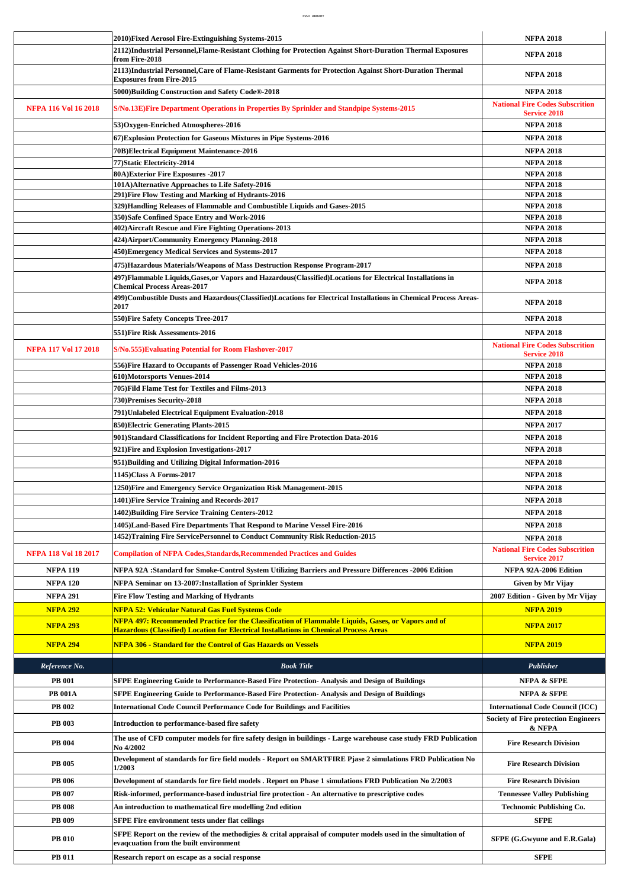| | | |
|---|---|---|
| | **2010)Fixed Aerosol Fire-Extinguishing Systems-2015** | **NFPA 2018** |
| | **2112)Industrial Personnel,Flame-Resistant Clothing for Protection Against Short-Duration Thermal Exposures from Fire-2018** | **NFPA 2018** |
| | **2113)Industrial Personnel,Care of Flame-Resistant Garments for Protection Against Short-Duration Thermal Exposures from Fire-2015** | **NFPA 2018** |
| | **5000)Building Construction and Safety Code®-2018** | **NFPA 2018** |
| **NFPA 116 Vol 16 2018** | **S/No.13E)Fire Department Operations in Properties By Sprinkler and Standpipe Systems-2015** | **National Fire Codes Subscrition Service 2018** |
| | **53)Oxygen-Enriched Atmospheres-2016** | **NFPA 2018** |
| | **67)Explosion Protection for Gaseous Mixtures in Pipe Systems-2016** | **NFPA 2018** |
| | **70B)Electrical Equipment Maintenance-2016** | **NFPA 2018** |
| | **77)Static Electricity-2014** | **NFPA 2018** |
| | **80A)Exterior Fire Exposures -2017** | **NFPA 2018** |
| | **101A)Alternative Approaches to Life Safety-2016** | **NFPA 2018** |
| | **291)Fire Flow Testing and Marking of Hydrants-2016** | **NFPA 2018** |
| | **329)Handling Releases of Flammable and Combustible Liquids and Gases-2015** | **NFPA 2018** |
| | **350)Safe Confined Space Entry and Work-2016** | **NFPA 2018** |
| | **402)Aircraft Rescue and Fire Fighting Operations-2013** | **NFPA 2018** |
| | **424)Airport/Community Emergency Planning-2018** | **NFPA 2018** |
| | **450)Emergency Medical Services and Systems-2017** | **NFPA 2018** |
| | **475)Hazardous Materials/Weapons of Mass Destruction Response Program-2017** | **NFPA 2018** |
| | **497)Flammable Liquids,Gases,or Vapors and Hazardous(Classified)Locations for Electrical Installations in Chemical Process Areas-2017** | **NFPA 2018** |
| | **499)Combustible Dusts and Hazardous(Classified)Locations for Electrical Installations in Chemical Process Areas-2017** | **NFPA 2018** |
| | **550)Fire Safety Concepts Tree-2017** | **NFPA 2018** |
| | **551)Fire Risk Assessments-2016** | **NFPA 2018** |
| **NFPA 117 Vol 17 2018** | **S/No.555)Evaluating Potential for Room Flashover-2017** | **National Fire Codes Subscrition Service 2018** |
| | **556)Fire Hazard to Occupants of Passenger Road Vehicles-2016** | **NFPA 2018** |
| | **610)Motorsports Venues-2014** | **NFPA 2018** |
| | **705)Fild Flame Test for Textiles and Films-2013** | **NFPA 2018** |
| | **730)Premises Security-2018** | **NFPA 2018** |
| | **791)Unlabeled Electrical Equipment Evaluation-2018** | **NFPA 2018** |
| | **850)Electric Generating Plants-2015** | **NFPA 2017** |
| | **901)Standard Classifications for Incident Reporting and Fire Protection Data-2016** | **NFPA 2018** |
| | **921)Fire and Explosion Investigations-2017** | **NFPA 2018** |
| | **951)Building and Utilizing Digital Information-2016** | **NFPA 2018** |
| | **1145)Class A Forms-2017** | **NFPA 2018** |
| | **1250)Fire and Emergency Service Organization Risk Management-2015** | **NFPA 2018** |
| | **1401)Fire Service Training and Records-2017** | **NFPA 2018** |
| | **1402)Building Fire Service Training Centers-2012** | **NFPA 2018** |
| | **1405)Land-Based Fire Departments That Respond to Marine Vessel Fire-2016** | **NFPA 2018** |
| | **1452)Training Fire ServicePersonnel to Conduct Community Risk Reduction-2015** | **NFPA 2018** |
| **NFPA 118 Vol 18 2017** | **Compilation of NFPA Codes,Standards,Recommended Practices and Guides** | **National Fire Codes Subscrition Service 2017** |
| **NFPA 119** | **NFPA 92A :Standard for Smoke-Control System Utilizing Barriers and Pressure Differences -2006 Edition** | **NFPA 92A-2006 Edition** |
| **NFPA 120** | **NFPA Seminar on 13-2007:Installation of Sprinkler System** | **Given by Mr Vijay** |
| **NFPA 291** | **Fire Flow Testing and Marking of Hydrants** | **2007 Edition - Given by Mr Vijay** |
| **NFPA 292** | **NFPA 52: Vehicular Natural Gas Fuel Systems Code** | **NFPA 2019** |
| **NFPA 293** | **NFPA 497: Recommended Practice for the Classification of Flammable Liquids, Gases, or Vapors and of Hazardous (Classified) Location for Electrical Installations in Chemical Process Areas** | **NFPA 2017** |
| **NFPA 294** | **NFPA 306 - Standard for the Control of Gas Hazards on Vessels** | **NFPA 2019** |

| ***Reference No.*** | ***Book Title*** | ***Publisher*** |
|---|---|---|
| **PB 001** | **SFPE Engineering Guide to Performance-Based Fire Protection- Analysis and Design of Buildings** | **NFPA & SFPE** |
| **PB 001A** | **SFPE Engineering Guide to Performance-Based Fire Protection- Analysis and Design of Buildings** | **NFPA & SFPE** |
| **PB 002** | **International Code Council Performance Code for Buildings and Facilities** | **International Code Council (ICC)** |
| **PB 003** | **Introduction to performance-based fire safety** | **Society of Fire protection Engineers & NFPA** |
| **PB 004** | **The use of CFD computer models for fire safety design in buildings - Large warehouse case study FRD Publication No 4/2002** | **Fire Research Division** |
| **PB 005** | **Development of standards for fire field models - Report on SMARTFIRE Pjase 2 simulations FRD Publication No 1/2003** | **Fire Research Division** |
| **PB 006** | **Development of standards for fire field models . Report on Phase 1 simulations FRD Publication No 2/2003** | **Fire Research Division** |
| **PB 007** | **Risk-informed, performance-based industrial fire protection - An alternative to prescriptive codes** | **Tennessee Valley Publishing** |
| **PB 008** | **An introduction to mathematical fire modelling 2nd edition** | **Technomic Publishing Co.** |
| **PB 009** | **SFPE Fire environment tests under flat ceilings** | **SFPE** |
| **PB 010** | **SFPE Report on the review of the methodigies & crital appraisal of computer models used in the simultation of evaqcuation from the built environment** | **SFPE (G.Gwyune and E.R.Gala)** |
| **PB 011** | **Research report on escape as a social response** | **SFPE** |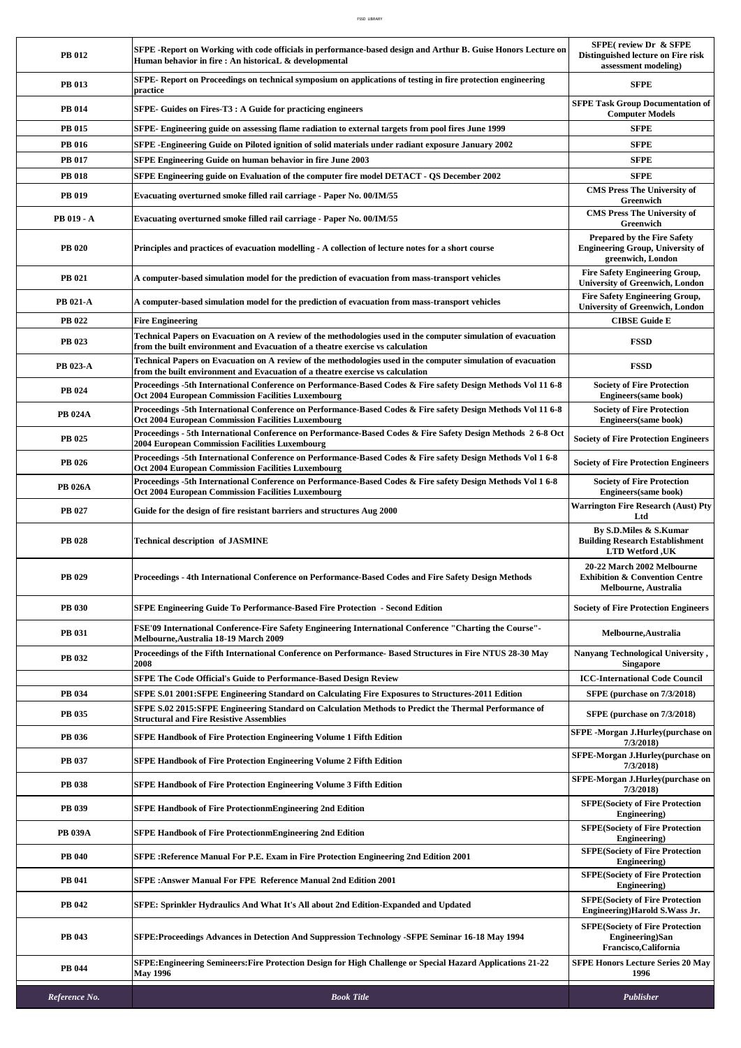| Reference No. | Book Title | Publisher |
|---|---|---|
| **PB 012** | **SFPE -Report on Working with code officials in performance-based design and Arthur B. Guise Honors Lecture on Human behavior in fire : An historicaL & developmental** | **SFPE( review Dr & SFPE Distinguished lecture on Fire risk assessment modeling)** |
| **PB 013** | **SFPE- Report on Proceedings on technical symposium on applications of testing in fire protection engineering practice** | **SFPE** |
| **PB 014** | **SFPE- Guides on Fires-T3 : A Guide for practicing engineers** | **SFPE Task Group Documentation of Computer Models** |
| **PB 015** | **SFPE- Engineering guide on assessing flame radiation to external targets from pool fires June 1999** | **SFPE** |
| **PB 016** | **SFPE -Engineering Guide on Piloted ignition of solid materials under radiant exposure January 2002** | **SFPE** |
| **PB 017** | **SFPE Engineering Guide on human behavior in fire June 2003** | **SFPE** |
| **PB 018** | **SFPE Engineering guide on Evaluation of the computer fire model DETACT - QS December 2002** | **SFPE** |
| **PB 019** | **Evacuating overturned smoke filled rail carriage - Paper No. 00/IM/55** | **CMS Press The University of Greenwich** |
| **PB 019 - A** | **Evacuating overturned smoke filled rail carriage - Paper No. 00/IM/55** | **CMS Press The University of Greenwich** |
| **PB 020** | **Principles and practices of evacuation modelling - A collection of lecture notes for a short course** | **Prepared by the Fire Safety Engineering Group, University of greenwich, London** |
| **PB 021** | **A computer-based simulation model for the prediction of evacuation from mass-transport vehicles** | **Fire Safety Engineering Group, University of Greenwich, London** |
| **PB 021-A** | **A computer-based simulation model for the prediction of evacuation from mass-transport vehicles** | **Fire Safety Engineering Group, University of Greenwich, London** |
| **PB 022** | **Fire Engineering** | **CIBSE Guide E** |
| **PB 023** | **Technical Papers on Evacuation on A review of the methodologies used in the computer simulation of evacuation from the built environment and Evacuation of a theatre exercise vs calculation** | **FSSD** |
| **PB 023-A** | **Technical Papers on Evacuation on A review of the methodologies used in the computer simulation of evacuation from the built environment and Evacuation of a theatre exercise vs calculation** | **FSSD** |
| **PB 024** | **Proceedings -5th International Conference on Performance-Based Codes & Fire safety Design Methods Vol 11 6-8 Oct 2004 European Commission Facilities Luxembourg** | **Society of Fire Protection Engineers(same book)** |
| **PB 024A** | **Proceedings -5th International Conference on Performance-Based Codes & Fire safety Design Methods Vol 11 6-8 Oct 2004 European Commission Facilities Luxembourg** | **Society of Fire Protection Engineers(same book)** |
| **PB 025** | **Proceedings - 5th International Conference on Performance-Based Codes & Fire Safety Design Methods 2 6-8 Oct 2004 European Commission Facilities Luxembourg** | **Society of Fire Protection Engineers** |
| **PB 026** | **Proceedings -5th International Conference on Performance-Based Codes & Fire safety Design Methods Vol 1 6-8 Oct 2004 European Commission Facilities Luxembourg** | **Society of Fire Protection Engineers** |
| **PB 026A** | **Proceedings -5th International Conference on Performance-Based Codes & Fire safety Design Methods Vol 1 6-8 Oct 2004 European Commission Facilities Luxembourg** | **Society of Fire Protection Engineers(same book)** |
| **PB 027** | **Guide for the design of fire resistant barriers and structures Aug 2000** | **Warrington Fire Research (Aust) Pty Ltd** |
| **PB 028** | **Technical description of JASMINE** | **By S.D.Miles & S.Kumar Building Research Establishment LTD Wetford ,UK** |
| **PB 029** | **Proceedings - 4th International Conference on Performance-Based Codes and Fire Safety Design Methods** | **20-22 March 2002 Melbourne Exhibition & Convention Centre Melbourne, Australia** |
| **PB 030** | **SFPE Engineering Guide To Performance-Based Fire Protection - Second Edition** | **Society of Fire Protection Engineers** |
| **PB 031** | **FSE'09 International Conference-Fire Safety Engineering International Conference "Charting the Course"- Melbourne,Australia 18-19 March 2009** | **Melbourne,Australia** |
| **PB 032** | **Proceedings of the Fifth International Conference on Performance- Based Structures in Fire NTUS 28-30 May 2008** | **Nanyang Technological University , Singapore** |
| | **SFPE The Code Official's Guide to Performance-Based Design Review** | **ICC-International Code Council** |
| **PB 034** | **SFPE S.01 2001:SFPE Engineering Standard on Calculating Fire Exposures to Structures-2011 Edition** | **SFPE (purchase on 7/3/2018)** |
| **PB 035** | **SFPE S.02 2015:SFPE Engineering Standard on Calculation Methods to Predict the Thermal Performance of Structural and Fire Resistive Assemblies** | **SFPE (purchase on 7/3/2018)** |
| **PB 036** | **SFPE Handbook of Fire Protection Engineering Volume 1 Fifth Edition** | **SFPE -Morgan J.Hurley(purchase on 7/3/2018)** |
| **PB 037** | **SFPE Handbook of Fire Protection Engineering Volume 2 Fifth Edition** | **SFPE-Morgan J.Hurley(purchase on 7/3/2018)** |
| **PB 038** | **SFPE Handbook of Fire Protection Engineering Volume 3 Fifth Edition** | **SFPE-Morgan J.Hurley(purchase on 7/3/2018)** |
| **PB 039** | **SFPE Handbook of Fire ProtectionmEngineering 2nd Edition** | **SFPE(Society of Fire Protection Engineering)** |
| **PB 039A** | **SFPE Handbook of Fire ProtectionmEngineering 2nd Edition** | **SFPE(Society of Fire Protection Engineering)** |
| **PB 040** | **SFPE :Reference Manual For P.E. Exam in Fire Protection Engineering 2nd Edition 2001** | **SFPE(Society of Fire Protection Engineering)** |
| **PB 041** | **SFPE :Answer Manual For FPE Reference Manual 2nd Edition 2001** | **SFPE(Society of Fire Protection Engineering)** |
| **PB 042** | **SFPE: Sprinkler Hydraulics And What It's All about 2nd Edition-Expanded and Updated** | **SFPE(Society of Fire Protection Engineering)Harold S.Wass Jr.** |
| **PB 043** | **SFPE:Proceedings Advances in Detection And Suppression Technology -SFPE Seminar 16-18 May 1994** | **SFPE(Society of Fire Protection Engineering)San Francisco,California** |
| **PB 044** | **SFPE:Engineering Semineers:Fire Protection Design for High Challenge or Special Hazard Applications 21-22 May 1996** | **SFPE Honors Lecture Series 20 May 1996** |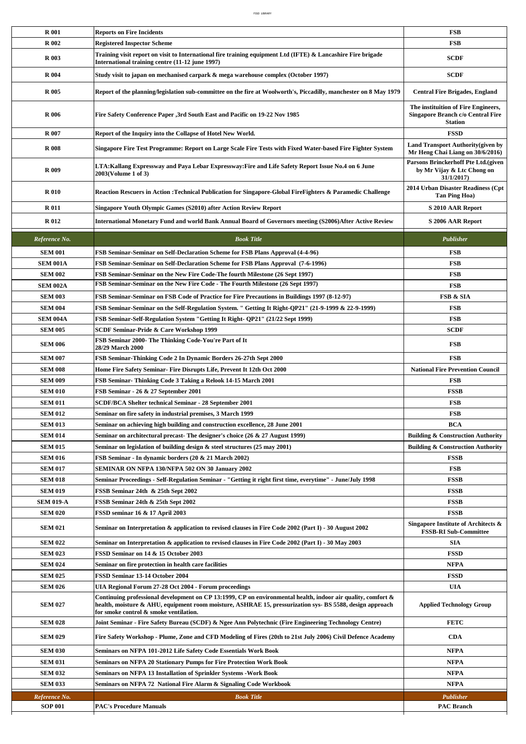| | | |
|---|---|---|
| **R 001** | **Reports on Fire Incidents** | **FSB** |
| **R 002** | **Registered Inspector Scheme** | **FSB** |
| **R 003** | **Training visit report on visit to International fire training equipment Ltd (IFTE) & Lancashire Fire brigade International training centre (11-12 june 1997)** | **SCDF** |
| **R 004** | **Study visit to japan on mechanised carpark & mega warehouse complex (October 1997)** | **SCDF** |
| **R 005** | **Report of the planning/legislation sub-committee on the fire at Woolworth's, Piccadilly, manchester on 8 May 1979** | **Central Fire Brigades, England** |
| **R 006** | **Fire Safety Conference Paper ,3rd South East and Pacific on 19-22 Nov 1985** | **The instituition of Fire Engineers, Singapore Branch c/o Central Fire Station** |
| **R 007** | **Report of the Inquiry into the Collapse of Hotel New World.** | **FSSD** |
| **R 008** | **Singapore Fire Test Programme: Report on Large Scale Fire Tests with Fixed Water-based Fire Fighter System** | **Land Transport Authority(given by Mr Heng Chai Liang on 30/6/2016)** |
| **R 009** | **LTA:Kallang Expressway and Paya Lebar Expressway:Fire and Life Safety Report Issue No.4 on 6 June 2003(Volume 1 of 3)** | **Parsons Brinckerhoff Pte Ltd.(given by Mr Vijay & Ltc Chong on 31/1/2017)** |
| **R 010** | **Reaction Rescuers in Action :Technical Publication for Singapore-Global FireFighters & Paramedic Challenge** | **2014 Urban Disaster Readiness (Cpt Tan Ping Hoa)** |
| **R 011** | **Singapore Youth Olympic Games (S2010) after Action Review Report** | **S 2010 AAR Report** |
| **R 012** | **International Monetary Fund and world Bank Annual Board of Governors meeting (S2006)After Active Review** | **S 2006 AAR Report** |

| *Reference No.* | *Book Title* | *Publisher* |
|---|---|---|
| **SEM 001** | **FSB Seminar-Seminar on Self-Declaration Scheme for FSB Plans Approval (4-4-96)** | **FSB** |
| **SEM 001A** | **FSB Seminar-Seminar on Self-Declaration Scheme for FSB Plans Approval (7-6-1996)** | **FSB** |
| **SEM 002** | **FSB Seminar-Seminar on the New Fire Code-The fourth Milestone (26 Sept 1997)** | **FSB** |
| **SEM 002A** | **FSB Seminar-Seminar on the New Fire Code - The Fourth Milestone (26 Sept 1997)** | **FSB** |
| **SEM 003** | **FSB Seminar-Seminar on FSB Code of Practice for Fire Precautions in Buildings 1997 (8-12-97)** | **FSB & SIA** |
| **SEM 004** | **FSB Seminar-Seminar on the Self-Regulation System. " Getting It Right-QP21" (21-9-1999 & 22-9-1999)** | **FSB** |
| **SEM 004A** | **FSB Seminar-Self-Regulation System "Getting It Right- QP21" (21/22 Sept 1999)** | **FSB** |
| **SEM 005** | **SCDF Seminar-Pride & Care Workshop 1999** | **SCDF** |
| **SEM 006** | **FSB Seminar 2000- The Thinking Code-You're Part of It 28/29 March 2000** | **FSB** |
| **SEM 007** | **FSB Seminar-Thinking Code 2 In Dynamic Borders 26-27th Sept 2000** | **FSB** |
| **SEM 008** | **Home Fire Safety Seminar- Fire Disrupts Life, Prevent It 12th Oct 2000** | **National Fire Prevention Council** |
| **SEM 009** | **FSB Seminar- Thinking Code 3 Taking a Relook 14-15 March 2001** | **FSB** |
| **SEM 010** | **FSB Seminar - 26 & 27 September 2001** | **FSSB** |
| **SEM 011** | **SCDF/BCA Shelter technical Seminar - 28 September 2001** | **FSB** |
| **SEM 012** | **Seminar on fire safety in industrial premises, 3 March 1999** | **FSB** |
| **SEM 013** | **Seminar on achieving high building and construction excellence, 28 June 2001** | **BCA** |
| **SEM 014** | **Seminar on architectural precast- The designer's choice (26 & 27 August 1999)** | **Building & Construction Authority** |
| **SEM 015** | **Seminar on legislation of building design & steel structures (25 may 2001)** | **Building & Construction Authority** |
| **SEM 016** | **FSB Seminar - In dynamic borders (20 & 21 March 2002)** | **FSSB** |
| **SEM 017** | **SEMINAR ON NFPA 130/NFPA 502 ON 30 January 2002** | **FSB** |
| **SEM 018** | **Seminar Proceedings - Self-Regulation Seminar - "Getting it right first time, everytime" - June/July 1998** | **FSSB** |
| **SEM 019** | **FSSB Seminar 24th & 25th Sept 2002** | **FSSB** |
| **SEM 019-A** | **FSSB Seminar 24th & 25th Sept 2002** | **FSSB** |
| **SEM 020** | **FSSD seminar 16 & 17 April 2003** | **FSSB** |
| **SEM 021** | **Seminar on Interpretation & application to revised clauses in Fire Code 2002 (Part I) - 30 August 2002** | **Singapore Institute of Architects & FSSB-RI Sub-Committee** |
| **SEM 022** | **Seminar on Interpretation & application to revised clauses in Fire Code 2002 (Part I) - 30 May 2003** | **SIA** |
| **SEM 023** | **FSSD Seminar on 14 & 15 October 2003** | **FSSD** |
| **SEM 024** | **Seminar on fire protection in health care facilities** | **NFPA** |
| **SEM 025** | **FSSD Seminar 13-14 October 2004** | **FSSD** |
| **SEM 026** | **UIA Regional Forum 27-28 Oct 2004 - Forum proceedings** | **UIA** |
| **SEM 027** | **Continuing professional development on CP 13:1999, CP on environmental health, indoor air quality, comfort & health, moisture & AHU, equipment room moisture, ASHRAE 15, pressurization sys- BS 5588, design approach for smoke control & smoke ventilation.** | **Applied Technology Group** |
| **SEM 028** | **Joint Seminar - Fire Safety Bureau (SCDF) & Ngee Ann Polytechnic (Fire Engineering Technology Centre)** | **FETC** |
| **SEM 029** | **Fire Safety Workshop - Plume, Zone and CFD Modeling of Fires (20th to 21st July 2006) Civil Defence Academy** | **CDA** |
| **SEM 030** | **Seminars on NFPA 101-2012 Life Safety Code Essentials Work Book** | **NFPA** |
| **SEM 031** | **Seminars on NFPA 20 Stationary Pumps for Fire Protection Work Book** | **NFPA** |
| **SEM 032** | **Seminars on NFPA 13 Installation of Sprinkler Systems -Work Book** | **NFPA** |
| **SEM 033** | **Seminars on NFPA 72 National Fire Alarm & Signaling Code Workbook** | **NFPA** |

| *Reference No.* | *Book Title* | *Publisher* |
|---|---|---|
| **SOP 001** | **PAC's Procedure Manuals** | **PAC Branch** |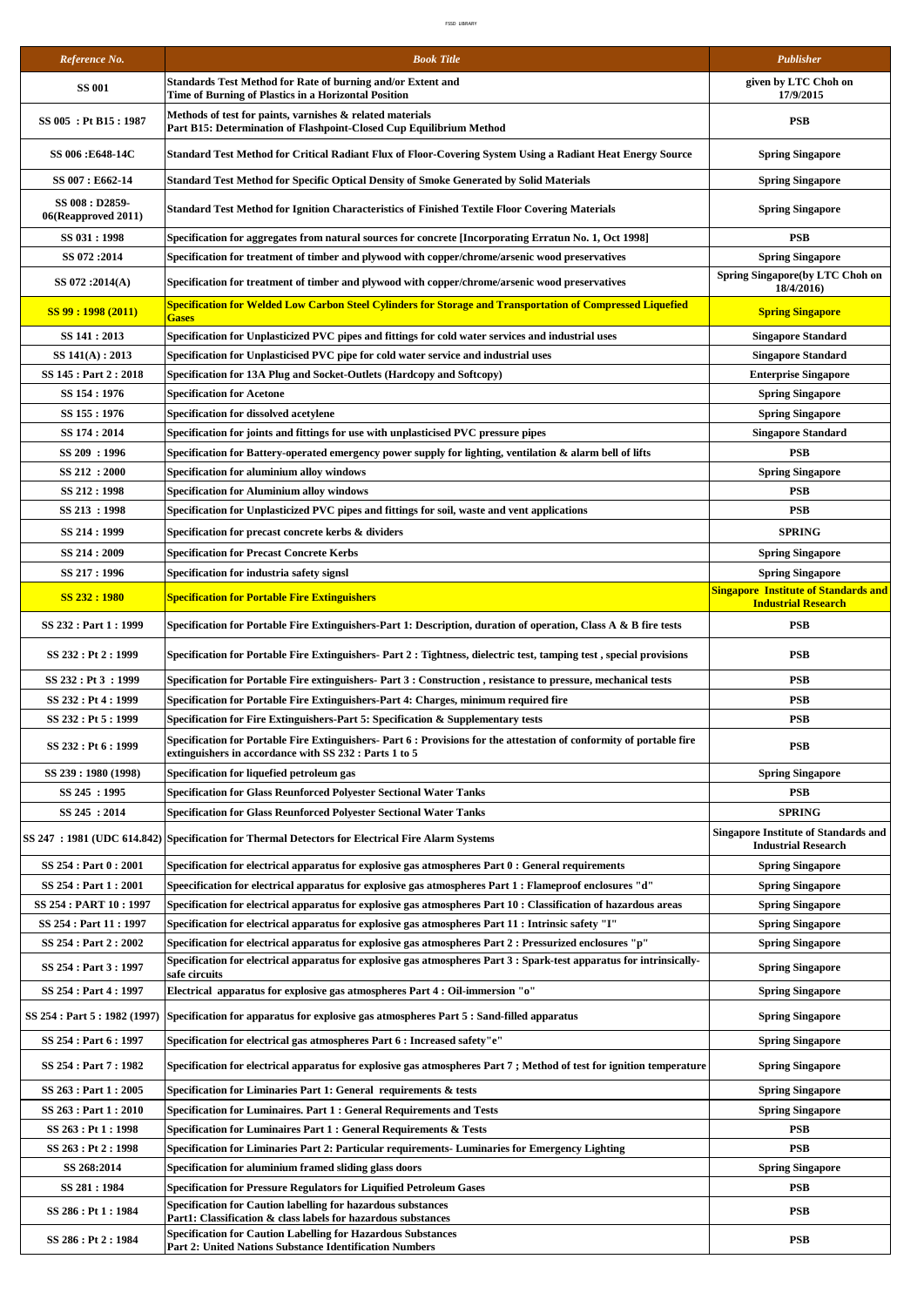| Reference No. | Book Title | Publisher |
| --- | --- | --- |
| SS 001 | Standards Test Method for Rate of burning and/or Extent and Time of Burning of Plastics in a Horizontal Position | given by LTC Choh on 17/9/2015 |
| SS 005 : Pt B15 : 1987 | Methods of test for paints, varnishes & related materials Part B15: Determination of Flashpoint-Closed Cup Equilibrium Method | PSB |
| SS 006 :E648-14C | Standard Test Method for Critical Radiant Flux of Floor-Covering System Using a Radiant Heat Energy Source | Spring Singapore |
| SS 007 : E662-14 | Standard Test Method for Specific Optical Density of Smoke Generated by Solid Materials | Spring Singapore |
| SS 008 : D2859-06(Reapproved 2011) | Standard Test Method for Ignition Characteristics of Finished Textile Floor Covering Materials | Spring Singapore |
| SS 031 : 1998 | Specification for aggregates from natural sources for concrete [Incorporating Erratun No. 1, Oct 1998] | PSB |
| SS 072 :2014 | Specification for treatment of timber and plywood with copper/chrome/arsenic wood preservatives | Spring Singapore |
| SS 072 :2014(A) | Specification for treatment of timber and plywood with copper/chrome/arsenic wood preservatives | Spring Singapore(by LTC Choh on 18/4/2016) |
| SS 99 : 1998 (2011) | Specification for Welded Low Carbon Steel Cylinders for Storage and Transportation of Compressed Liquefied Gases | Spring Singapore |
| SS 141 : 2013 | Specification for Unplasticized PVC pipes and fittings for cold water services and industrial uses | Singapore Standard |
| SS 141(A) : 2013 | Specification for Unplasticised PVC pipe for cold water service and industrial uses | Singapore Standard |
| SS 145 : Part 2 : 2018 | Specification for 13A Plug and Socket-Outlets (Hardcopy and Softcopy) | Enterprise Singapore |
| SS 154 : 1976 | Specification for Acetone | Spring Singapore |
| SS 155 : 1976 | Specification for dissolved acetylene | Spring Singapore |
| SS 174 : 2014 | Specification for joints and fittings for use with unplasticised PVC pressure pipes | Singapore Standard |
| SS 209 : 1996 | Specification for Battery-operated emergency power supply for lighting, ventilation & alarm bell of lifts | PSB |
| SS 212 : 2000 | Specification for aluminium alloy windows | Spring Singapore |
| SS 212 : 1998 | Specification for Aluminium alloy windows | PSB |
| SS 213 : 1998 | Specification for Unplasticized PVC pipes and fittings for soil, waste and vent applications | PSB |
| SS 214 : 1999 | Specification for precast concrete kerbs & dividers | SPRING |
| SS 214 : 2009 | Specification for Precast Concrete Kerbs | Spring Singapore |
| SS 217 : 1996 | Specification for industria safety signsl | Spring Singapore |
| SS 232 : 1980 | Specification for Portable Fire Extinguishers | Singapore Institute of Standards and Industrial Research |
| SS 232 : Part 1 : 1999 | Specification for Portable Fire Extinguishers-Part 1: Description, duration of operation, Class A & B fire tests | PSB |
| SS 232 : Pt 2 : 1999 | Specification for Portable Fire Extinguishers- Part 2 : Tightness, dielectric test, tamping test , special provisions | PSB |
| SS 232 : Pt 3 : 1999 | Specification for Portable Fire extinguishers- Part 3 : Construction , resistance to pressure, mechanical tests | PSB |
| SS 232 : Pt 4 : 1999 | Specification for Portable Fire Extinguishers-Part 4: Charges, minimum required fire | PSB |
| SS 232 : Pt 5 : 1999 | Specification for Fire Extinguishers-Part 5: Specification & Supplementary tests | PSB |
| SS 232 : Pt 6 : 1999 | Specification for Portable Fire Extinguishers- Part 6 : Provisions for the attestation of conformity of portable fire extinguishers in accordance with SS 232 : Parts 1 to 5 | PSB |
| SS 239 : 1980 (1998) | Specification for liquefied petroleum gas | Spring Singapore |
| SS 245 : 1995 | Specification for Glass Reunforced Polyester Sectional Water Tanks | PSB |
| SS 245 : 2014 | Specification for Glass Reunforced Polyester Sectional Water Tanks | SPRING |
| SS 247 : 1981 (UDC 614.842) | Specification for Thermal Detectors for Electrical Fire Alarm Systems | Singapore Institute of Standards and Industrial Research |
| SS 254 : Part 0 : 2001 | Specification for electrical apparatus for explosive gas atmospheres Part 0 : General requirements | Spring Singapore |
| SS 254 : Part 1 : 2001 | Speecification for electrical apparatus for explosive gas atmospheres Part 1 : Flameproof enclosures "d" | Spring Singapore |
| SS 254 : PART 10 : 1997 | Specification for electrical apparatus for explosive gas atmospheres Part 10 : Classification of hazardous areas | Spring Singapore |
| SS 254 : Part 11 : 1997 | Specification for electrical apparatus for explosive gas atmospheres Part 11 : Intrinsic safety "I" | Spring Singapore |
| SS 254 : Part 2 : 2002 | Specification for electrical apparatus for explosive gas atmospheres Part 2 : Pressurized enclosures "p" | Spring Singapore |
| SS 254 : Part 3 : 1997 | Specification for electrical apparatus for explosive gas atmospheres Part 3 : Spark-test apparatus for intrinsically-safe circuits | Spring Singapore |
| SS 254 : Part 4 : 1997 | Electrical apparatus for explosive gas atmospheres Part 4 : Oil-immersion "o" | Spring Singapore |
| SS 254 : Part 5 : 1982 (1997) | Specification for apparatus for explosive gas atmospheres Part 5 : Sand-filled apparatus | Spring Singapore |
| SS 254 : Part 6 : 1997 | Specification for electrical gas atmospheres Part 6 : Increased safety"e" | Spring Singapore |
| SS 254 : Part 7 : 1982 | Specification for electrical apparatus for explosive gas atmospheres Part 7 ; Method of test for ignition temperature | Spring Singapore |
| SS 263 : Part 1 : 2005 | Specification for Liminaries Part 1: General requirements & tests | Spring Singapore |
| SS 263 : Part 1 : 2010 | Specification for Luminaires. Part 1 : General Requirements and Tests | Spring Singapore |
| SS 263 : Pt 1 : 1998 | Specification for Luminaires Part 1 : General Requirements & Tests | PSB |
| SS 263 : Pt 2 : 1998 | Specification for Liminaries Part 2: Particular requirements- Luminaries for Emergency Lighting | PSB |
| SS 268:2014 | Specification for aluminium framed sliding glass doors | Spring Singapore |
| SS 281 : 1984 | Specification for Pressure Regulators for Liquified Petroleum Gases | PSB |
| SS 286 : Pt 1 : 1984 | Specification for Caution labelling for hazardous substances Part1: Classification & class labels for hazardous substances | PSB |
| SS 286 : Pt 2 : 1984 | Specification for Caution Labelling for Hazardous Substances Part 2: United Nations Substance Identification Numbers | PSB |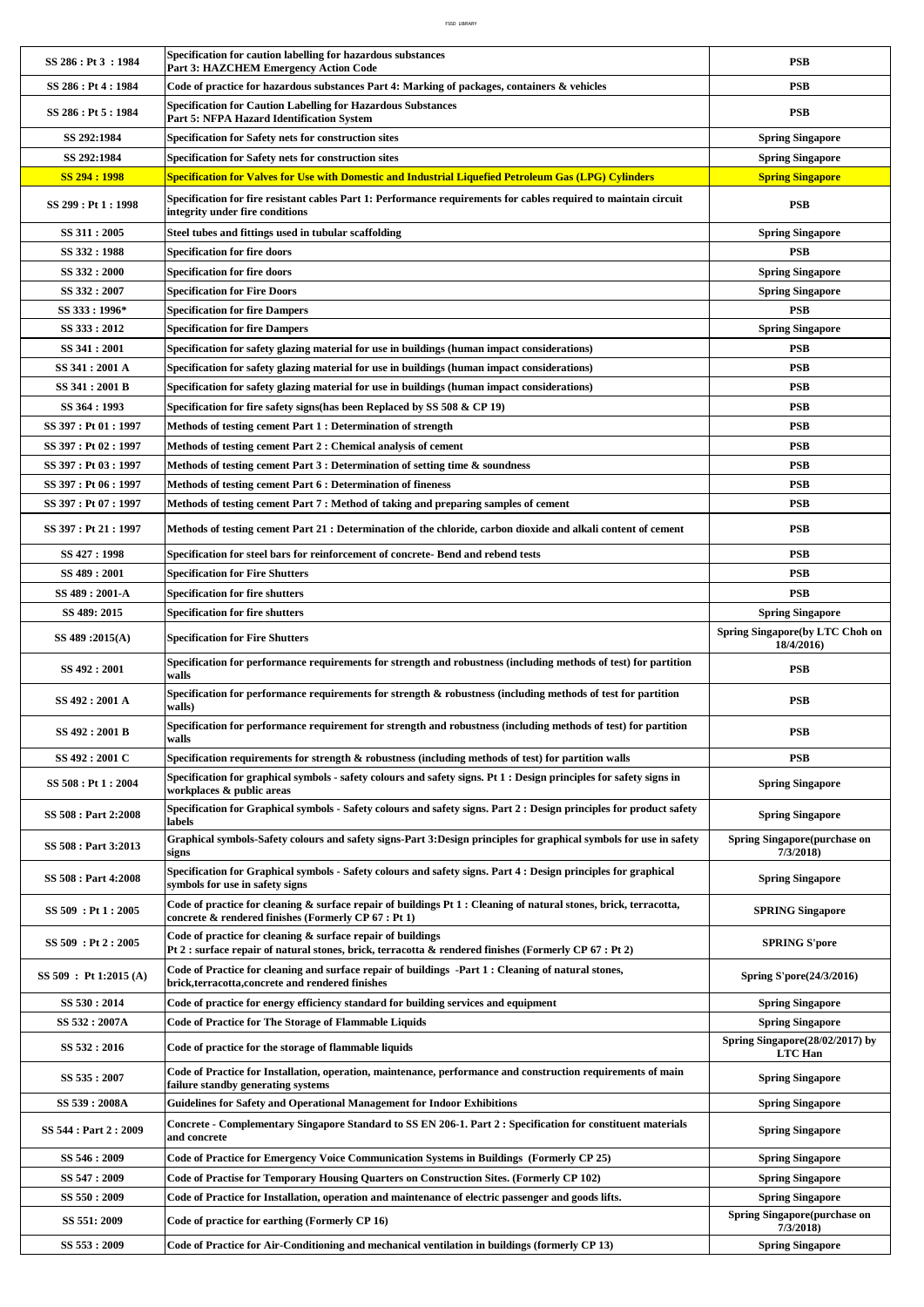| | | |
|---|---|---|
| SS 286 : Pt 3 : 1984 | Specification for caution labelling for hazardous substances Part 3: HAZCHEM Emergency Action Code | PSB |
| SS 286 : Pt 4 : 1984 | Code of practice for hazardous substances Part 4: Marking of packages, containers & vehicles | PSB |
| SS 286 : Pt 5 : 1984 | Specification for Caution Labelling for Hazardous Substances Part 5: NFPA Hazard Identification System | PSB |
| SS 292:1984 | Specification for Safety nets for construction sites | Spring Singapore |
| SS 292:1984 | Specification for Safety nets for construction sites | Spring Singapore |
| SS 294 : 1998 | Specification for Valves for Use with Domestic and Industrial Liquefied Petroleum Gas (LPG) Cylinders | Spring Singapore |
| SS 299 : Pt 1 : 1998 | Specification for fire resistant cables Part 1: Performance requirements for cables required to maintain circuit integrity under fire conditions | PSB |
| SS 311 : 2005 | Steel tubes and fittings used in tubular scaffolding | Spring Singapore |
| SS 332 : 1988 | Specification for fire doors | PSB |
| SS 332 : 2000 | Specification for fire doors | Spring Singapore |
| SS 332 : 2007 | Specification for Fire Doors | Spring Singapore |
| SS 333 : 1996* | Specification for fire Dampers | PSB |
| SS 333 : 2012 | Specification for fire Dampers | Spring Singapore |
| SS 341 : 2001 | Specification for safety glazing material for use in buildings (human impact considerations) | PSB |
| SS 341 : 2001 A | Specification for safety glazing material for use in buildings (human impact considerations) | PSB |
| SS 341 : 2001 B | Specification for safety glazing material for use in buildings (human impact considerations) | PSB |
| SS 364 : 1993 | Specification for fire safety signs(has been Replaced by SS 508 & CP 19) | PSB |
| SS 397 : Pt 01 : 1997 | Methods of testing cement Part 1 : Determination of strength | PSB |
| SS 397 : Pt 02 : 1997 | Methods of testing cement Part 2 : Chemical analysis of cement | PSB |
| SS 397 : Pt 03 : 1997 | Methods of testing cement Part 3 : Determination of setting time & soundness | PSB |
| SS 397 : Pt 06 : 1997 | Methods of testing cement Part 6 : Determination of fineness | PSB |
| SS 397 : Pt 07 : 1997 | Methods of testing cement Part 7 : Method of taking and preparing samples of cement | PSB |
| SS 397 : Pt 21 : 1997 | Methods of testing cement Part 21 : Determination of the chloride, carbon dioxide and alkali content of cement | PSB |
| SS 427 : 1998 | Specification for steel bars for reinforcement of concrete- Bend and rebend tests | PSB |
| SS 489 : 2001 | Specification for Fire Shutters | PSB |
| SS 489 : 2001-A | Specification for fire shutters | PSB |
| SS 489: 2015 | Specification for fire shutters | Spring Singapore |
| SS 489 :2015(A) | Specification for Fire Shutters | Spring Singapore(by LTC Choh on 18/4/2016) |
| SS 492 : 2001 | Specification for performance requirements for strength and robustness (including methods of test) for partition walls | PSB |
| SS 492 : 2001 A | Specification for performance requirements for strength & robustness (including methods of test for partition walls) | PSB |
| SS 492 : 2001 B | Specification for performance requirement for strength and robustness (including methods of test) for partition walls | PSB |
| SS 492 : 2001 C | Specification requirements for strength & robustness (including methods of test) for partition walls | PSB |
| SS 508 : Pt 1 : 2004 | Specification for graphical symbols - safety colours and safety signs. Pt 1 : Design principles for safety signs in workplaces & public areas | Spring Singapore |
| SS 508 : Part 2:2008 | Specification for Graphical symbols - Safety colours and safety signs. Part 2 : Design principles for product safety labels | Spring Singapore |
| SS 508 : Part 3:2013 | Graphical symbols-Safety colours and safety signs-Part 3:Design principles for graphical symbols for use in safety signs | Spring Singapore(purchase on 7/3/2018) |
| SS 508 : Part 4:2008 | Specification for Graphical symbols - Safety colours and safety signs. Part 4 : Design principles for graphical symbols for use in safety signs | Spring Singapore |
| SS 509 : Pt 1 : 2005 | Code of practice for cleaning & surface repair of buildings Pt 1 : Cleaning of natural stones, brick, terracotta, concrete & rendered finishes (Formerly CP 67 : Pt 1) | SPRING Singapore |
| SS 509 : Pt 2 : 2005 | Code of practice for cleaning & surface repair of buildings Pt 2 : surface repair of natural stones, brick, terracotta & rendered finishes (Formerly CP 67 : Pt 2) | SPRING S'pore |
| SS 509 : Pt 1:2015 (A) | Code of Practice for cleaning and surface repair of buildings -Part 1 : Cleaning of natural stones, brick,terracotta,concrete and rendered finishes | Spring S'pore(24/3/2016) |
| SS 530 : 2014 | Code of practice for energy efficiency standard for building services and equipment | Spring Singapore |
| SS 532 : 2007A | Code of Practice for The Storage of Flammable Liquids | Spring Singapore |
| SS 532 : 2016 | Code of practice for the storage of flammable liquids | Spring Singapore(28/02/2017) by LTC Han |
| SS 535 : 2007 | Code of Practice for Installation, operation, maintenance, performance and construction requirements of main failure standby generating systems | Spring Singapore |
| SS 539 : 2008A | Guidelines for Safety and Operational Management for Indoor Exhibitions | Spring Singapore |
| SS 544 : Part 2 : 2009 | Concrete - Complementary Singapore Standard to SS EN 206-1. Part 2 : Specification for constituent materials and concrete | Spring Singapore |
| SS 546 : 2009 | Code of Practice for Emergency Voice Communication Systems in Buildings (Formerly CP 25) | Spring Singapore |
| SS 547 : 2009 | Code of Practice for Temporary Housing Quarters on Construction Sites. (Formerly CP 102) | Spring Singapore |
| SS 550 : 2009 | Code of Practice for Installation, operation and maintenance of electric passenger and goods lifts. | Spring Singapore |
| SS 551: 2009 | Code of practice for earthing (Formerly CP 16) | Spring Singapore(purchase on 7/3/2018) |
| SS 553 : 2009 | Code of Practice for Air-Conditioning and mechanical ventilation in buildings (formerly CP 13) | Spring Singapore |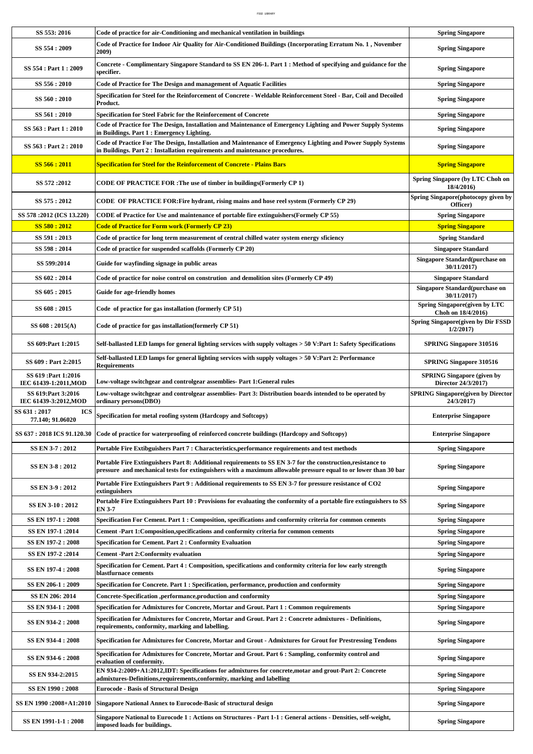| | | |
|---|---|---|
| SS 553: 2016 | Code of practice for air-Conditioning and mechanical ventilation in buildings | Spring Singapore |
| SS 554 : 2009 | Code of Practice for Indoor Air Quality for Air-Conditioned Buildings (Incorporating Erratum No. 1 , November 2009) | Spring Singapore |
| SS 554 : Part 1 : 2009 | Concrete - Complimentary Singapore Standard to SS EN 206-1. Part 1 : Method of specifying and guidance for the specifier. | Spring Singapore |
| SS 556 : 2010 | Code of Practice for The Design and management of Aquatic Facilities | Spring Singapore |
| SS 560 : 2010 | Specification for Steel for the Reinforcement of Concrete - Weldable Reinforcement Steel - Bar, Coil and Decoiled Product. | Spring Singapore |
| SS 561 : 2010 | Specification for Steel Fabric for the Reinforcement of Concrete | Spring Singapore |
| SS 563 : Part 1 : 2010 | Code of Practice for The Design, Installation and Maintenance of Emergency Lighting and Power Supply Systems in Buildings. Part 1 : Emergency Lighting. | Spring Singapore |
| SS 563 : Part 2 : 2010 | Code of Practice For The Design, Installation and Maintenance of Emergency Lighting and Power Supply Systems in Buildings. Part 2 : Installation requirements and maintenance procedures. | Spring Singapore |
| SS 566 : 2011 | Specification for Steel for the Reinforcement of Concrete - Plains Bars | Spring Singapore |
| SS 572 :2012 | CODE OF PRACTICE FOR :The use of timber in buildings(Formerly CP 1) | Spring Singapore (by LTC Choh on 18/4/2016) |
| SS 575 : 2012 | CODE OF PRACTICE FOR:Fire hydrant, rising mains and hose reel system (Formerly CP 29) | Spring Singapore(photocopy given by Officer) |
| SS 578 :2012 (ICS 13.220) | CODE of Practice for Use and maintenance of portable fire extinguishers(Formely CP 55) | Spring Singapore |
| SS 580 : 2012 | Code of Practice for Form work (Formerly CP 23) | Spring Singapore |
| SS 591 : 2013 | Code of practice for long term measurement of central chilled water system energy sficiency | Spring Standard |
| SS 598 : 2014 | Code of practice for suspended scaffolds (Formerly CP 20) | Singapore Standard |
| SS 599:2014 | Guide for wayfinding signage in public areas | Singapore Standard(purchase on 30/11/2017) |
| SS 602 : 2014 | Code of practice for noise control on constrution and demolition sites (Formerly CP 49) | Singapore Standard |
| SS 605 : 2015 | Guide for age-friendly homes | Singapore Standard(purchase on 30/11/2017) |
| SS 608 : 2015 | Code of practice for gas installation (formerly CP 51) | Spring Singapore(given by LTC Choh on 18/4/2016) |
| SS 608 : 2015(A) | Code of practice for gas installation(formerly CP 51) | Spring Singapore(given by Dir FSSD 1/2/2017) |
| SS 609:Part 1:2015 | Self-ballasted LED lamps for general lighting services with supply voltages > 50 V:Part 1: Safety Specifications | SPRING Singapore 310516 |
| SS 609 : Part 2:2015 | Self-ballasted LED lamps for general lighting services with supply voltages > 50 V:Part 2: Performance Requirements | SPRING Singapore 310516 |
| SS 619 :Part 1:2016 IEC 61439-1:2011,MOD | Low-voltage switchgear and controlgear assemblies- Part 1:General rules | SPRING Singapore (given by Director 24/3/2017) |
| SS 619:Part 3:2016 IEC 61439-3:2012,MOD | Low-voltage switchgear and controlgear assemblies- Part 3: Distribution boards intended to be operated by ordinary persons(DBO) | SPRING Singapore(given by Director 24/3/2017) |
| SS 631 : 2017 ICS 77.140; 91.06020 | Specification for metal roofing system (Hardcopy and Softcopy) | Enterprise Singapore |
| SS 637 : 2018 ICS 91.120.30 | Code of practice for waterproofing of reinforced concrete buildings (Hardcopy and Softcopy) | Enterprise Singapore |
| SS EN 3-7 : 2012 | Portable Fire Extibguishers Part 7 : Characteristics,performance requirements and test methods | Spring Singapore |
| SS EN 3-8 : 2012 | Portable Fire Extinguishers Part 8: Additional requirements to SS EN 3-7 for the construction,resistance to pressure and mechanical tests for extinguishers with a maximum allowable pressure equal to or lower than 30 bar | Spring Singapore |
| SS EN 3-9 : 2012 | Portable Fire Extinguishers Part 9 : Additional requirements to SS EN 3-7 for pressure resistance of CO2 extinguishers | Spring Singapore |
| SS EN 3-10 : 2012 | Portable Fire Extinguishers Part 10 : Provisions for evaluating the conformity of a portable fire extinguishers to SS EN 3-7 | Spring Singapore |
| SS EN 197-1 : 2008 | Specification For Cement. Part 1 : Composition, specifications and conformity criteria for common cements | Spring Singapore |
| SS EN 197-1 :2014 | Cement -Part 1:Composition,specifications and conformity criteria for common cements | Spring Singapore |
| SS EN 197-2 : 2008 | Specification for Cement. Part 2 : Conformity Evaluation | Spring Singapore |
| SS EN 197-2 :2014 | Cement -Part 2:Conformity evaluation | Spring Singapore |
| SS EN 197-4 : 2008 | Specification for Cement. Part 4 : Composition, specifications and conformity criteria for low early strength blastfurnace cements | Spring Singapore |
| SS EN 206-1 : 2009 | Specification for Concrete. Part 1 : Specification, performance, production and conformity | Spring Singapore |
| SS EN 206: 2014 | Concrete-Specification ,performance,production and conformity | Spring Singapore |
| SS EN 934-1 : 2008 | Specification for Admixtures for Concrete, Mortar and Grout. Part 1 : Common requirements | Spring Singapore |
| SS EN 934-2 : 2008 | Specification for Admixtures for Concrete, Mortar and Grout. Part 2 : Concrete admixtures - Definitions, requirements, conformity, marking and labelling. | Spring Singapore |
| SS EN 934-4 : 2008 | Specification for Admixtures for Concrete, Mortar and Grout - Admixtures for Grout for Prestressing Tendons | Spring Singapore |
| SS EN 934-6 : 2008 | Specification for Admixtures for Concrete, Mortar and Grout. Part 6 : Sampling, conformity control and evaluation of conformity. | Spring Singapore |
| SS EN 934-2:2015 | EN 934-2:2009+A1:2012,IDT: Specifications for admixtures for concrete,motar and grout-Part 2: Concrete admixtures-Definitions,requirements,conformity, marking and labelling | Spring Singapore |
| SS EN 1990 : 2008 | Eurocode - Basis of Structural Design | Spring Singapore |
| SS EN 1990 :2008+A1:2010 | Singapore National Annex to Eurocode-Basic of structural design | Spring Singapore |
| SS EN 1991-1-1 : 2008 | Singapore National to Eurocode 1 : Actions on Structures - Part 1-1 : General actions - Densities, self-weight, imposed loads for buildings. | Spring Singapore |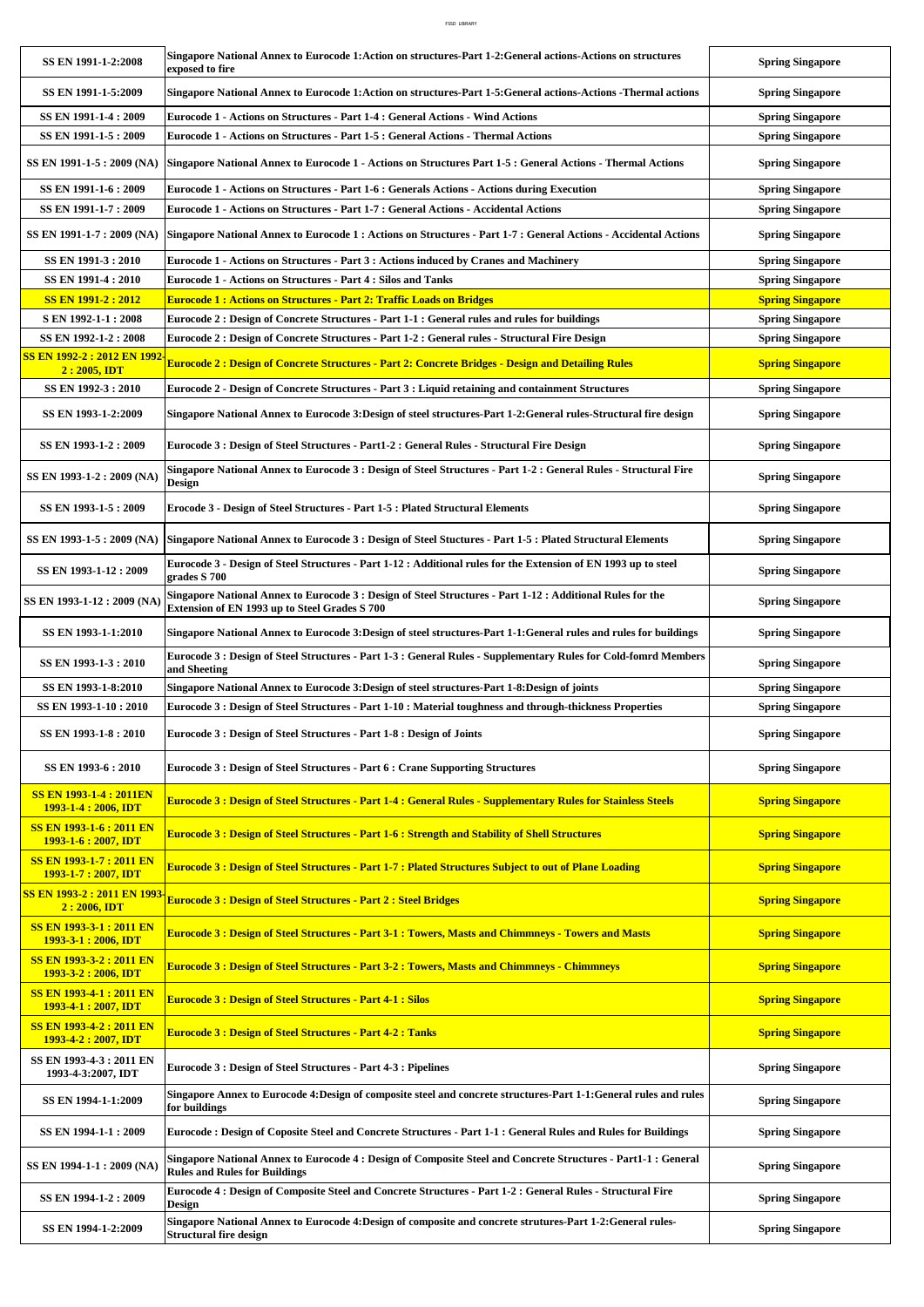| | | |
|---|---|---|
| SS EN 1991-1-2:2008 | Singapore National Annex to Eurocode 1:Action on structures-Part 1-2:General actions-Actions on structures exposed to fire | Spring Singapore |
| SS EN 1991-1-5:2009 | Singapore National Annex to Eurocode 1:Action on structures-Part 1-5:General actions-Actions -Thermal actions | Spring Singapore |
| SS EN 1991-1-4 : 2009 | Eurocode 1 - Actions on Structures - Part 1-4 : General Actions - Wind Actions | Spring Singapore |
| SS EN 1991-1-5 : 2009 | Eurocode 1 - Actions on Structures - Part 1-5 : General Actions - Thermal Actions | Spring Singapore |
| SS EN 1991-1-5 : 2009 (NA) | Singapore National Annex to Eurocode 1 - Actions on Structures Part 1-5 : General Actions - Thermal Actions | Spring Singapore |
| SS EN 1991-1-6 : 2009 | Eurocode 1 - Actions on Structures - Part 1-6 : Generals Actions - Actions during Execution | Spring Singapore |
| SS EN 1991-1-7 : 2009 | Eurocode 1 - Actions on Structures - Part 1-7 : General Actions - Accidental Actions | Spring Singapore |
| SS EN 1991-1-7 : 2009 (NA) | Singapore National Annex to Eurocode 1 : Actions on Structures - Part 1-7 : General Actions - Accidental Actions | Spring Singapore |
| SS EN 1991-3 : 2010 | Eurocode 1 - Actions on Structures - Part 3 : Actions induced by Cranes and Machinery | Spring Singapore |
| SS EN 1991-4 : 2010 | Eurocode 1 - Actions on Structures - Part 4 : Silos and Tanks | Spring Singapore |
| SS EN 1991-2 : 2012 | Eurocode 1 : Actions on Structures - Part 2: Traffic Loads on Bridges | Spring Singapore |
| S EN 1992-1-1 : 2008 | Eurocode 2 : Design of Concrete Structures - Part 1-1 : General rules and rules for buildings | Spring Singapore |
| SS EN 1992-1-2 : 2008 | Eurocode 2 : Design of Concrete Structures - Part 1-2 : General rules - Structural Fire Design | Spring Singapore |
| SS EN 1992-2 : 2012 EN 1992-2 : 2005, IDT | Eurocode 2 : Design of Concrete Structures - Part 2: Concrete Bridges - Design and Detailing Rules | Spring Singapore |
| SS EN 1992-3 : 2010 | Eurocode 2 - Design of Concrete Structures - Part 3 : Liquid retaining and containment Structures | Spring Singapore |
| SS EN 1993-1-2:2009 | Singapore National Annex to Eurocode 3:Design of steel structures-Part 1-2:General rules-Structural fire design | Spring Singapore |
| SS EN 1993-1-2 : 2009 | Eurocode 3 : Design of Steel Structures - Part1-2 : General Rules - Structural Fire Design | Spring Singapore |
| SS EN 1993-1-2 : 2009 (NA) | Singapore National Annex to Eurocode 3 : Design of Steel Structures - Part 1-2 : General Rules - Structural Fire Design | Spring Singapore |
| SS EN 1993-1-5 : 2009 | Erocode 3 - Design of Steel Structures - Part 1-5 : Plated Structural Elements | Spring Singapore |
| SS EN 1993-1-5 : 2009 (NA) | Singapore National Annex to Eurocode 3 : Design of Steel Stuctures - Part 1-5 : Plated Structural Elements | Spring Singapore |
| SS EN 1993-1-12 : 2009 | Eurocode 3 - Design of Steel Structures - Part 1-12 : Additional rules for the Extension of EN 1993 up to steel grades S 700 | Spring Singapore |
| SS EN 1993-1-12 : 2009 (NA) | Singapore National Annex to Eurocode 3 : Design of Steel Structures - Part 1-12 : Additional Rules for the Extension of EN 1993 up to Steel Grades S 700 | Spring Singapore |
| SS EN 1993-1-1:2010 | Singapore National Annex to Eurocode 3:Design of steel structures-Part 1-1:General rules and rules for buildings | Spring Singapore |
| SS EN 1993-1-3 : 2010 | Eurocode 3 : Design of Steel Structures - Part 1-3 : General Rules - Supplementary Rules for Cold-fomrd Members and Sheeting | Spring Singapore |
| SS EN 1993-1-8:2010 | Singapore National Annex to Eurocode 3:Design of steel structures-Part 1-8:Design of joints | Spring Singapore |
| SS EN 1993-1-10 : 2010 | Eurocode 3 : Design of Steel Structures - Part 1-10 : Material toughness and through-thickness Properties | Spring Singapore |
| SS EN 1993-1-8 : 2010 | Eurocode 3 : Design of Steel Structures - Part 1-8 : Design of Joints | Spring Singapore |
| SS EN 1993-6 : 2010 | Eurocode 3 : Design of Steel Structures - Part 6 : Crane Supporting Structures | Spring Singapore |
| SS EN 1993-1-4 : 2011EN 1993-1-4 : 2006, IDT | Eurocode 3 : Design of Steel Structures - Part 1-4 : General Rules - Supplementary Rules for Stainless Steels | Spring Singapore |
| SS EN 1993-1-6 : 2011 EN 1993-1-6 : 2007, IDT | Eurocode 3 : Design of Steel Structures - Part 1-6 : Strength and Stability of Shell Structures | Spring Singapore |
| SS EN 1993-1-7 : 2011 EN 1993-1-7 : 2007, IDT | Eurocode 3 : Design of Steel Structures - Part 1-7 : Plated Structures Subject to out of Plane Loading | Spring Singapore |
| SS EN 1993-2 : 2011 EN 1993-2 : 2006, IDT | Eurocode 3 : Design of Steel Structures - Part 2 : Steel Bridges | Spring Singapore |
| SS EN 1993-3-1 : 2011 EN 1993-3-1 : 2006, IDT | Eurocode 3 : Design of Steel Structures - Part 3-1 : Towers, Masts and Chimmneys - Towers and Masts | Spring Singapore |
| SS EN 1993-3-2 : 2011 EN 1993-3-2 : 2006, IDT | Eurocode 3 : Design of Steel Structures - Part 3-2 : Towers, Masts and Chimmneys - Chimmneys | Spring Singapore |
| SS EN 1993-4-1 : 2011 EN 1993-4-1 : 2007, IDT | Eurocode 3 : Design of Steel Structures - Part 4-1 : Silos | Spring Singapore |
| SS EN 1993-4-2 : 2011 EN 1993-4-2 : 2007, IDT | Eurocode 3 : Design of Steel Structures - Part 4-2 : Tanks | Spring Singapore |
| SS EN 1993-4-3 : 2011 EN 1993-4-3:2007, IDT | Eurocode 3 : Design of Steel Structures - Part 4-3 : Pipelines | Spring Singapore |
| SS EN 1994-1-1:2009 | Singapore Annex to Eurocode 4:Design of composite steel and concrete structures-Part 1-1:General rules and rules for buildings | Spring Singapore |
| SS EN 1994-1-1 : 2009 | Eurocode : Design of Coposite Steel and Concrete Structures - Part 1-1 : General Rules and Rules for Buildings | Spring Singapore |
| SS EN 1994-1-1 : 2009 (NA) | Singapore National Annex to Eurocode 4 : Design of Composite Steel and Concrete Structures - Part1-1 : General Rules and Rules for Buildings | Spring Singapore |
| SS EN 1994-1-2 : 2009 | Eurocode 4 : Design of Composite Steel and Concrete Structures - Part 1-2 : General Rules - Structural Fire Design | Spring Singapore |
| SS EN 1994-1-2:2009 | Singapore National Annex to Eurocode 4:Design of composite and concrete strutures-Part 1-2:General rules-Structural fire design | Spring Singapore |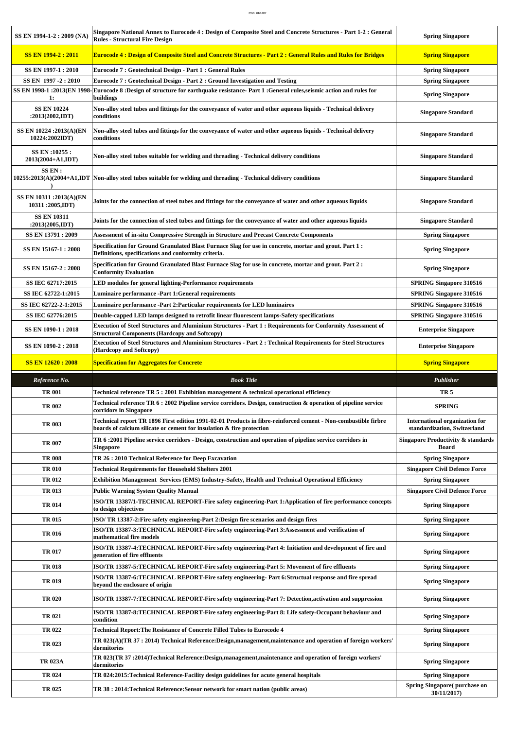| | | |
|---|---|---|
| SS EN 1994-1-2 : 2009 (NA) | Singapore National Annex to Eurocode 4 : Design of Composite Steel and Concrete Structures - Part 1-2 : General Rules - Structural Fire Design | Spring Singapore |
| SS EN 1994-2 : 2011 | Eurocode 4 : Design of Composite Steel and Concrete Structures - Part 2 : General Rules and Rules for Bridges | Spring Singapore |
| SS EN 1997-1 : 2010 | Eurocode 7 : Geotechnical Design - Part 1 : General Rules | Spring Singapore |
| SS EN 1997 -2 : 2010 | Eurocode 7 : Geotechnical Design - Part 2 : Ground Investigation and Testing | Spring Singapore |
| SS EN 1998-1 :2013(EN 1998-1: | Eurocode 8 :Design of structure for earthquake resistance- Part 1 :General rules,seismic action and rules for buildings | Spring Singapore |
| SS EN 10224 :2013(2002,IDT) | Non-alloy steel tubes and fittings for the conveyance of water and other aqueous liquids - Technical delivery conditions | Singapore Standard |
| SS EN 10224 :2013(A)(EN 10224:2002IDT) | Non-alloy steel tubes and fittings for the conveyance of water and other aqueous liquids - Technical delivery conditions | Singapore Standard |
| SS EN :10255 : 2013(2004+A1,IDT) | Non-alloy steel tubes suitable for welding and threading - Technical delivery conditions | Singapore Standard |
| SS EN : 10255:2013(A)(2004+A1,IDT ) | Non-alloy steel tubes suitable for welding and threading - Technical delivery conditions | Singapore Standard |
| SS EN 10311 :2013(A)(EN 10311 :2005,IDT) | Joints for the connection of steel tubes and fittings for the conveyance of water and other aqueous liquids | Singapore Standard |
| SS EN 10311 :2013(2005,IDT) | Joints for the connection of steel tubes and fittings for the conveyance of water and other aqueous liquids | Singapore Standard |
| SS EN 13791 : 2009 | Assessment of in-situ Compressive Strength in Structure and Precast Concrete Components | Spring Singapore |
| SS EN 15167-1 : 2008 | Specification for Ground Granulated Blast Furnace Slag for use in concrete, mortar and grout. Part 1 : Definitions, specifications and conformity criteria. | Spring Singapore |
| SS EN 15167-2 : 2008 | Specification for Ground Granulated Blast Furnace Slag for use in concrete, mortar and grout. Part 2 : Conformity Evaluation | Spring Singapore |
| SS IEC 62717:2015 | LED modules for general lighting-Performance requirements | SPRING Singapore 310516 |
| SS IEC 62722-1:2015 | Luminaire performance -Part 1:General requirements | SPRING Singapore 310516 |
| SS IEC 62722-2-1:2015 | Luminaire performance -Part 2:Particular requirements for LED luminaires | SPRING Singapore 310516 |
| SS IEC 62776:2015 | Double-capped LED lamps designed to retrofit linear fluorescent lamps-Safety specifications | SPRING Singapore 310516 |
| SS EN 1090-1 : 2018 | Execution of Steel Structures and Aluminium Structures - Part 1 : Requirements for Conformity Assessment of Structural Components (Hardcopy and Softcopy) | Enterprise Singapore |
| SS EN 1090-2 : 2018 | Execution of Steel Structures and Aluminium Structures - Part 2 : Technical Requirements for Steel Structures (Hardcopy and Softcopy) | Enterprise Singapore |
| SS EN 12620 : 2008 | Specification for Aggregates for Concrete | Spring Singapore |

| *Reference No.* | *Book Title* | *Publisher* |
|---|---|---|
| TR 001 | Technical reference TR 5 : 2001 Exhibition management & technical operational efficiency | TR 5 |
| TR 002 | Technical reference TR 6 : 2002 Pipeline service corridors. Design, construction & operation of pipeline service corridors in Singapore | SPRING |
| TR 003 | Technical report TR 1896 First edition 1991-02-01 Products in fibre-reinforced cement - Non-combustible firbre boards of calcium silicate or cement for insulation & fire protection | International organization for standardization, Switzerland |
| TR 007 | TR 6 :2001 Pipeline service corridors - Design, construction and operation of pipeline service corridors in Singapore | Singapore Productivity & standards Board |
| TR 008 | TR 26 : 2010 Technical Reference for Deep Excavation | Spring Singapore |
| TR 010 | Technical Requirements for Household Shelters 2001 | Singapore Civil Defence Force |
| TR 012 | Exhibition Management Services (EMS) Industry-Safety, Health and Technical Operational Efficiency | Spring Singapore |
| TR 013 | Public Warning System Quality Manual | Singapore Civil Defence Force |
| TR 014 | ISO/TR 13387/1-TECHNICAL REPORT-Fire safety engineering-Part 1:Application of fire performance concepts to design objectives | Spring Singapore |
| TR 015 | ISO/ TR 13387-2:Fire safety engineering-Part 2:Design fire scenarios and design fires | Spring Singapore |
| TR 016 | ISO/TR 13387-3:TECHNICAL REPORT-Fire safety engineering-Part 3:Assessment and verification of mathematical fire models | Spring Singapore |
| TR 017 | ISO/TR 13387-4:TECHNICAL REPORT-Fire safety engineering-Part 4: Initiation and development of fire and generation of fire effluents | Spring Singapore |
| TR 018 | ISO/TR 13387-5:TECHNICAL REPORT-Fire safety engineering-Part 5: Movement of fire effluents | Spring Singapore |
| TR 019 | ISO/TR 13387-6:TECHNICAL REPORT-Fire safety engineering- Part 6:Structual response and fire spread beyond the enclosure of origin | Spring Singapore |
| TR 020 | ISO/TR 13387-7:TECHNICAL REPORT-Fire safety engineering-Part 7: Detection,activation and suppression | Spring Singapore |
| TR 021 | ISO/TR 13387-8:TECHNICAL REPORT-Fire safety engineering-Part 8: Life safety-Occupant behaviour and condition | Spring Singapore |
| TR 022 | Technical Report:The Resistance of Concrete Filled Tubes to Eurocode 4 | Spring Singapore |
| TR 023 | TR 023(A)(TR 37 : 2014) Technical Reference:Design,management,maintenance and operation of foreign workers' dormitories | Spring Singapore |
| TR 023A | TR 023(TR 37 :2014)Technical Reference:Design,management,maintenance and operation of foreign workers' dormitories | Spring Singapore |
| TR 024 | TR 024:2015:Technical Reference-Facility design guidelines for acute general hospitals | Spring Singapore |
| TR 025 | TR 38 : 2014:Technical Reference:Sensor network for smart nation (public areas) | Spring Singapore( purchase on 30/11/2017) |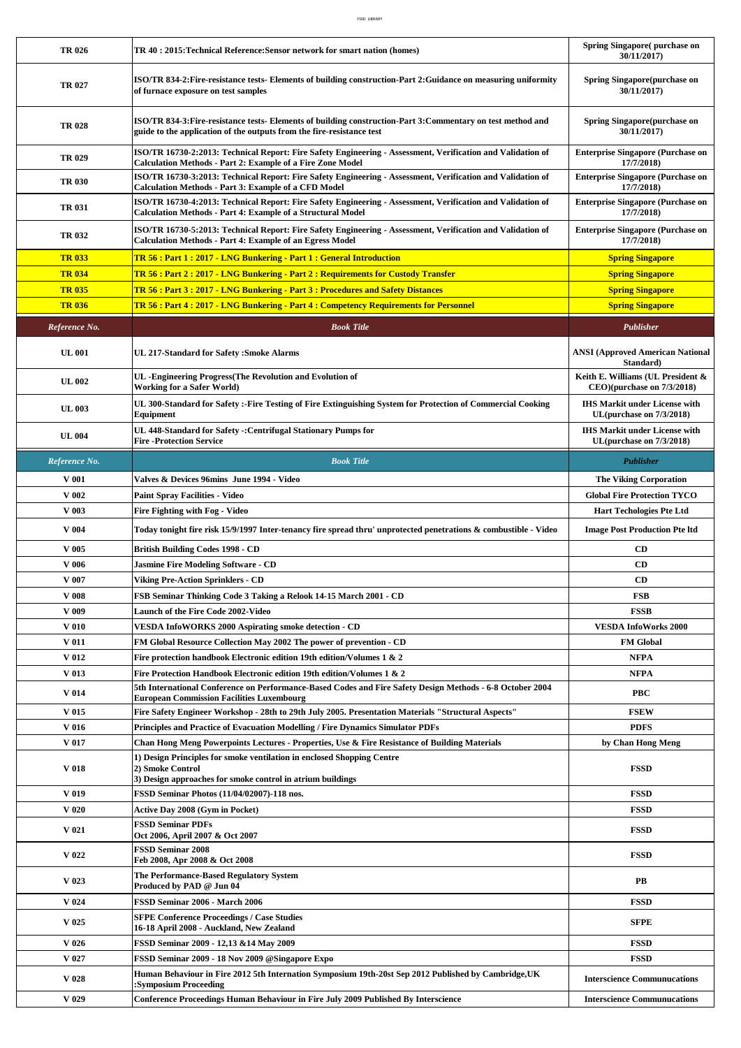| | | |
|---|---|---|
| **TR 026** | **TR 40 : 2015:Technical Reference:Sensor network for smart nation (homes)** | **Spring Singapore( purchase on 30/11/2017)** |
| **TR 027** | **ISO/TR 834-2:Fire-resistance tests- Elements of building construction-Part 2:Guidance on measuring uniformity of furnace exposure on test samples** | **Spring Singapore(purchase on 30/11/2017)** |
| **TR 028** | **ISO/TR 834-3:Fire-resistance tests- Elements of building construction-Part 3:Commentary on test method and guide to the application of the outputs from the fire-resistance test** | **Spring Singapore(purchase on 30/11/2017)** |
| **TR 029** | **ISO/TR 16730-2:2013: Technical Report: Fire Safety Engineering - Assessment, Verification and Validation of Calculation Methods - Part 2: Example of a Fire Zone Model** | **Enterprise Singapore (Purchase on 17/7/2018)** |
| **TR 030** | **ISO/TR 16730-3:2013: Technical Report: Fire Safety Engineering - Assessment, Verification and Validation of Calculation Methods - Part 3: Example of a CFD Model** | **Enterprise Singapore (Purchase on 17/7/2018)** |
| **TR 031** | **ISO/TR 16730-4:2013: Technical Report: Fire Safety Engineering - Assessment, Verification and Validation of Calculation Methods - Part 4: Example of a Structural Model** | **Enterprise Singapore (Purchase on 17/7/2018)** |
| **TR 032** | **ISO/TR 16730-5:2013: Technical Report: Fire Safety Engineering - Assessment, Verification and Validation of Calculation Methods - Part 4: Example of an Egress Model** | **Enterprise Singapore (Purchase on 17/7/2018)** |
| **TR 033** | **TR 56 : Part 1 : 2017 - LNG Bunkering - Part 1 : General Introduction** | **Spring Singapore** |
| **TR 034** | **TR 56 : Part 2 : 2017 - LNG Bunkering - Part 2 : Requirements for Custody Transfer** | **Spring Singapore** |
| **TR 035** | **TR 56 : Part 3 : 2017 - LNG Bunkering - Part 3 : Procedures and Safety Distances** | **Spring Singapore** |
| **TR 036** | **TR 56 : Part 4 : 2017 - LNG Bunkering - Part 4 : Competency Requirements for Personnel** | **Spring Singapore** |

| *Reference No.* | *Book Title* | *Publisher* |
|---|---|---|
| **UL 001** | **UL 217-Standard for Safety :Smoke Alarms** | **ANSI (Approved American National Standard)** |
| **UL 002** | **UL -Engineering Progress(The Revolution and Evolution of Working for a Safer World)** | **Keith E. Williams (UL President & CEO)(purchase on 7/3/2018)** |
| **UL 003** | **UL 300-Standard for Safety :-Fire Testing of Fire Extinguishing System for Protection of Commercial Cooking Equipment** | **IHS Markit under License with UL(purchase on 7/3/2018)** |
| **UL 004** | **UL 448-Standard for Safety -:Centrifugal Stationary Pumps for Fire -Protection Service** | **IHS Markit under License with UL(purchase on 7/3/2018)** |

| *Reference No.* | *Book Title* | *Publisher* |
|---|---|---|
| **V 001** | **Valves & Devices 96mins June 1994 - Video** | **The Viking Corporation** |
| **V 002** | **Paint Spray Facilities - Video** | **Global Fire Protection TYCO** |
| **V 003** | **Fire Fighting with Fog - Video** | **Hart Techologies Pte Ltd** |
| **V 004** | **Today tonight fire risk 15/9/1997 Inter-tenancy fire spread thru' unprotected penetrations & combustible - Video** | **Image Post Production Pte ltd** |
| **V 005** | **British Building Codes 1998 - CD** | **CD** |
| **V 006** | **Jasmine Fire Modeling Software - CD** | **CD** |
| **V 007** | **Viking Pre-Action Sprinklers - CD** | **CD** |
| **V 008** | **FSB Seminar Thinking Code 3 Taking a Relook 14-15 March 2001 - CD** | **FSB** |
| **V 009** | **Launch of the Fire Code 2002-Video** | **FSSB** |
| **V 010** | **VESDA InfoWORKS 2000 Aspirating smoke detection - CD** | **VESDA InfoWorks 2000** |
| **V 011** | **FM Global Resource Collection May 2002 The power of prevention - CD** | **FM Global** |
| **V 012** | **Fire protection handbook Electronic edition 19th edition/Volumes 1 & 2** | **NFPA** |
| **V 013** | **Fire Protection Handbook Electronic edition 19th edition/Volumes 1 & 2** | **NFPA** |
| **V 014** | **5th International Conference on Performance-Based Codes and Fire Safety Design Methods - 6-8 October 2004 European Commission Facilities Luxembourg** | **PBC** |
| **V 015** | **Fire Safety Engineer Workshop - 28th to 29th July 2005. Presentation Materials "Structural Aspects"** | **FSEW** |
| **V 016** | **Principles and Practice of Evacuation Modelling / Fire Dynamics Simulator PDFs** | **PDFS** |
| **V 017** | **Chan Hong Meng Powerpoints Lectures - Properties, Use & Fire Resistance of Building Materials** | **by Chan Hong Meng** |
| **V 018** | **1) Design Principles for smoke ventilation in enclosed Shopping Centre 2) Smoke Control 3) Design approaches for smoke control in atrium buildings** | **FSSD** |
| **V 019** | **FSSD Seminar Photos (11/04/02007)-118 nos.** | **FSSD** |
| **V 020** | **Active Day 2008 (Gym in Pocket)** | **FSSD** |
| **V 021** | **FSSD Seminar PDFs Oct 2006, April 2007 & Oct 2007** | **FSSD** |
| **V 022** | **FSSD Seminar 2008 Feb 2008, Apr 2008 & Oct 2008** | **FSSD** |
| **V 023** | **The Performance-Based Regulatory System Produced by PAD @ Jun 04** | **PB** |
| **V 024** | **FSSD Seminar 2006 - March 2006** | **FSSD** |
| **V 025** | **SFPE Conference Proceedings / Case Studies 16-18 April 2008 - Auckland, New Zealand** | **SFPE** |
| **V 026** | **FSSD Seminar 2009 - 12,13 &14 May 2009** | **FSSD** |
| **V 027** | **FSSD Seminar 2009 - 18 Nov 2009 @Singapore Expo** | **FSSD** |
| **V 028** | **Human Behaviour in Fire 2012 5th Internation Symposium 19th-20st Sep 2012 Published by Cambridge,UK :Symposium Proceeding** | **Interscience Communucations** |
| **V 029** | **Conference Proceedings Human Behaviour in Fire July 2009 Published By Interscience** | **Interscience Communucations** |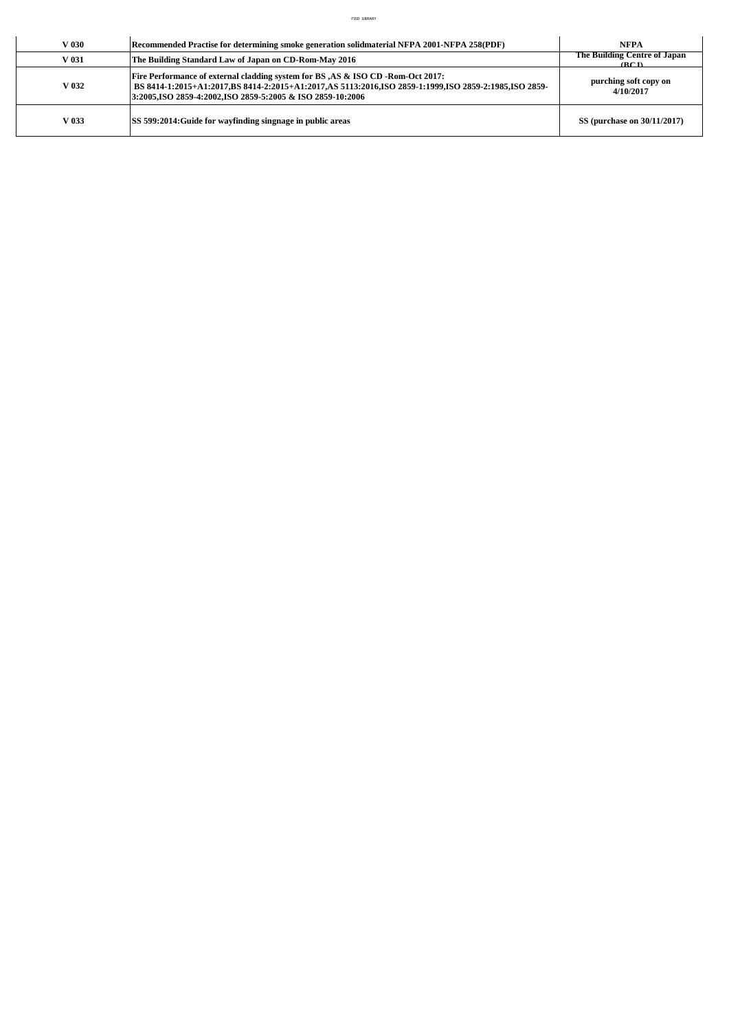| | | |
|---|---|---|
| V 030 | Recommended Practise for determining smoke generation solidmaterial NFPA 2001-NFPA 258(PDF) | NFPA |
| V 031 | The Building Standard Law of Japan on CD-Rom-May 2016 | The Building Centre of Japan (BCJ) |
| V 032 | Fire Performance of external cladding system for BS ,AS & ISO CD -Rom-Oct 2017: BS 8414-1:2015+A1:2017,BS 8414-2:2015+A1:2017,AS 5113:2016,ISO 2859-1:1999,ISO 2859-2:1985,ISO 2859-3:2005,ISO 2859-4:2002,ISO 2859-5:2005 & ISO 2859-10:2006 | purching soft copy on 4/10/2017 |
| V 033 | SS 599:2014:Guide for wayfinding singnage in public areas | SS (purchase on 30/11/2017) |